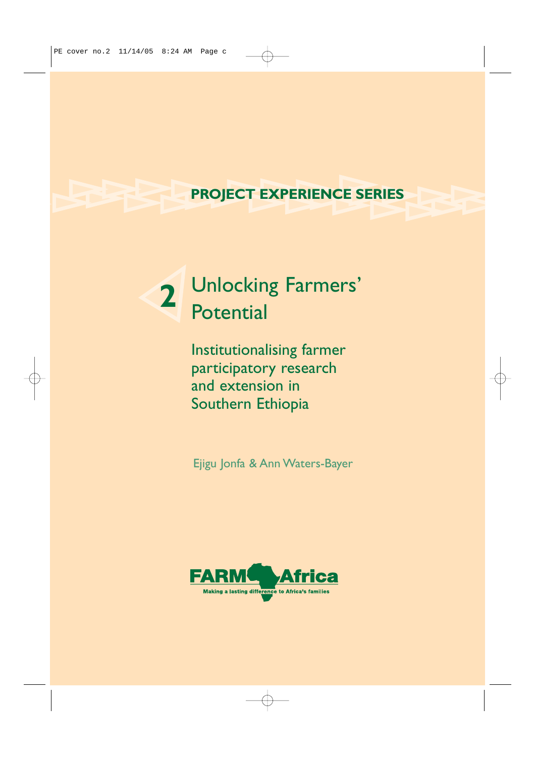**PROJECT EXPERIENCE SERIES**

# 2 Unlocking Farmers' Potential

## Institutionalising farmer participatory research and extension in Southern Ethiopia

Ejigu Jonfa & Ann Waters-Bayer

FARM Africa

Making a lasting difference to Africa's families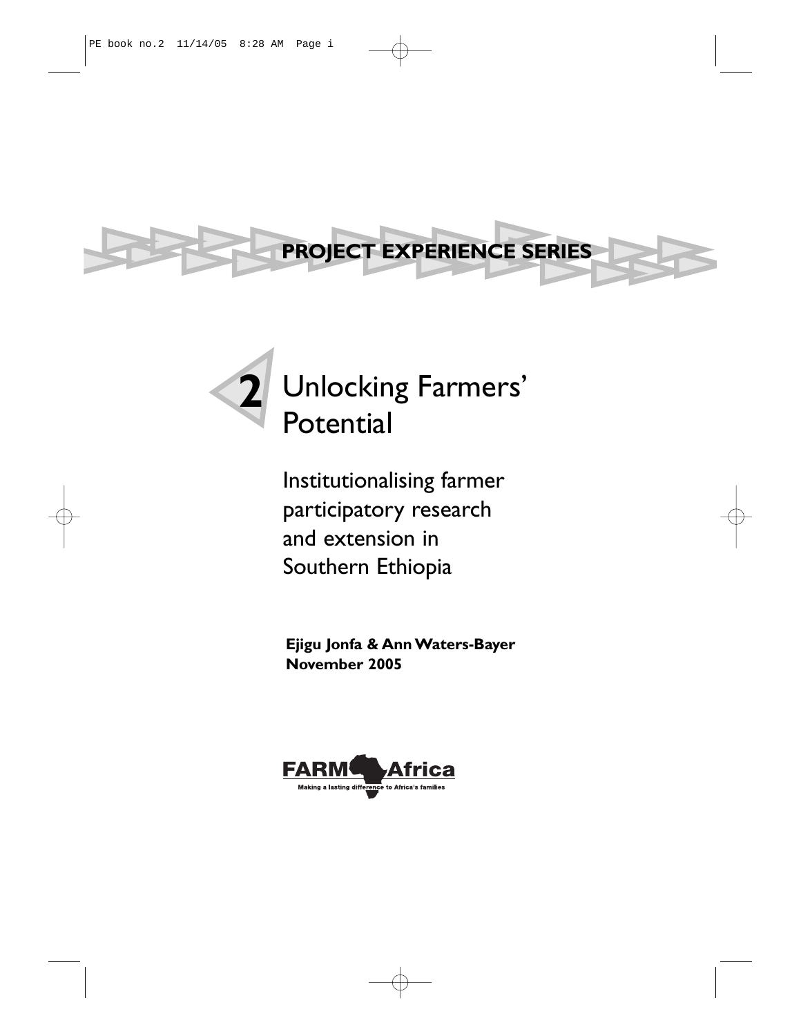**PROJECT EXPERIENCE SERIES**

# 2 Unlocking Farmers' Potential

## Institutionalising farmer participatory research and extension in Southern Ethiopia

**Ejigu Jonfa & Ann Waters-Bayer**
**November 2005**

FARM Africa
Making a lasting difference to Africa's families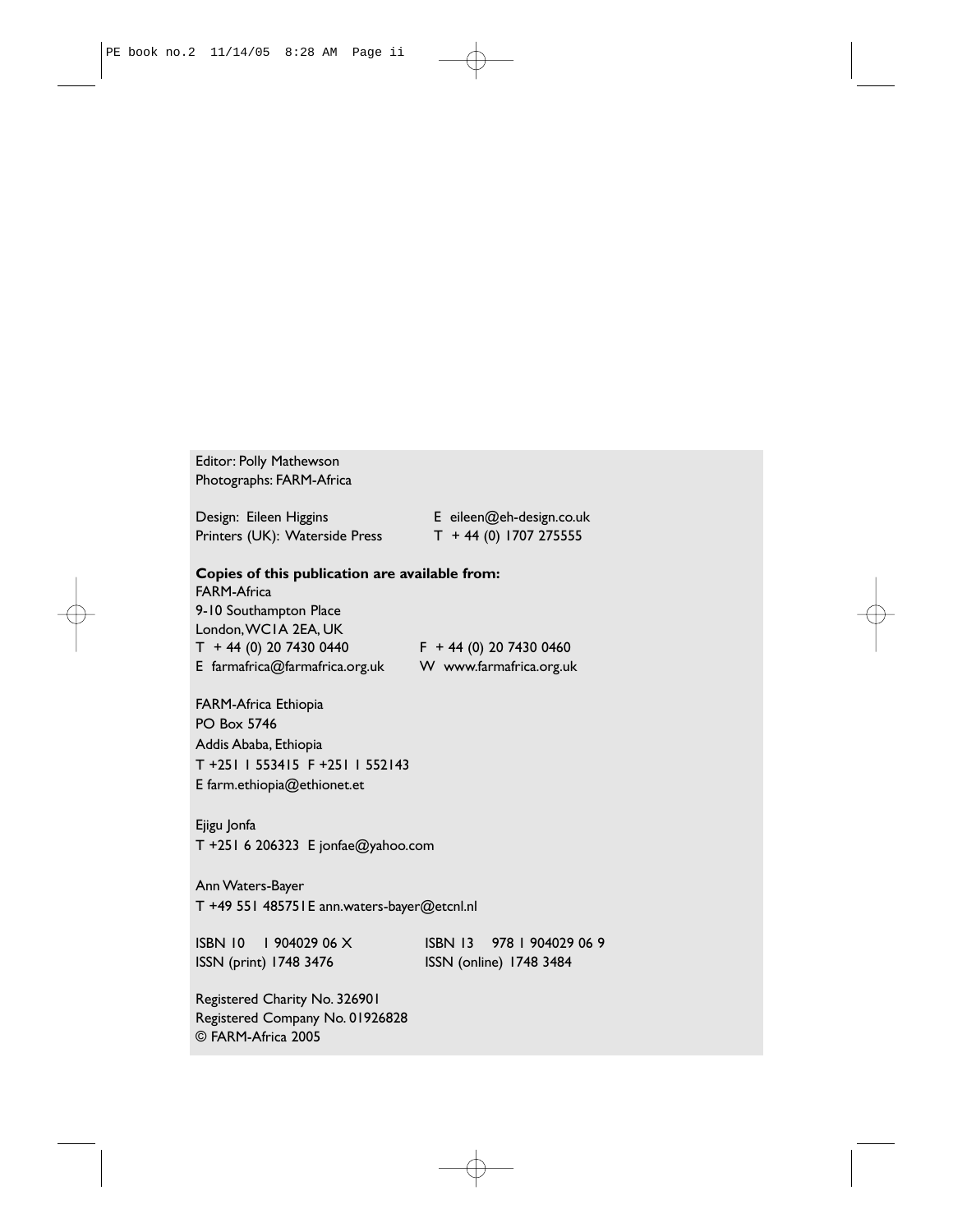Editor: Polly Mathewson
Photographs: FARM-Africa

Design: Eileen Higgins E eileen@eh-design.co.uk
Printers (UK): Waterside Press T + 44 (0) 1707 275555

**Copies of this publication are available from:**

FARM-Africa
9-10 Southampton Place
London, WC1A 2EA, UK
T + 44 (0) 20 7430 0440 F + 44 (0) 20 7430 0460
E farmafrica@farmafrica.org.uk W www.farmafrica.org.uk

FARM-Africa Ethiopia
PO Box 5746
Addis Ababa, Ethiopia
T +251 1 553415 F +251 1 552143
E farm.ethiopia@ethionet.et

Ejigu Jonfa
T +251 6 206323 E jonfae@yahoo.com

Ann Waters-Bayer
T +49 551 485751E ann.waters-bayer@etcnl.nl

ISBN 10 1 904029 06 X ISBN 13 978 1 904029 06 9
ISSN (print) 1748 3476 ISSN (online) 1748 3484

Registered Charity No. 326901
Registered Company No. 01926828
© FARM-Africa 2005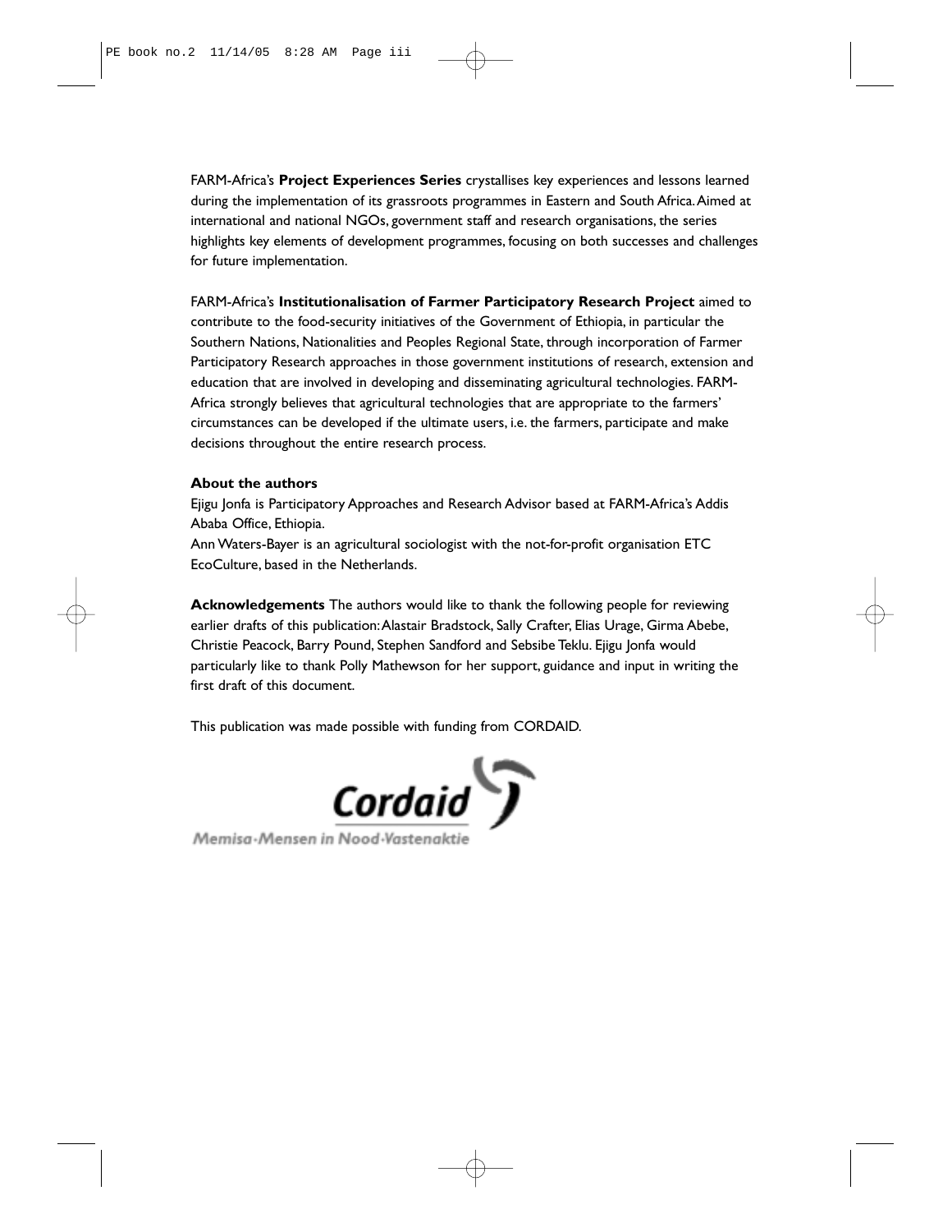FARM-Africa's **Project Experiences Series** crystallises key experiences and lessons learned during the implementation of its grassroots programmes in Eastern and South Africa. Aimed at international and national NGOs, government staff and research organisations, the series highlights key elements of development programmes, focusing on both successes and challenges for future implementation.

FARM-Africa's **Institutionalisation of Farmer Participatory Research Project** aimed to contribute to the food-security initiatives of the Government of Ethiopia, in particular the Southern Nations, Nationalities and Peoples Regional State, through incorporation of Farmer Participatory Research approaches in those government institutions of research, extension and education that are involved in developing and disseminating agricultural technologies. FARM-Africa strongly believes that agricultural technologies that are appropriate to the farmers' circumstances can be developed if the ultimate users, i.e. the farmers, participate and make decisions throughout the entire research process.

**About the authors**

Ejigu Jonfa is Participatory Approaches and Research Advisor based at FARM-Africa's Addis Ababa Office, Ethiopia.

Ann Waters-Bayer is an agricultural sociologist with the not-for-profit organisation ETC EcoCulture, based in the Netherlands.

**Acknowledgements** The authors would like to thank the following people for reviewing earlier drafts of this publication: Alastair Bradstock, Sally Crafter, Elias Urage, Girma Abebe, Christie Peacock, Barry Pound, Stephen Sandford and Sebsibe Teklu. Ejigu Jonfa would particularly like to thank Polly Mathewson for her support, guidance and input in writing the first draft of this document.

This publication was made possible with funding from CORDAID.

Cordaid

Memisa-Mensen in Nood-Vastenaktie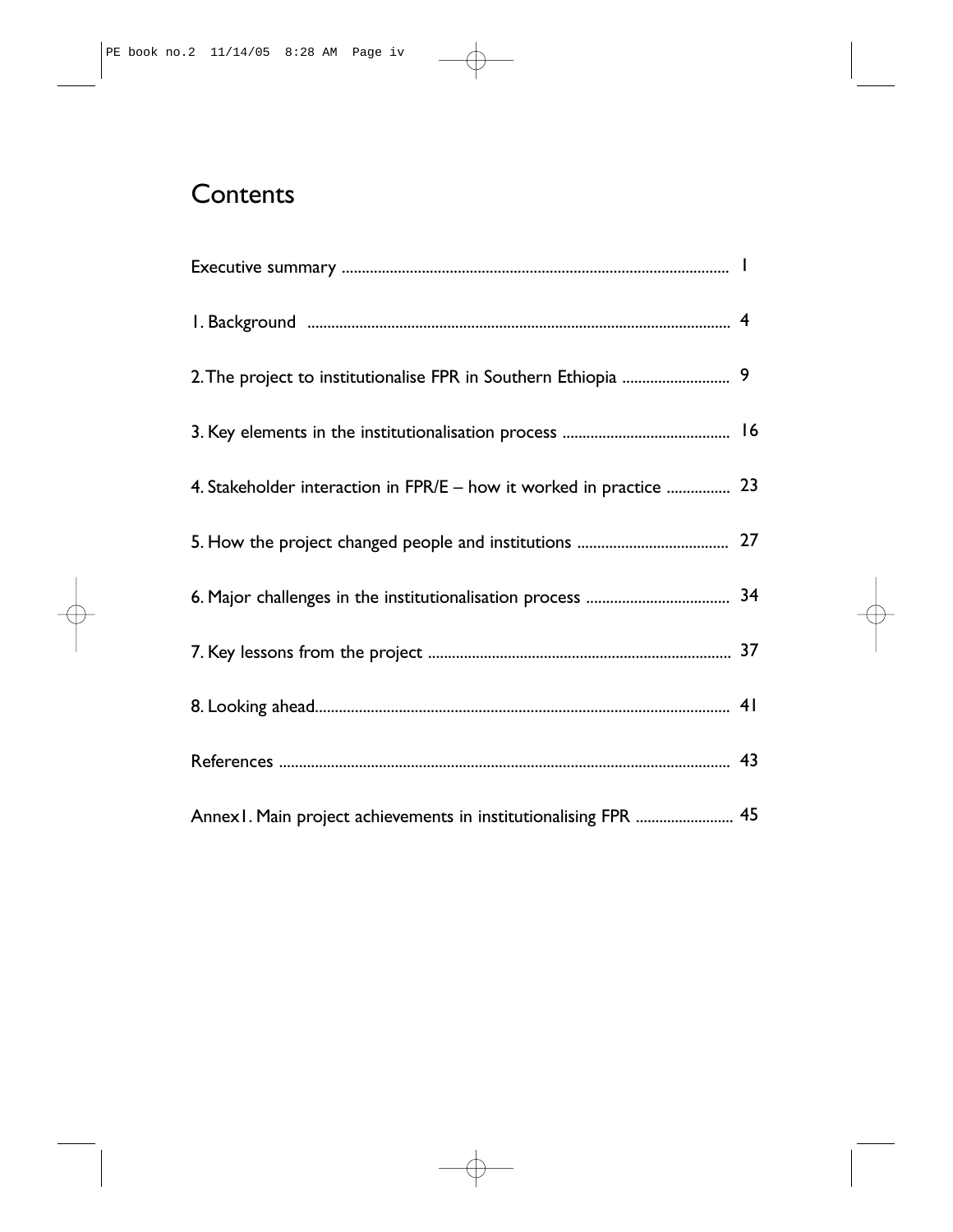# Contents

| | |
|---|---|
| Executive summary | 1 |
| 1. Background | 4 |
| 2. The project to institutionalise FPR in Southern Ethiopia | 9 |
| 3. Key elements in the institutionalisation process | 16 |
| 4. Stakeholder interaction in FPR/E – how it worked in practice | 23 |
| 5. How the project changed people and institutions | 27 |
| 6. Major challenges in the institutionalisation process | 34 |
| 7. Key lessons from the project | 37 |
| 8. Looking ahead | 41 |
| References | 43 |
| Annex1. Main project achievements in institutionalising FPR | 45 |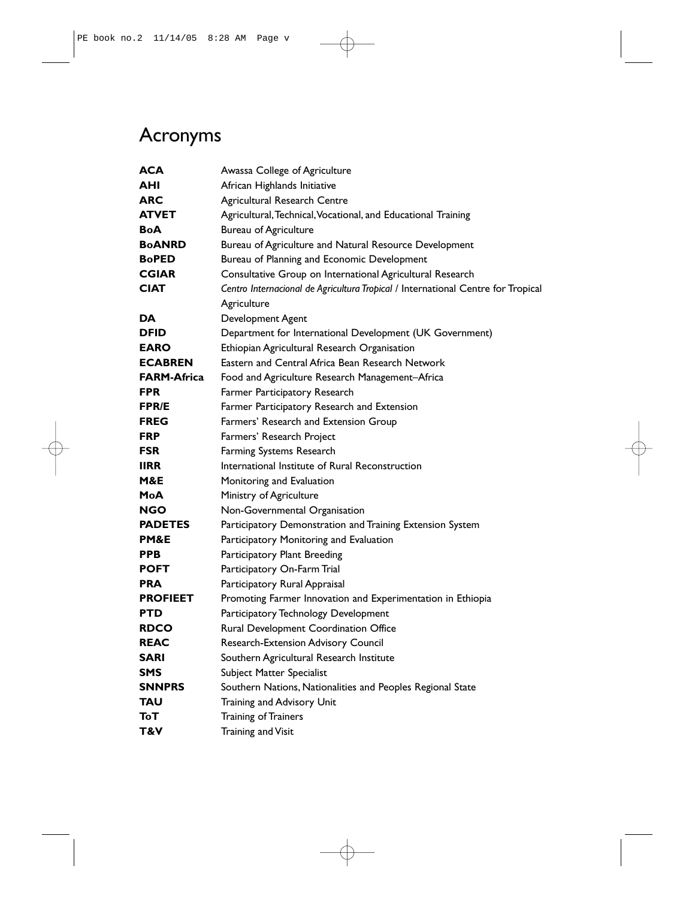# Acronyms

| | |
|---|---|
| **ACA** | Awassa College of Agriculture |
| **AHI** | African Highlands Initiative |
| **ARC** | Agricultural Research Centre |
| **ATVET** | Agricultural, Technical, Vocational, and Educational Training |
| **BoA** | Bureau of Agriculture |
| **BoANRD** | Bureau of Agriculture and Natural Resource Development |
| **BoPED** | Bureau of Planning and Economic Development |
| **CGIAR** | Consultative Group on International Agricultural Research |
| **CIAT** | *Centro Internacional de Agricultura Tropical* / International Centre for Tropical Agriculture |
| **DA** | Development Agent |
| **DFID** | Department for International Development (UK Government) |
| **EARO** | Ethiopian Agricultural Research Organisation |
| **ECABREN** | Eastern and Central Africa Bean Research Network |
| **FARM-Africa** | Food and Agriculture Research Management–Africa |
| **FPR** | Farmer Participatory Research |
| **FPR/E** | Farmer Participatory Research and Extension |
| **FREG** | Farmers' Research and Extension Group |
| **FRP** | Farmers' Research Project |
| **FSR** | Farming Systems Research |
| **IIRR** | International Institute of Rural Reconstruction |
| **M&E** | Monitoring and Evaluation |
| **MoA** | Ministry of Agriculture |
| **NGO** | Non-Governmental Organisation |
| **PADETES** | Participatory Demonstration and Training Extension System |
| **PM&E** | Participatory Monitoring and Evaluation |
| **PPB** | Participatory Plant Breeding |
| **POFT** | Participatory On-Farm Trial |
| **PRA** | Participatory Rural Appraisal |
| **PROFIEET** | Promoting Farmer Innovation and Experimentation in Ethiopia |
| **PTD** | Participatory Technology Development |
| **RDCO** | Rural Development Coordination Office |
| **REAC** | Research-Extension Advisory Council |
| **SARI** | Southern Agricultural Research Institute |
| **SMS** | Subject Matter Specialist |
| **SNNPRS** | Southern Nations, Nationalities and Peoples Regional State |
| **TAU** | Training and Advisory Unit |
| **ToT** | Training of Trainers |
| **T&V** | Training and Visit |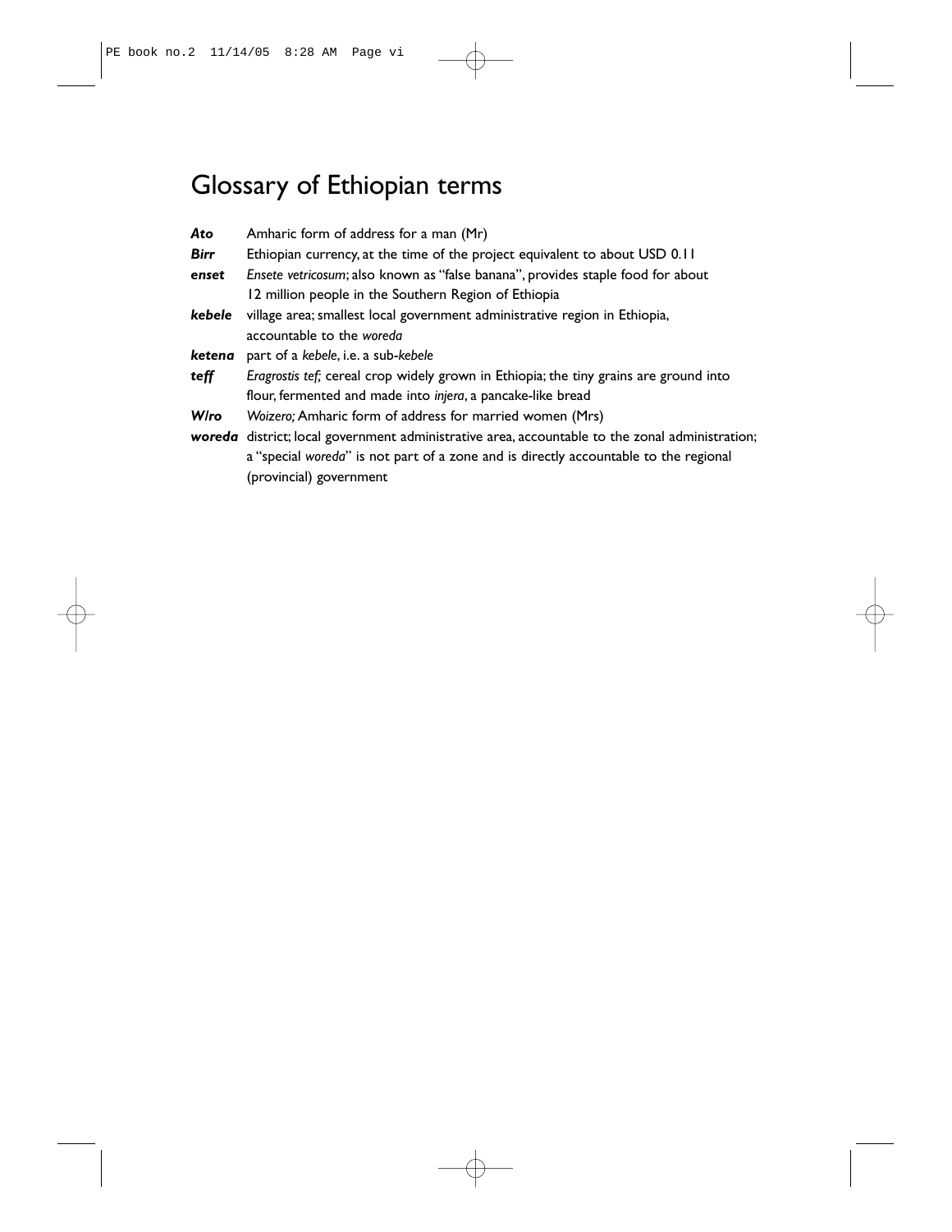# Glossary of Ethiopian terms

***Ato*** Amharic form of address for a man (Mr)

***Birr*** Ethiopian currency, at the time of the project equivalent to about USD 0.11

***enset*** *Ensete vetricosum*; also known as "false banana", provides staple food for about 12 million people in the Southern Region of Ethiopia

***kebele*** village area; smallest local government administrative region in Ethiopia, accountable to the *woreda*

***ketena*** part of a *kebele*, i.e. a sub-*kebele*

***teff*** *Eragrostis tef;* cereal crop widely grown in Ethiopia; the tiny grains are ground into flour, fermented and made into *injera*, a pancake-like bread

***W/ro*** *Woizero;* Amharic form of address for married women (Mrs)

***woreda*** district; local government administrative area, accountable to the zonal administration; a "special *woreda*" is not part of a zone and is directly accountable to the regional (provincial) government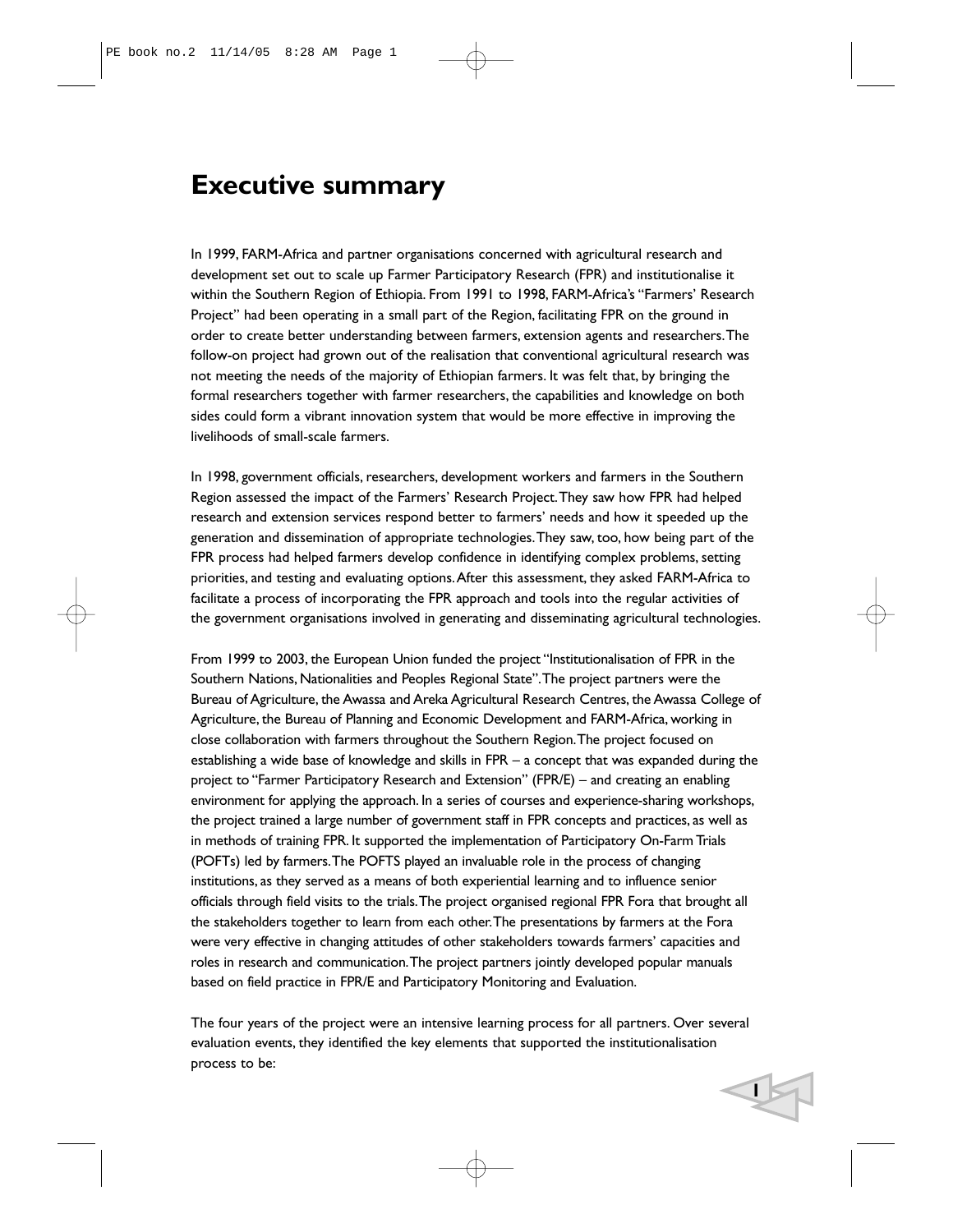# Executive summary

In 1999, FARM-Africa and partner organisations concerned with agricultural research and development set out to scale up Farmer Participatory Research (FPR) and institutionalise it within the Southern Region of Ethiopia. From 1991 to 1998, FARM-Africa's "Farmers' Research Project" had been operating in a small part of the Region, facilitating FPR on the ground in order to create better understanding between farmers, extension agents and researchers. The follow-on project had grown out of the realisation that conventional agricultural research was not meeting the needs of the majority of Ethiopian farmers. It was felt that, by bringing the formal researchers together with farmer researchers, the capabilities and knowledge on both sides could form a vibrant innovation system that would be more effective in improving the livelihoods of small-scale farmers.

In 1998, government officials, researchers, development workers and farmers in the Southern Region assessed the impact of the Farmers' Research Project. They saw how FPR had helped research and extension services respond better to farmers' needs and how it speeded up the generation and dissemination of appropriate technologies. They saw, too, how being part of the FPR process had helped farmers develop confidence in identifying complex problems, setting priorities, and testing and evaluating options. After this assessment, they asked FARM-Africa to facilitate a process of incorporating the FPR approach and tools into the regular activities of the government organisations involved in generating and disseminating agricultural technologies.

From 1999 to 2003, the European Union funded the project "Institutionalisation of FPR in the Southern Nations, Nationalities and Peoples Regional State". The project partners were the Bureau of Agriculture, the Awassa and Areka Agricultural Research Centres, the Awassa College of Agriculture, the Bureau of Planning and Economic Development and FARM-Africa, working in close collaboration with farmers throughout the Southern Region. The project focused on establishing a wide base of knowledge and skills in FPR – a concept that was expanded during the project to "Farmer Participatory Research and Extension" (FPR/E) – and creating an enabling environment for applying the approach. In a series of courses and experience-sharing workshops, the project trained a large number of government staff in FPR concepts and practices, as well as in methods of training FPR. It supported the implementation of Participatory On-Farm Trials (POFTs) led by farmers. The POFTS played an invaluable role in the process of changing institutions, as they served as a means of both experiential learning and to influence senior officials through field visits to the trials. The project organised regional FPR Fora that brought all the stakeholders together to learn from each other. The presentations by farmers at the Fora were very effective in changing attitudes of other stakeholders towards farmers' capacities and roles in research and communication. The project partners jointly developed popular manuals based on field practice in FPR/E and Participatory Monitoring and Evaluation.

The four years of the project were an intensive learning process for all partners. Over several evaluation events, they identified the key elements that supported the institutionalisation process to be: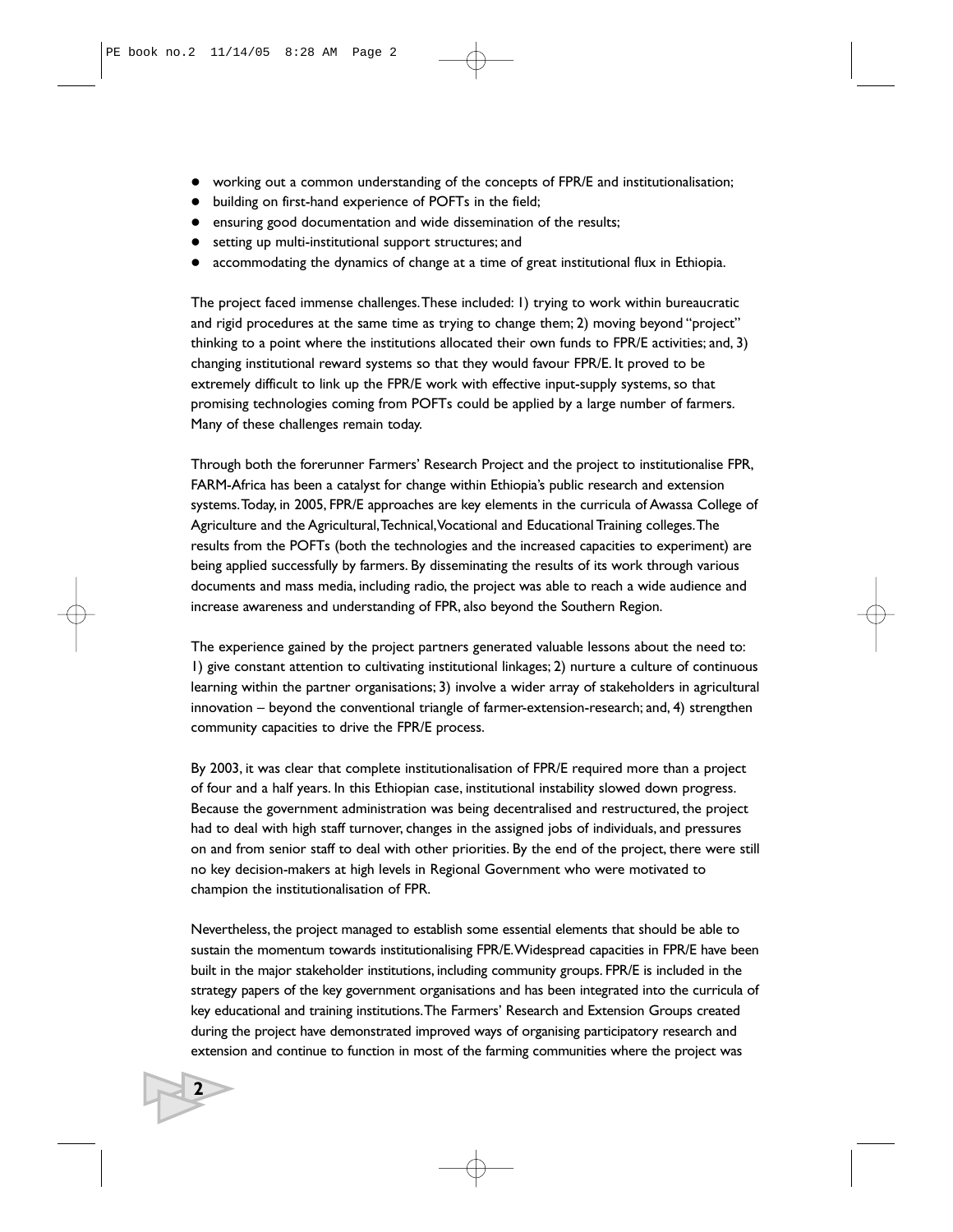- working out a common understanding of the concepts of FPR/E and institutionalisation;
- building on first-hand experience of POFTs in the field;
- ensuring good documentation and wide dissemination of the results;
- setting up multi-institutional support structures; and
- accommodating the dynamics of change at a time of great institutional flux in Ethiopia.

The project faced immense challenges. These included: 1) trying to work within bureaucratic and rigid procedures at the same time as trying to change them; 2) moving beyond "project" thinking to a point where the institutions allocated their own funds to FPR/E activities; and, 3) changing institutional reward systems so that they would favour FPR/E. It proved to be extremely difficult to link up the FPR/E work with effective input-supply systems, so that promising technologies coming from POFTs could be applied by a large number of farmers. Many of these challenges remain today.

Through both the forerunner Farmers' Research Project and the project to institutionalise FPR, FARM-Africa has been a catalyst for change within Ethiopia's public research and extension systems. Today, in 2005, FPR/E approaches are key elements in the curricula of Awassa College of Agriculture and the Agricultural, Technical, Vocational and Educational Training colleges. The results from the POFTs (both the technologies and the increased capacities to experiment) are being applied successfully by farmers. By disseminating the results of its work through various documents and mass media, including radio, the project was able to reach a wide audience and increase awareness and understanding of FPR, also beyond the Southern Region.

The experience gained by the project partners generated valuable lessons about the need to: 1) give constant attention to cultivating institutional linkages; 2) nurture a culture of continuous learning within the partner organisations; 3) involve a wider array of stakeholders in agricultural innovation – beyond the conventional triangle of farmer-extension-research; and, 4) strengthen community capacities to drive the FPR/E process.

By 2003, it was clear that complete institutionalisation of FPR/E required more than a project of four and a half years. In this Ethiopian case, institutional instability slowed down progress. Because the government administration was being decentralised and restructured, the project had to deal with high staff turnover, changes in the assigned jobs of individuals, and pressures on and from senior staff to deal with other priorities. By the end of the project, there were still no key decision-makers at high levels in Regional Government who were motivated to champion the institutionalisation of FPR.

Nevertheless, the project managed to establish some essential elements that should be able to sustain the momentum towards institutionalising FPR/E. Widespread capacities in FPR/E have been built in the major stakeholder institutions, including community groups. FPR/E is included in the strategy papers of the key government organisations and has been integrated into the curricula of key educational and training institutions. The Farmers' Research and Extension Groups created during the project have demonstrated improved ways of organising participatory research and extension and continue to function in most of the farming communities where the project was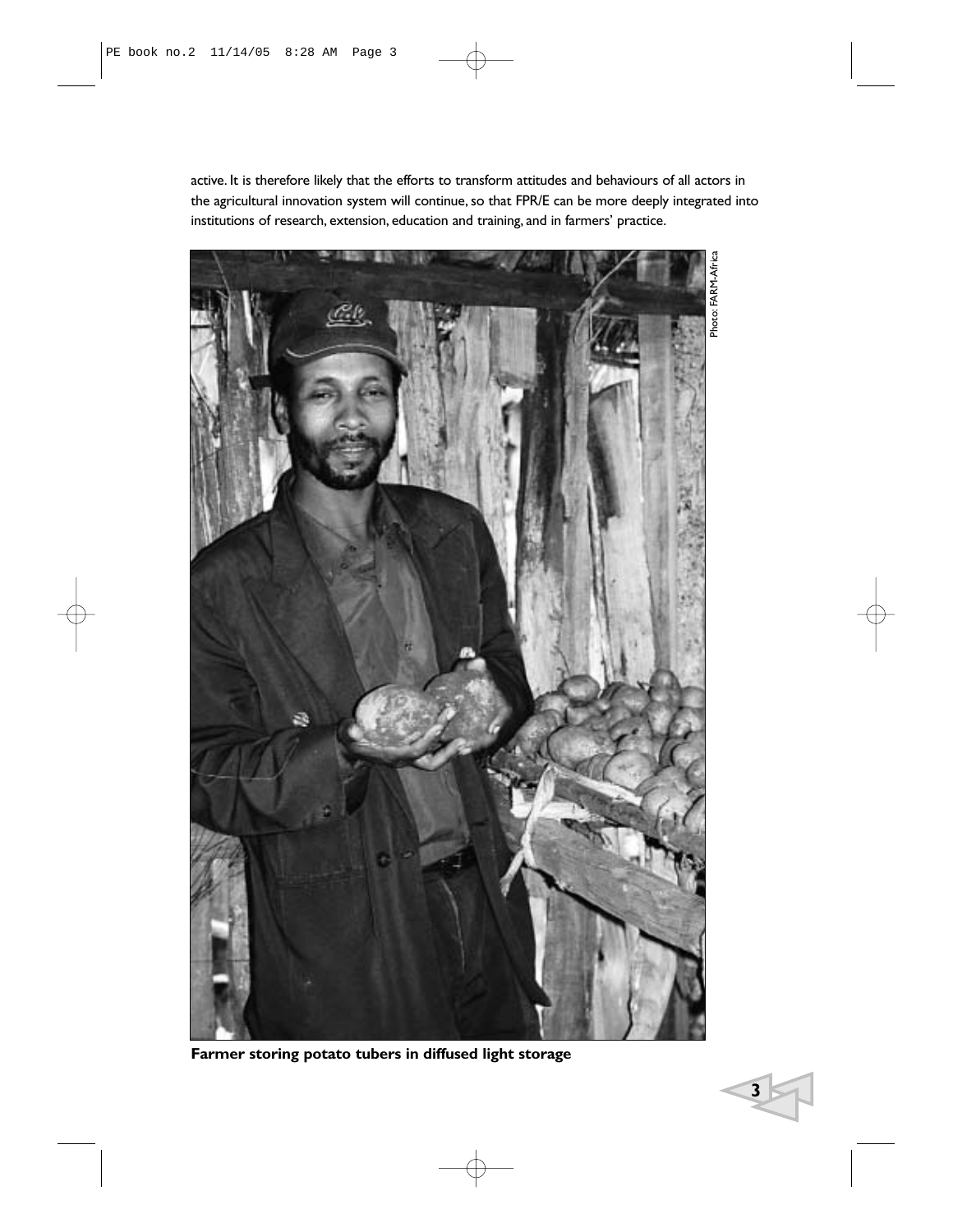active. It is therefore likely that the efforts to transform attitudes and behaviours of all actors in the agricultural innovation system will continue, so that FPR/E can be more deeply integrated into institutions of research, extension, education and training, and in farmers' practice.

Photo: FARM-Africa

**Farmer storing potato tubers in diffused light storage**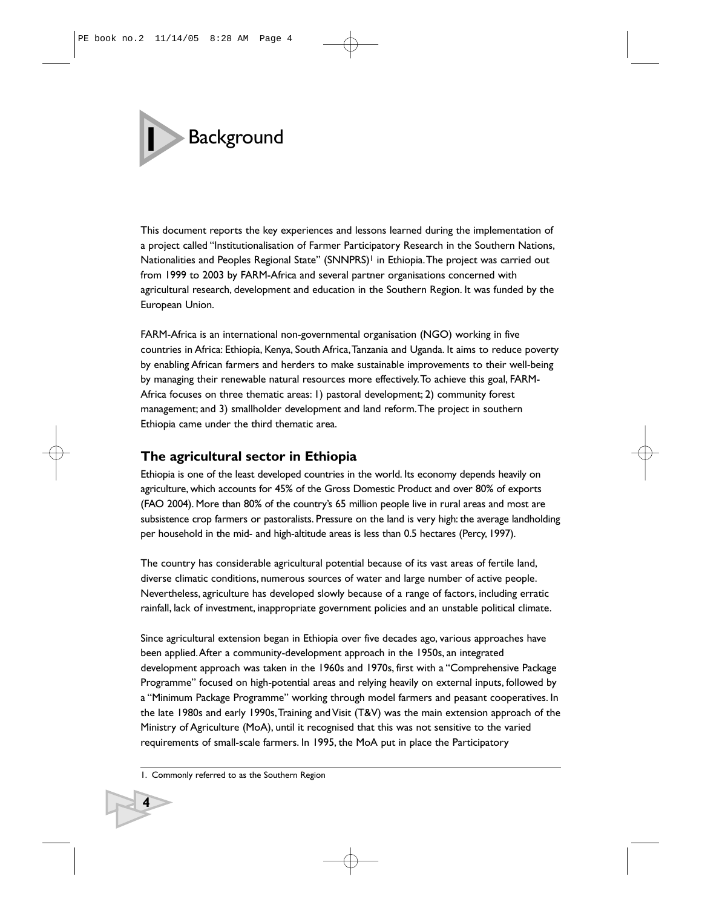# 1 Background

This document reports the key experiences and lessons learned during the implementation of a project called "Institutionalisation of Farmer Participatory Research in the Southern Nations, Nationalities and Peoples Regional State" (SNNPRS)[1] in Ethiopia. The project was carried out from 1999 to 2003 by FARM-Africa and several partner organisations concerned with agricultural research, development and education in the Southern Region. It was funded by the European Union.

FARM-Africa is an international non-governmental organisation (NGO) working in five countries in Africa: Ethiopia, Kenya, South Africa, Tanzania and Uganda. It aims to reduce poverty by enabling African farmers and herders to make sustainable improvements to their well-being by managing their renewable natural resources more effectively. To achieve this goal, FARM-Africa focuses on three thematic areas: 1) pastoral development; 2) community forest management; and 3) smallholder development and land reform. The project in southern Ethiopia came under the third thematic area.

## The agricultural sector in Ethiopia

Ethiopia is one of the least developed countries in the world. Its economy depends heavily on agriculture, which accounts for 45% of the Gross Domestic Product and over 80% of exports (FAO 2004). More than 80% of the country's 65 million people live in rural areas and most are subsistence crop farmers or pastoralists. Pressure on the land is very high: the average landholding per household in the mid- and high-altitude areas is less than 0.5 hectares (Percy, 1997).

The country has considerable agricultural potential because of its vast areas of fertile land, diverse climatic conditions, numerous sources of water and large number of active people. Nevertheless, agriculture has developed slowly because of a range of factors, including erratic rainfall, lack of investment, inappropriate government policies and an unstable political climate.

Since agricultural extension began in Ethiopia over five decades ago, various approaches have been applied. After a community-development approach in the 1950s, an integrated development approach was taken in the 1960s and 1970s, first with a "Comprehensive Package Programme" focused on high-potential areas and relying heavily on external inputs, followed by a "Minimum Package Programme" working through model farmers and peasant cooperatives. In the late 1980s and early 1990s, Training and Visit (T&V) was the main extension approach of the Ministry of Agriculture (MoA), until it recognised that this was not sensitive to the varied requirements of small-scale farmers. In 1995, the MoA put in place the Participatory

1. Commonly referred to as the Southern Region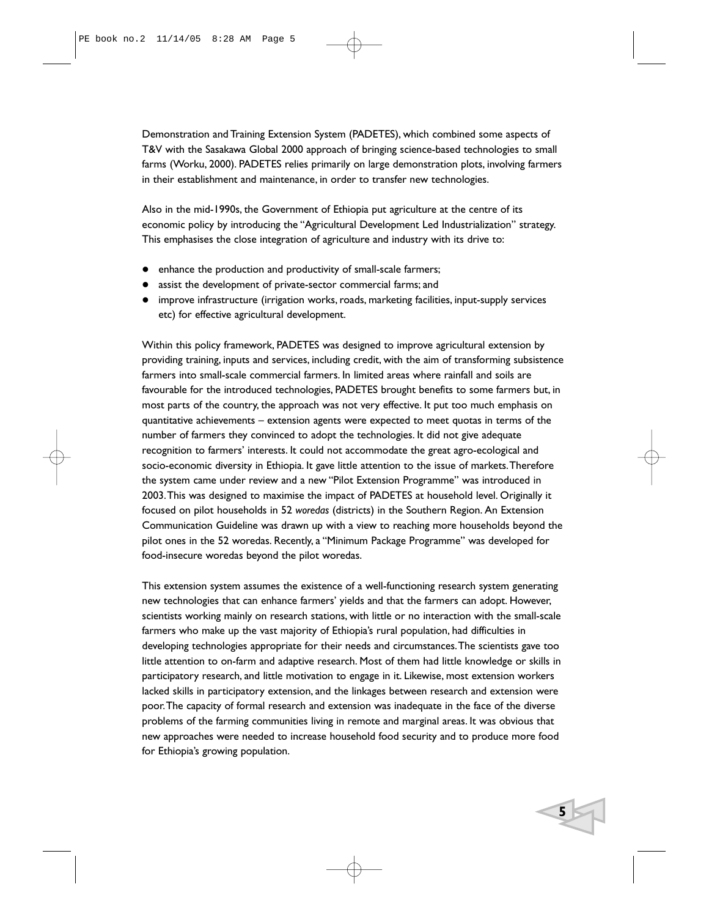Demonstration and Training Extension System (PADETES), which combined some aspects of T&V with the Sasakawa Global 2000 approach of bringing science-based technologies to small farms (Worku, 2000). PADETES relies primarily on large demonstration plots, involving farmers in their establishment and maintenance, in order to transfer new technologies.

Also in the mid-1990s, the Government of Ethiopia put agriculture at the centre of its economic policy by introducing the "Agricultural Development Led Industrialization" strategy. This emphasises the close integration of agriculture and industry with its drive to:

- enhance the production and productivity of small-scale farmers;
- assist the development of private-sector commercial farms; and
- improve infrastructure (irrigation works, roads, marketing facilities, input-supply services etc) for effective agricultural development.

Within this policy framework, PADETES was designed to improve agricultural extension by providing training, inputs and services, including credit, with the aim of transforming subsistence farmers into small-scale commercial farmers. In limited areas where rainfall and soils are favourable for the introduced technologies, PADETES brought benefits to some farmers but, in most parts of the country, the approach was not very effective. It put too much emphasis on quantitative achievements – extension agents were expected to meet quotas in terms of the number of farmers they convinced to adopt the technologies. It did not give adequate recognition to farmers' interests. It could not accommodate the great agro-ecological and socio-economic diversity in Ethiopia. It gave little attention to the issue of markets. Therefore the system came under review and a new "Pilot Extension Programme" was introduced in 2003. This was designed to maximise the impact of PADETES at household level. Originally it focused on pilot households in 52 *woredas* (districts) in the Southern Region. An Extension Communication Guideline was drawn up with a view to reaching more households beyond the pilot ones in the 52 woredas. Recently, a "Minimum Package Programme" was developed for food-insecure woredas beyond the pilot woredas.

This extension system assumes the existence of a well-functioning research system generating new technologies that can enhance farmers' yields and that the farmers can adopt. However, scientists working mainly on research stations, with little or no interaction with the small-scale farmers who make up the vast majority of Ethiopia's rural population, had difficulties in developing technologies appropriate for their needs and circumstances. The scientists gave too little attention to on-farm and adaptive research. Most of them had little knowledge or skills in participatory research, and little motivation to engage in it. Likewise, most extension workers lacked skills in participatory extension, and the linkages between research and extension were poor. The capacity of formal research and extension was inadequate in the face of the diverse problems of the farming communities living in remote and marginal areas. It was obvious that new approaches were needed to increase household food security and to produce more food for Ethiopia's growing population.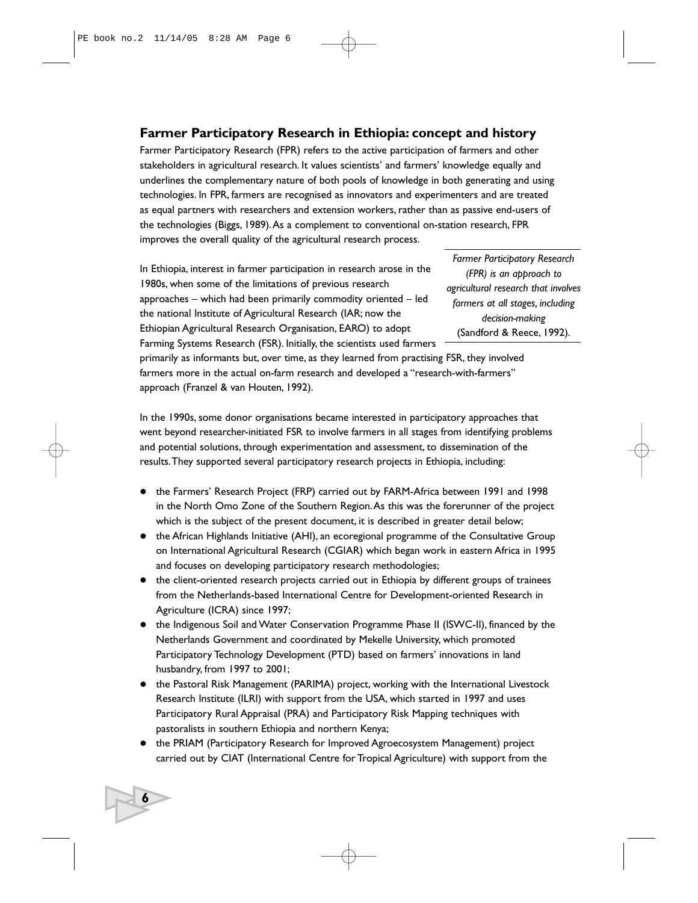## Farmer Participatory Research in Ethiopia: concept and history

Farmer Participatory Research (FPR) refers to the active participation of farmers and other stakeholders in agricultural research. It values scientists' and farmers' knowledge equally and underlines the complementary nature of both pools of knowledge in both generating and using technologies. In FPR, farmers are recognised as innovators and experimenters and are treated as equal partners with researchers and extension workers, rather than as passive end-users of the technologies (Biggs, 1989). As a complement to conventional on-station research, FPR improves the overall quality of the agricultural research process.

> *Farmer Participatory Research (FPR) is an approach to agricultural research that involves farmers at all stages, including decision-making*
> (Sandford & Reece, 1992).

In Ethiopia, interest in farmer participation in research arose in the 1980s, when some of the limitations of previous research approaches – which had been primarily commodity oriented – led the national Institute of Agricultural Research (IAR; now the Ethiopian Agricultural Research Organisation, EARO) to adopt Farming Systems Research (FSR). Initially, the scientists used farmers primarily as informants but, over time, as they learned from practising FSR, they involved farmers more in the actual on-farm research and developed a "research-with-farmers" approach (Franzel & van Houten, 1992).

In the 1990s, some donor organisations became interested in participatory approaches that went beyond researcher-initiated FSR to involve farmers in all stages from identifying problems and potential solutions, through experimentation and assessment, to dissemination of the results. They supported several participatory research projects in Ethiopia, including:

- the Farmers' Research Project (FRP) carried out by FARM-Africa between 1991 and 1998 in the North Omo Zone of the Southern Region. As this was the forerunner of the project which is the subject of the present document, it is described in greater detail below;
- the African Highlands Initiative (AHI), an ecoregional programme of the Consultative Group on International Agricultural Research (CGIAR) which began work in eastern Africa in 1995 and focuses on developing participatory research methodologies;
- the client-oriented research projects carried out in Ethiopia by different groups of trainees from the Netherlands-based International Centre for Development-oriented Research in Agriculture (ICRA) since 1997;
- the Indigenous Soil and Water Conservation Programme Phase II (ISWC-II), financed by the Netherlands Government and coordinated by Mekelle University, which promoted Participatory Technology Development (PTD) based on farmers' innovations in land husbandry, from 1997 to 2001;
- the Pastoral Risk Management (PARIMA) project, working with the International Livestock Research Institute (ILRI) with support from the USA, which started in 1997 and uses Participatory Rural Appraisal (PRA) and Participatory Risk Mapping techniques with pastoralists in southern Ethiopia and northern Kenya;
- the PRIAM (Participatory Research for Improved Agroecosystem Management) project carried out by CIAT (International Centre for Tropical Agriculture) with support from the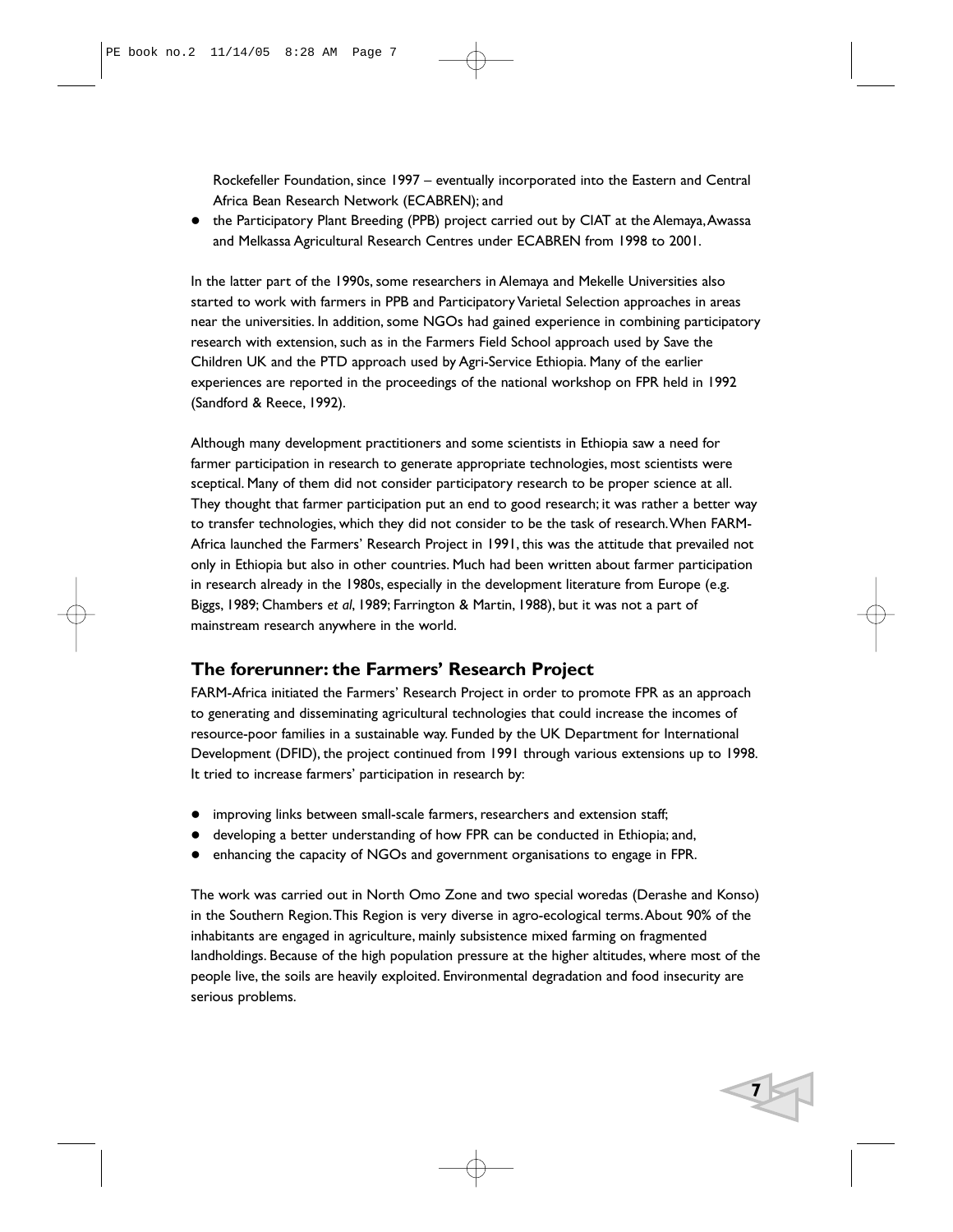Rockefeller Foundation, since 1997 – eventually incorporated into the Eastern and Central Africa Bean Research Network (ECABREN); and

- the Participatory Plant Breeding (PPB) project carried out by CIAT at the Alemaya, Awassa and Melkassa Agricultural Research Centres under ECABREN from 1998 to 2001.

In the latter part of the 1990s, some researchers in Alemaya and Mekelle Universities also started to work with farmers in PPB and Participatory Varietal Selection approaches in areas near the universities. In addition, some NGOs had gained experience in combining participatory research with extension, such as in the Farmers Field School approach used by Save the Children UK and the PTD approach used by Agri-Service Ethiopia. Many of the earlier experiences are reported in the proceedings of the national workshop on FPR held in 1992 (Sandford & Reece, 1992).

Although many development practitioners and some scientists in Ethiopia saw a need for farmer participation in research to generate appropriate technologies, most scientists were sceptical. Many of them did not consider participatory research to be proper science at all. They thought that farmer participation put an end to good research; it was rather a better way to transfer technologies, which they did not consider to be the task of research. When FARM-Africa launched the Farmers' Research Project in 1991, this was the attitude that prevailed not only in Ethiopia but also in other countries. Much had been written about farmer participation in research already in the 1980s, especially in the development literature from Europe (e.g. Biggs, 1989; Chambers *et al*, 1989; Farrington & Martin, 1988), but it was not a part of mainstream research anywhere in the world.

## The forerunner: the Farmers' Research Project

FARM-Africa initiated the Farmers' Research Project in order to promote FPR as an approach to generating and disseminating agricultural technologies that could increase the incomes of resource-poor families in a sustainable way. Funded by the UK Department for International Development (DFID), the project continued from 1991 through various extensions up to 1998. It tried to increase farmers' participation in research by:

- improving links between small-scale farmers, researchers and extension staff;
- developing a better understanding of how FPR can be conducted in Ethiopia; and,
- enhancing the capacity of NGOs and government organisations to engage in FPR.

The work was carried out in North Omo Zone and two special woredas (Derashe and Konso) in the Southern Region. This Region is very diverse in agro-ecological terms. About 90% of the inhabitants are engaged in agriculture, mainly subsistence mixed farming on fragmented landholdings. Because of the high population pressure at the higher altitudes, where most of the people live, the soils are heavily exploited. Environmental degradation and food insecurity are serious problems.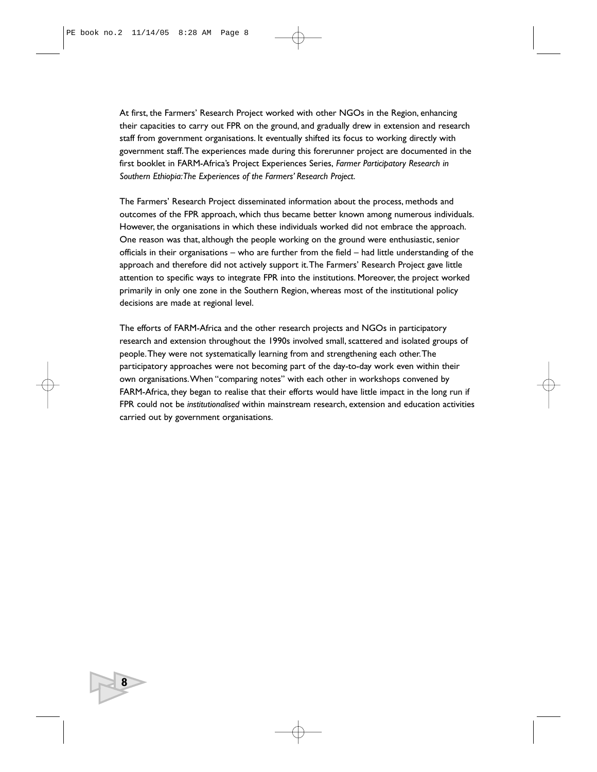At first, the Farmers' Research Project worked with other NGOs in the Region, enhancing their capacities to carry out FPR on the ground, and gradually drew in extension and research staff from government organisations. It eventually shifted its focus to working directly with government staff. The experiences made during this forerunner project are documented in the first booklet in FARM-Africa's Project Experiences Series, *Farmer Participatory Research in Southern Ethiopia: The Experiences of the Farmers' Research Project*.

The Farmers' Research Project disseminated information about the process, methods and outcomes of the FPR approach, which thus became better known among numerous individuals. However, the organisations in which these individuals worked did not embrace the approach. One reason was that, although the people working on the ground were enthusiastic, senior officials in their organisations – who are further from the field – had little understanding of the approach and therefore did not actively support it. The Farmers' Research Project gave little attention to specific ways to integrate FPR into the institutions. Moreover, the project worked primarily in only one zone in the Southern Region, whereas most of the institutional policy decisions are made at regional level.

The efforts of FARM-Africa and the other research projects and NGOs in participatory research and extension throughout the 1990s involved small, scattered and isolated groups of people. They were not systematically learning from and strengthening each other. The participatory approaches were not becoming part of the day-to-day work even within their own organisations. When "comparing notes" with each other in workshops convened by FARM-Africa, they began to realise that their efforts would have little impact in the long run if FPR could not be *institutionalised* within mainstream research, extension and education activities carried out by government organisations.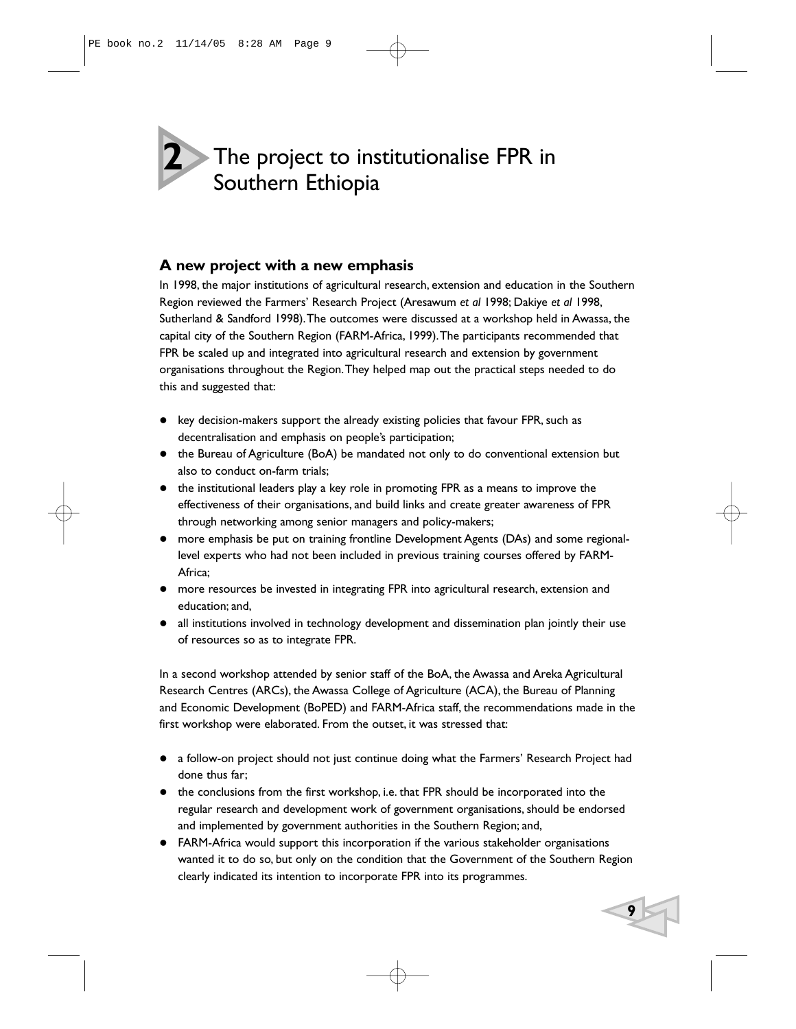# 2 The project to institutionalise FPR in Southern Ethiopia

## A new project with a new emphasis

In 1998, the major institutions of agricultural research, extension and education in the Southern Region reviewed the Farmers' Research Project (Aresawum *et al* 1998; Dakiye *et al* 1998, Sutherland & Sandford 1998). The outcomes were discussed at a workshop held in Awassa, the capital city of the Southern Region (FARM-Africa, 1999). The participants recommended that FPR be scaled up and integrated into agricultural research and extension by government organisations throughout the Region. They helped map out the practical steps needed to do this and suggested that:

- key decision-makers support the already existing policies that favour FPR, such as decentralisation and emphasis on people's participation;
- the Bureau of Agriculture (BoA) be mandated not only to do conventional extension but also to conduct on-farm trials;
- the institutional leaders play a key role in promoting FPR as a means to improve the effectiveness of their organisations, and build links and create greater awareness of FPR through networking among senior managers and policy-makers;
- more emphasis be put on training frontline Development Agents (DAs) and some regional-level experts who had not been included in previous training courses offered by FARM-Africa;
- more resources be invested in integrating FPR into agricultural research, extension and education; and,
- all institutions involved in technology development and dissemination plan jointly their use of resources so as to integrate FPR.

In a second workshop attended by senior staff of the BoA, the Awassa and Areka Agricultural Research Centres (ARCs), the Awassa College of Agriculture (ACA), the Bureau of Planning and Economic Development (BoPED) and FARM-Africa staff, the recommendations made in the first workshop were elaborated. From the outset, it was stressed that:

- a follow-on project should not just continue doing what the Farmers' Research Project had done thus far;
- the conclusions from the first workshop, i.e. that FPR should be incorporated into the regular research and development work of government organisations, should be endorsed and implemented by government authorities in the Southern Region; and,
- FARM-Africa would support this incorporation if the various stakeholder organisations wanted it to do so, but only on the condition that the Government of the Southern Region clearly indicated its intention to incorporate FPR into its programmes.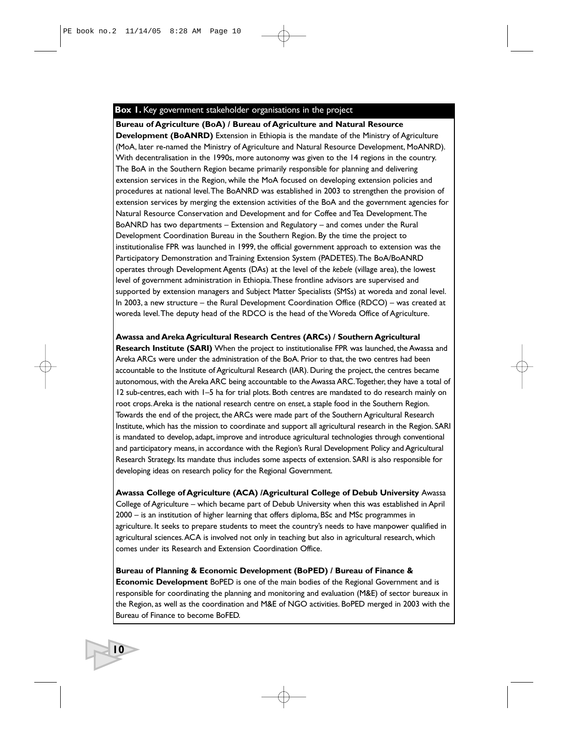**Box 1.** Key government stakeholder organisations in the project

**Bureau of Agriculture (BoA) / Bureau of Agriculture and Natural Resource Development (BoANRD)** Extension in Ethiopia is the mandate of the Ministry of Agriculture (MoA, later re-named the Ministry of Agriculture and Natural Resource Development, MoANRD). With decentralisation in the 1990s, more autonomy was given to the 14 regions in the country. The BoA in the Southern Region became primarily responsible for planning and delivering extension services in the Region, while the MoA focused on developing extension policies and procedures at national level. The BoANRD was established in 2003 to strengthen the provision of extension services by merging the extension activities of the BoA and the government agencies for Natural Resource Conservation and Development and for Coffee and Tea Development. The BoANRD has two departments – Extension and Regulatory – and comes under the Rural Development Coordination Bureau in the Southern Region. By the time the project to institutionalise FPR was launched in 1999, the official government approach to extension was the Participatory Demonstration and Training Extension System (PADETES). The BoA/BoANRD operates through Development Agents (DAs) at the level of the *kebele* (village area), the lowest level of government administration in Ethiopia. These frontline advisors are supervised and supported by extension managers and Subject Matter Specialists (SMSs) at woreda and zonal level. In 2003, a new structure – the Rural Development Coordination Office (RDCO) – was created at woreda level. The deputy head of the RDCO is the head of the Woreda Office of Agriculture.

**Awassa and Areka Agricultural Research Centres (ARCs) / Southern Agricultural Research Institute (SARI)** When the project to institutionalise FPR was launched, the Awassa and Areka ARCs were under the administration of the BoA. Prior to that, the two centres had been accountable to the Institute of Agricultural Research (IAR). During the project, the centres became autonomous, with the Areka ARC being accountable to the Awassa ARC. Together, they have a total of 12 sub-centres, each with 1–5 ha for trial plots. Both centres are mandated to do research mainly on root crops. Areka is the national research centre on *enset*, a staple food in the Southern Region. Towards the end of the project, the ARCs were made part of the Southern Agricultural Research Institute, which has the mission to coordinate and support all agricultural research in the Region. SARI is mandated to develop, adapt, improve and introduce agricultural technologies through conventional and participatory means, in accordance with the Region's Rural Development Policy and Agricultural Research Strategy. Its mandate thus includes some aspects of extension. SARI is also responsible for developing ideas on research policy for the Regional Government.

**Awassa College of Agriculture (ACA) /Agricultural College of Debub University** Awassa College of Agriculture – which became part of Debub University when this was established in April 2000 – is an institution of higher learning that offers diploma, BSc and MSc programmes in agriculture. It seeks to prepare students to meet the country's needs to have manpower qualified in agricultural sciences. ACA is involved not only in teaching but also in agricultural research, which comes under its Research and Extension Coordination Office.

**Bureau of Planning & Economic Development (BoPED) / Bureau of Finance & Economic Development** BoPED is one of the main bodies of the Regional Government and is responsible for coordinating the planning and monitoring and evaluation (M&E) of sector bureaux in the Region, as well as the coordination and M&E of NGO activities. BoPED merged in 2003 with the Bureau of Finance to become BoFED.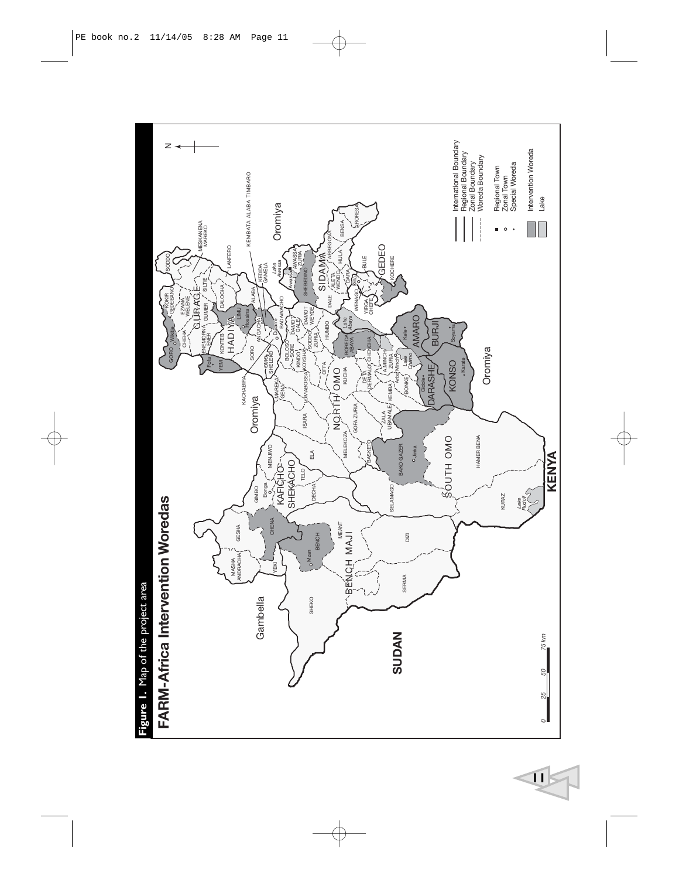**Figure 1.** Map of the project area

## FARM-Africa Intervention Woredas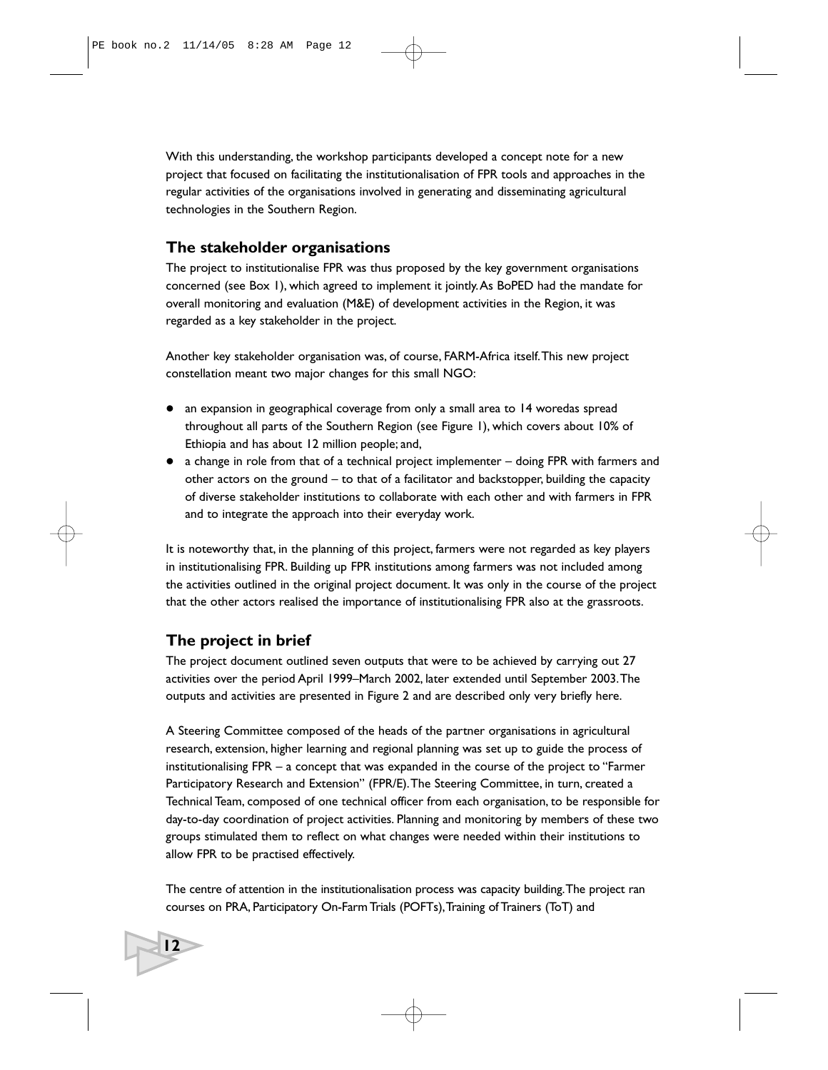With this understanding, the workshop participants developed a concept note for a new project that focused on facilitating the institutionalisation of FPR tools and approaches in the regular activities of the organisations involved in generating and disseminating agricultural technologies in the Southern Region.

## The stakeholder organisations

The project to institutionalise FPR was thus proposed by the key government organisations concerned (see Box 1), which agreed to implement it jointly. As BoPED had the mandate for overall monitoring and evaluation (M&E) of development activities in the Region, it was regarded as a key stakeholder in the project.

Another key stakeholder organisation was, of course, FARM-Africa itself. This new project constellation meant two major changes for this small NGO:

- an expansion in geographical coverage from only a small area to 14 woredas spread throughout all parts of the Southern Region (see Figure 1), which covers about 10% of Ethiopia and has about 12 million people; and,
- a change in role from that of a technical project implementer – doing FPR with farmers and other actors on the ground – to that of a facilitator and backstopper, building the capacity of diverse stakeholder institutions to collaborate with each other and with farmers in FPR and to integrate the approach into their everyday work.

It is noteworthy that, in the planning of this project, farmers were not regarded as key players in institutionalising FPR. Building up FPR institutions among farmers was not included among the activities outlined in the original project document. It was only in the course of the project that the other actors realised the importance of institutionalising FPR also at the grassroots.

## The project in brief

The project document outlined seven outputs that were to be achieved by carrying out 27 activities over the period April 1999–March 2002, later extended until September 2003. The outputs and activities are presented in Figure 2 and are described only very briefly here.

A Steering Committee composed of the heads of the partner organisations in agricultural research, extension, higher learning and regional planning was set up to guide the process of institutionalising FPR – a concept that was expanded in the course of the project to "Farmer Participatory Research and Extension" (FPR/E). The Steering Committee, in turn, created a Technical Team, composed of one technical officer from each organisation, to be responsible for day-to-day coordination of project activities. Planning and monitoring by members of these two groups stimulated them to reflect on what changes were needed within their institutions to allow FPR to be practised effectively.

The centre of attention in the institutionalisation process was capacity building. The project ran courses on PRA, Participatory On-Farm Trials (POFTs), Training of Trainers (ToT) and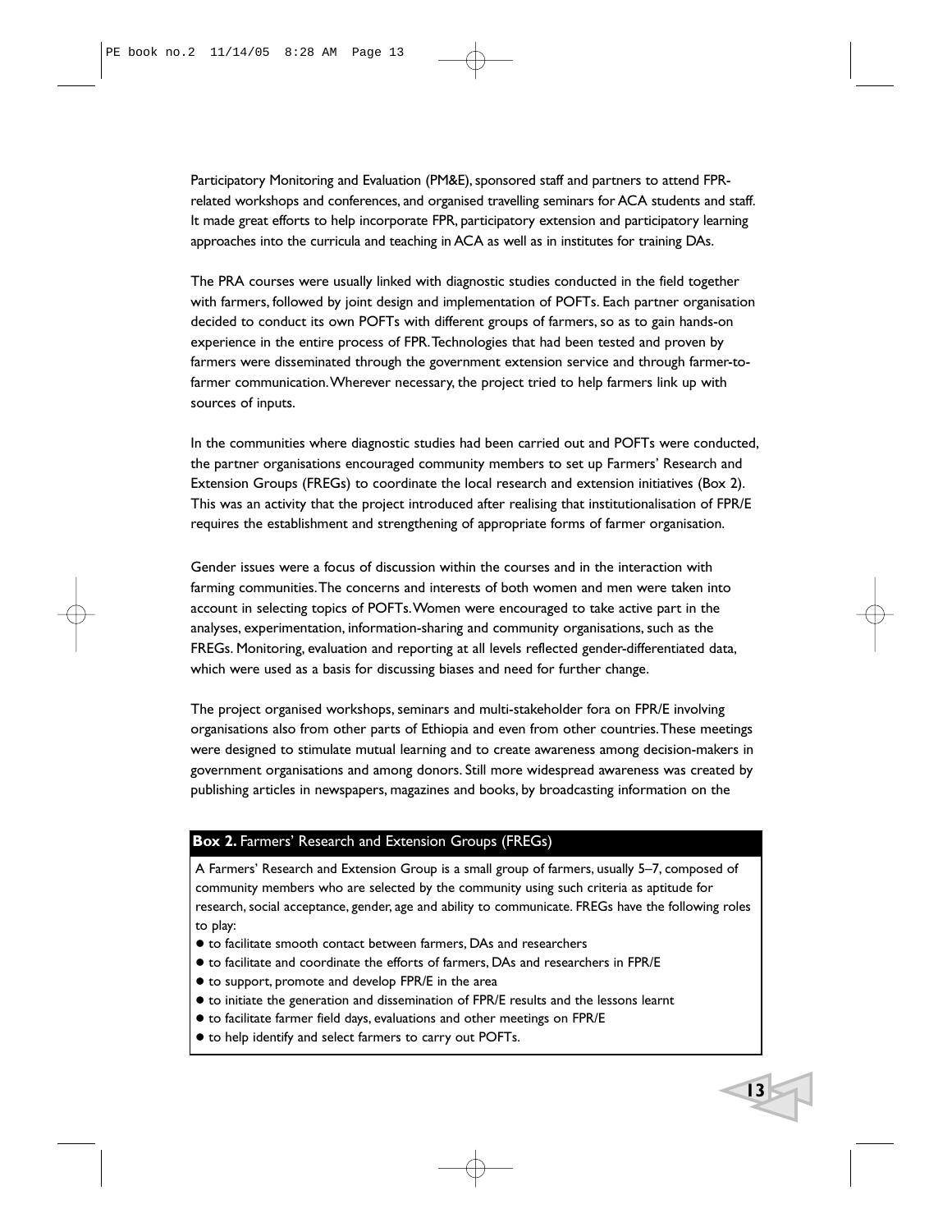Participatory Monitoring and Evaluation (PM&E), sponsored staff and partners to attend FPR-related workshops and conferences, and organised travelling seminars for ACA students and staff. It made great efforts to help incorporate FPR, participatory extension and participatory learning approaches into the curricula and teaching in ACA as well as in institutes for training DAs.

The PRA courses were usually linked with diagnostic studies conducted in the field together with farmers, followed by joint design and implementation of POFTs. Each partner organisation decided to conduct its own POFTs with different groups of farmers, so as to gain hands-on experience in the entire process of FPR. Technologies that had been tested and proven by farmers were disseminated through the government extension service and through farmer-to-farmer communication. Wherever necessary, the project tried to help farmers link up with sources of inputs.

In the communities where diagnostic studies had been carried out and POFTs were conducted, the partner organisations encouraged community members to set up Farmers' Research and Extension Groups (FREGs) to coordinate the local research and extension initiatives (Box 2). This was an activity that the project introduced after realising that institutionalisation of FPR/E requires the establishment and strengthening of appropriate forms of farmer organisation.

Gender issues were a focus of discussion within the courses and in the interaction with farming communities. The concerns and interests of both women and men were taken into account in selecting topics of POFTs. Women were encouraged to take active part in the analyses, experimentation, information-sharing and community organisations, such as the FREGs. Monitoring, evaluation and reporting at all levels reflected gender-differentiated data, which were used as a basis for discussing biases and need for further change.

The project organised workshops, seminars and multi-stakeholder fora on FPR/E involving organisations also from other parts of Ethiopia and even from other countries. These meetings were designed to stimulate mutual learning and to create awareness among decision-makers in government organisations and among donors. Still more widespread awareness was created by publishing articles in newspapers, magazines and books, by broadcasting information on the

**Box 2.** Farmers' Research and Extension Groups (FREGs)

A Farmers' Research and Extension Group is a small group of farmers, usually 5–7, composed of community members who are selected by the community using such criteria as aptitude for research, social acceptance, gender, age and ability to communicate. FREGs have the following roles to play:

- to facilitate smooth contact between farmers, DAs and researchers
- to facilitate and coordinate the efforts of farmers, DAs and researchers in FPR/E
- to support, promote and develop FPR/E in the area
- to initiate the generation and dissemination of FPR/E results and the lessons learnt
- to facilitate farmer field days, evaluations and other meetings on FPR/E
- to help identify and select farmers to carry out POFTs.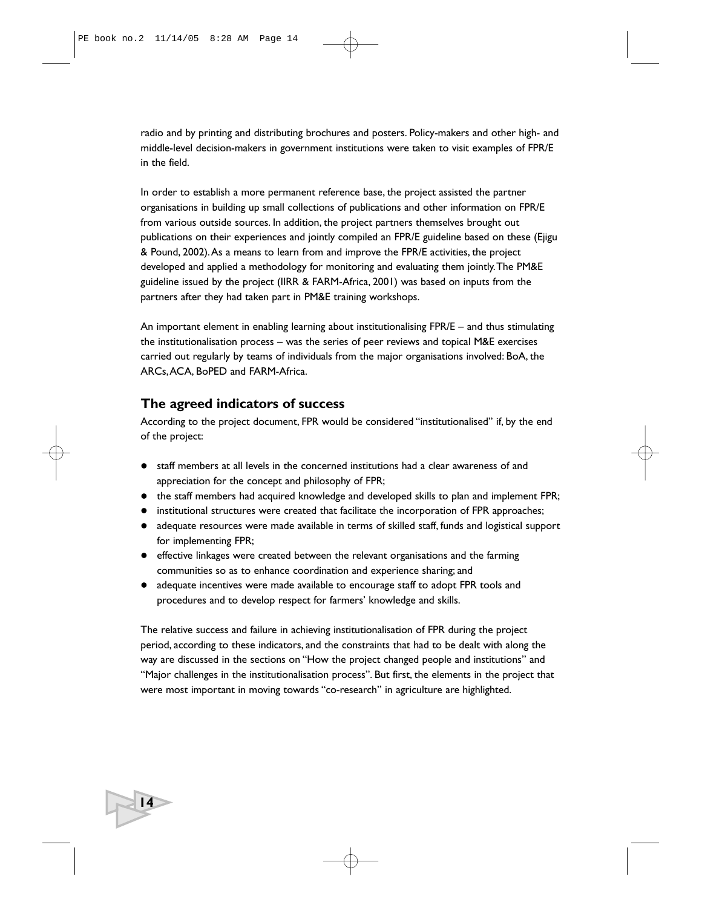radio and by printing and distributing brochures and posters. Policy-makers and other high- and middle-level decision-makers in government institutions were taken to visit examples of FPR/E in the field.

In order to establish a more permanent reference base, the project assisted the partner organisations in building up small collections of publications and other information on FPR/E from various outside sources. In addition, the project partners themselves brought out publications on their experiences and jointly compiled an FPR/E guideline based on these (Ejigu & Pound, 2002). As a means to learn from and improve the FPR/E activities, the project developed and applied a methodology for monitoring and evaluating them jointly. The PM&E guideline issued by the project (IIRR & FARM-Africa, 2001) was based on inputs from the partners after they had taken part in PM&E training workshops.

An important element in enabling learning about institutionalising FPR/E – and thus stimulating the institutionalisation process – was the series of peer reviews and topical M&E exercises carried out regularly by teams of individuals from the major organisations involved: BoA, the ARCs, ACA, BoPED and FARM-Africa.

## The agreed indicators of success

According to the project document, FPR would be considered "institutionalised" if, by the end of the project:

- staff members at all levels in the concerned institutions had a clear awareness of and appreciation for the concept and philosophy of FPR;
- the staff members had acquired knowledge and developed skills to plan and implement FPR;
- institutional structures were created that facilitate the incorporation of FPR approaches;
- adequate resources were made available in terms of skilled staff, funds and logistical support for implementing FPR;
- effective linkages were created between the relevant organisations and the farming communities so as to enhance coordination and experience sharing; and
- adequate incentives were made available to encourage staff to adopt FPR tools and procedures and to develop respect for farmers' knowledge and skills.

The relative success and failure in achieving institutionalisation of FPR during the project period, according to these indicators, and the constraints that had to be dealt with along the way are discussed in the sections on "How the project changed people and institutions" and "Major challenges in the institutionalisation process". But first, the elements in the project that were most important in moving towards "co-research" in agriculture are highlighted.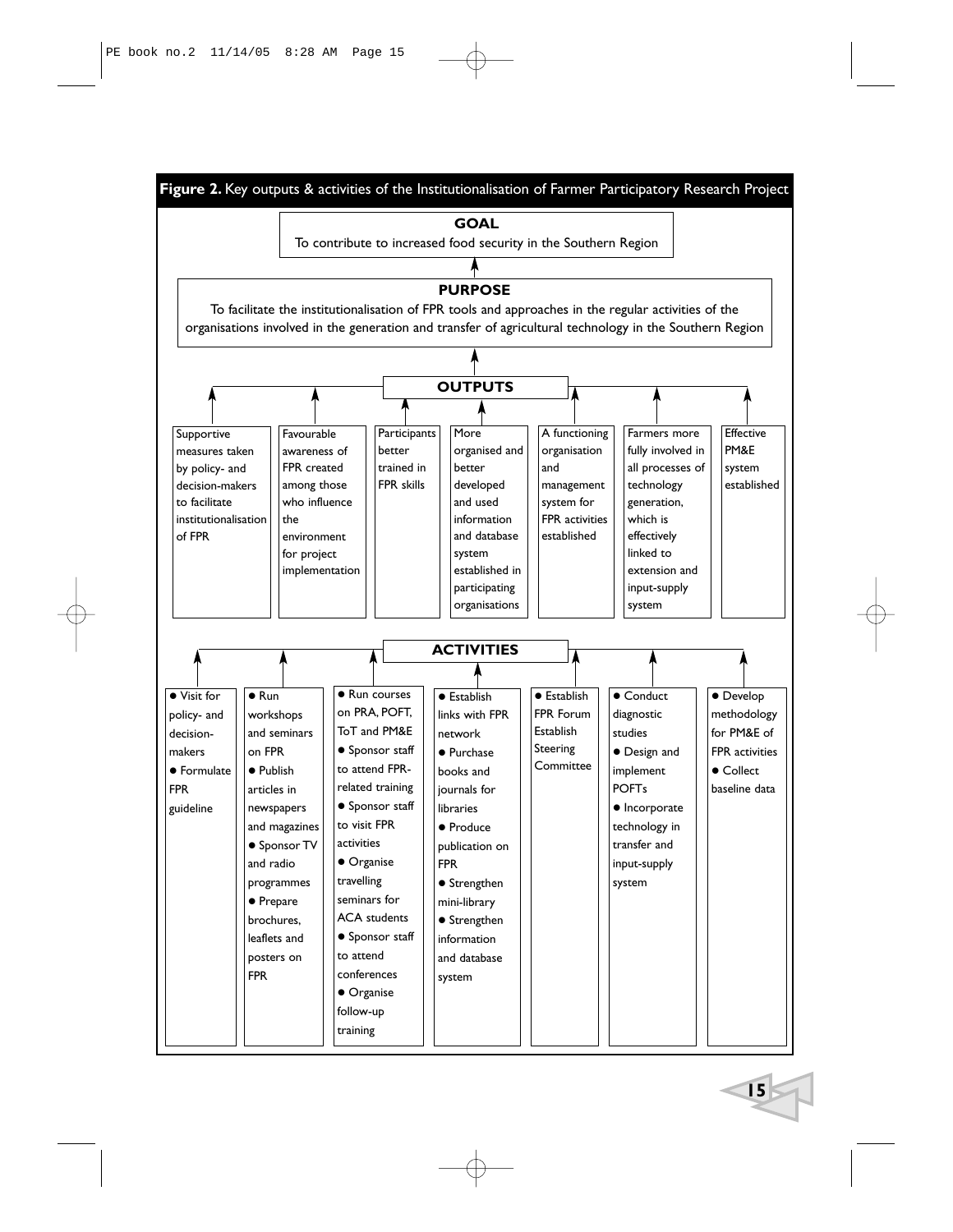**Figure 2.** Key outputs & activities of the Institutionalisation of Farmer Participatory Research Project

**GOAL**

To contribute to increased food security in the Southern Region

**PURPOSE**

To facilitate the institutionalisation of FPR tools and approaches in the regular activities of the organisations involved in the generation and transfer of agricultural technology in the Southern Region

**OUTPUTS**

| Supportive measures taken by policy- and decision-makers to facilitate institutionalisation of FPR | Favourable awareness of FPR created among those who influence the environment for project implementation | Participants better trained in FPR skills | More organised and better developed and used information and database system established in participating organisations | A functioning organisation and management system for FPR activities established | Farmers more fully involved in all processes of technology generation, which is effectively linked to extension and input-supply system | Effective PM&E system established |
|---|---|---|---|---|---|---|

**ACTIVITIES**

| | | | | | | |
|---|---|---|---|---|---|---|
| • Visit for policy- and decision-makers<br>• Formulate FPR guideline | • Run workshops and seminars on FPR<br>• Publish articles in newspapers and magazines<br>• Sponsor TV and radio programmes<br>• Prepare brochures, leaflets and posters on FPR | • Run courses on PRA, POFT, ToT and PM&E<br>• Sponsor staff to attend FPR-related training<br>• Sponsor staff to visit FPR activities<br>• Organise travelling seminars for ACA students<br>• Sponsor staff to attend conferences<br>• Organise follow-up training | • Establish links with FPR network<br>• Purchase books and journals for libraries<br>• Produce publication on FPR<br>• Strengthen mini-library<br>• Strengthen information and database system | • Establish FPR Forum Establish Steering Committee | • Conduct diagnostic studies<br>• Design and implement POFTs<br>• Incorporate technology in transfer and input-supply system | • Develop methodology for PM&E of FPR activities<br>• Collect baseline data |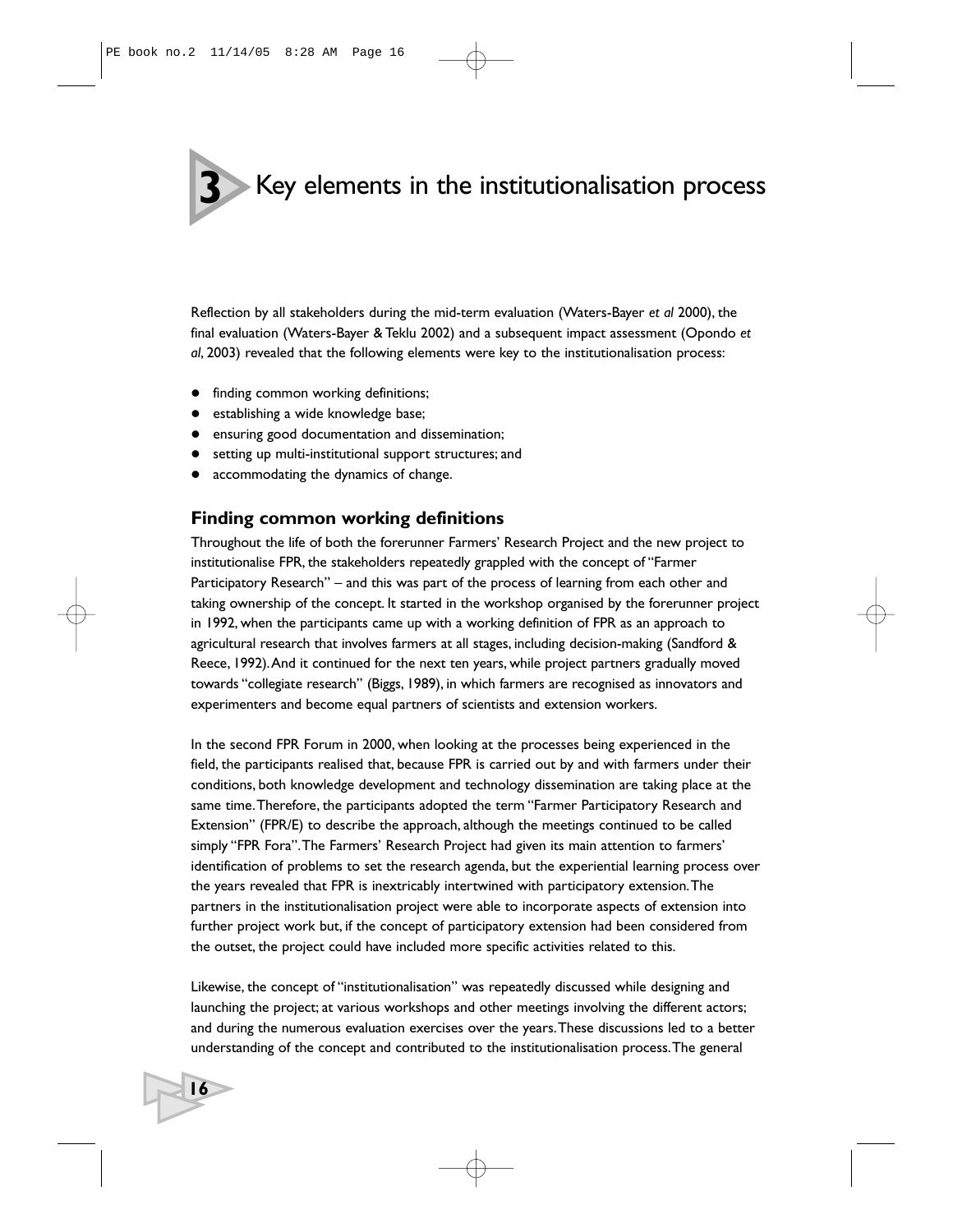# 3 Key elements in the institutionalisation process

Reflection by all stakeholders during the mid-term evaluation (Waters-Bayer *et al* 2000), the final evaluation (Waters-Bayer & Teklu 2002) and a subsequent impact assessment (Opondo *et al*, 2003) revealed that the following elements were key to the institutionalisation process:

- finding common working definitions;
- establishing a wide knowledge base;
- ensuring good documentation and dissemination;
- setting up multi-institutional support structures; and
- accommodating the dynamics of change.

## Finding common working definitions

Throughout the life of both the forerunner Farmers' Research Project and the new project to institutionalise FPR, the stakeholders repeatedly grappled with the concept of "Farmer Participatory Research" – and this was part of the process of learning from each other and taking ownership of the concept. It started in the workshop organised by the forerunner project in 1992, when the participants came up with a working definition of FPR as an approach to agricultural research that involves farmers at all stages, including decision-making (Sandford & Reece, 1992). And it continued for the next ten years, while project partners gradually moved towards "collegiate research" (Biggs, 1989), in which farmers are recognised as innovators and experimenters and become equal partners of scientists and extension workers.

In the second FPR Forum in 2000, when looking at the processes being experienced in the field, the participants realised that, because FPR is carried out by and with farmers under their conditions, both knowledge development and technology dissemination are taking place at the same time. Therefore, the participants adopted the term "Farmer Participatory Research and Extension" (FPR/E) to describe the approach, although the meetings continued to be called simply "FPR Fora". The Farmers' Research Project had given its main attention to farmers' identification of problems to set the research agenda, but the experiential learning process over the years revealed that FPR is inextricably intertwined with participatory extension. The partners in the institutionalisation project were able to incorporate aspects of extension into further project work but, if the concept of participatory extension had been considered from the outset, the project could have included more specific activities related to this.

Likewise, the concept of "institutionalisation" was repeatedly discussed while designing and launching the project; at various workshops and other meetings involving the different actors; and during the numerous evaluation exercises over the years. These discussions led to a better understanding of the concept and contributed to the institutionalisation process. The general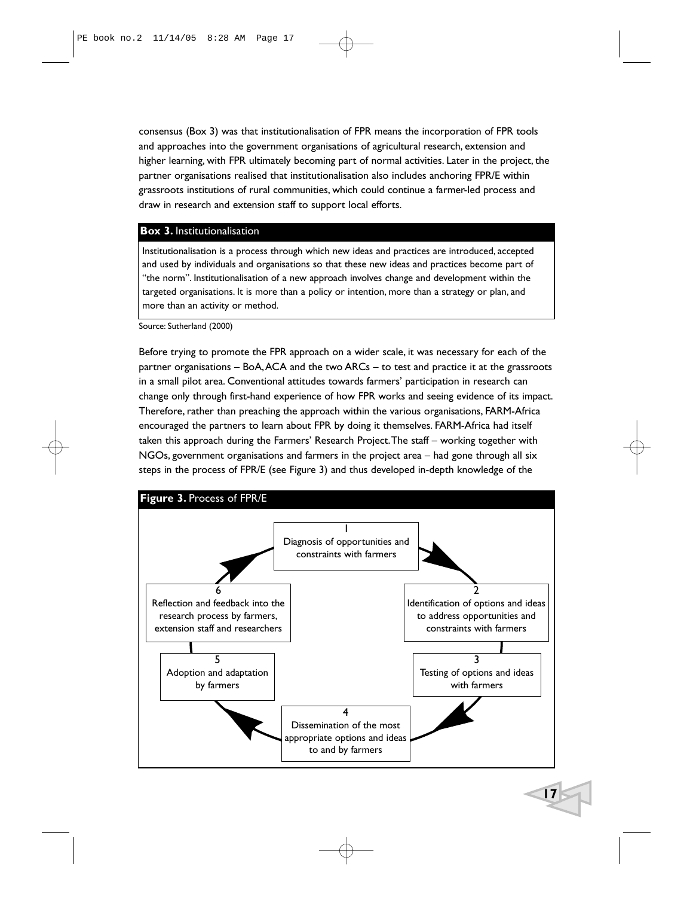consensus (Box 3) was that institutionalisation of FPR means the incorporation of FPR tools and approaches into the government organisations of agricultural research, extension and higher learning, with FPR ultimately becoming part of normal activities. Later in the project, the partner organisations realised that institutionalisation also includes anchoring FPR/E within grassroots institutions of rural communities, which could continue a farmer-led process and draw in research and extension staff to support local efforts.

**Box 3.** Institutionalisation

Institutionalisation is a process through which new ideas and practices are introduced, accepted and used by individuals and organisations so that these new ideas and practices become part of "the norm". Institutionalisation of a new approach involves change and development within the targeted organisations. It is more than a policy or intention, more than a strategy or plan, and more than an activity or method.

Source: Sutherland (2000)

Before trying to promote the FPR approach on a wider scale, it was necessary for each of the partner organisations – BoA, ACA and the two ARCs – to test and practice it at the grassroots in a small pilot area. Conventional attitudes towards farmers' participation in research can change only through first-hand experience of how FPR works and seeing evidence of its impact. Therefore, rather than preaching the approach within the various organisations, FARM-Africa encouraged the partners to learn about FPR by doing it themselves. FARM-Africa had itself taken this approach during the Farmers' Research Project. The staff – working together with NGOs, government organisations and farmers in the project area – had gone through all six steps in the process of FPR/E (see Figure 3) and thus developed in-depth knowledge of the

**Figure 3.** Process of FPR/E

1. Diagnosis of opportunities and constraints with farmers
2. Identification of options and ideas to address opportunities and constraints with farmers
3. Testing of options and ideas with farmers
4. Dissemination of the most appropriate options and ideas to and by farmers
5. Adoption and adaptation by farmers
6. Reflection and feedback into the research process by farmers, extension staff and researchers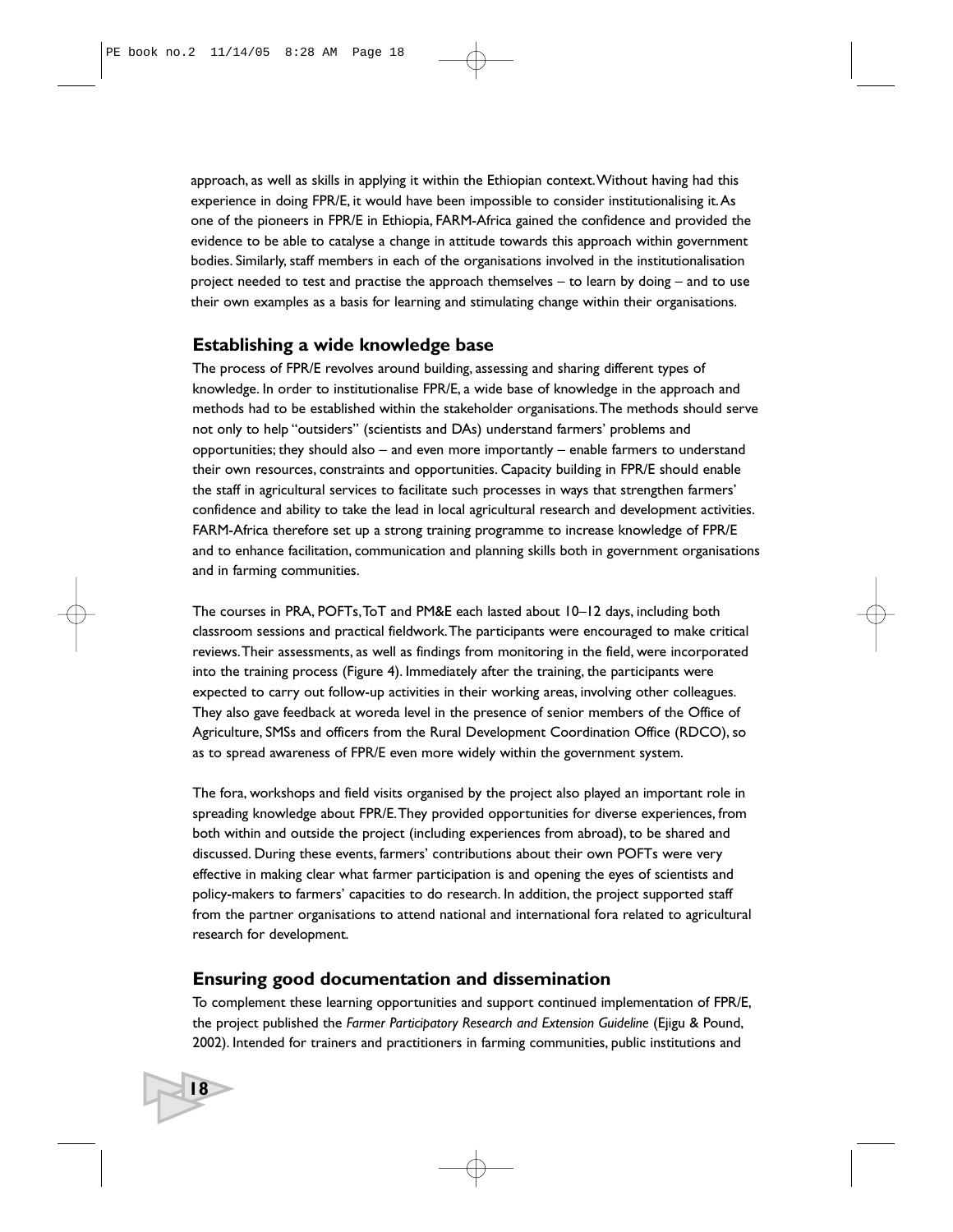approach, as well as skills in applying it within the Ethiopian context. Without having had this experience in doing FPR/E, it would have been impossible to consider institutionalising it. As one of the pioneers in FPR/E in Ethiopia, FARM-Africa gained the confidence and provided the evidence to be able to catalyse a change in attitude towards this approach within government bodies. Similarly, staff members in each of the organisations involved in the institutionalisation project needed to test and practise the approach themselves – to learn by doing – and to use their own examples as a basis for learning and stimulating change within their organisations.

## Establishing a wide knowledge base

The process of FPR/E revolves around building, assessing and sharing different types of knowledge. In order to institutionalise FPR/E, a wide base of knowledge in the approach and methods had to be established within the stakeholder organisations. The methods should serve not only to help "outsiders" (scientists and DAs) understand farmers' problems and opportunities; they should also – and even more importantly – enable farmers to understand their own resources, constraints and opportunities. Capacity building in FPR/E should enable the staff in agricultural services to facilitate such processes in ways that strengthen farmers' confidence and ability to take the lead in local agricultural research and development activities. FARM-Africa therefore set up a strong training programme to increase knowledge of FPR/E and to enhance facilitation, communication and planning skills both in government organisations and in farming communities.

The courses in PRA, POFTs, ToT and PM&E each lasted about 10–12 days, including both classroom sessions and practical fieldwork. The participants were encouraged to make critical reviews. Their assessments, as well as findings from monitoring in the field, were incorporated into the training process (Figure 4). Immediately after the training, the participants were expected to carry out follow-up activities in their working areas, involving other colleagues. They also gave feedback at woreda level in the presence of senior members of the Office of Agriculture, SMSs and officers from the Rural Development Coordination Office (RDCO), so as to spread awareness of FPR/E even more widely within the government system.

The fora, workshops and field visits organised by the project also played an important role in spreading knowledge about FPR/E. They provided opportunities for diverse experiences, from both within and outside the project (including experiences from abroad), to be shared and discussed. During these events, farmers' contributions about their own POFTs were very effective in making clear what farmer participation is and opening the eyes of scientists and policy-makers to farmers' capacities to do research. In addition, the project supported staff from the partner organisations to attend national and international fora related to agricultural research for development.

## Ensuring good documentation and dissemination

To complement these learning opportunities and support continued implementation of FPR/E, the project published the *Farmer Participatory Research and Extension Guideline* (Ejigu & Pound, 2002). Intended for trainers and practitioners in farming communities, public institutions and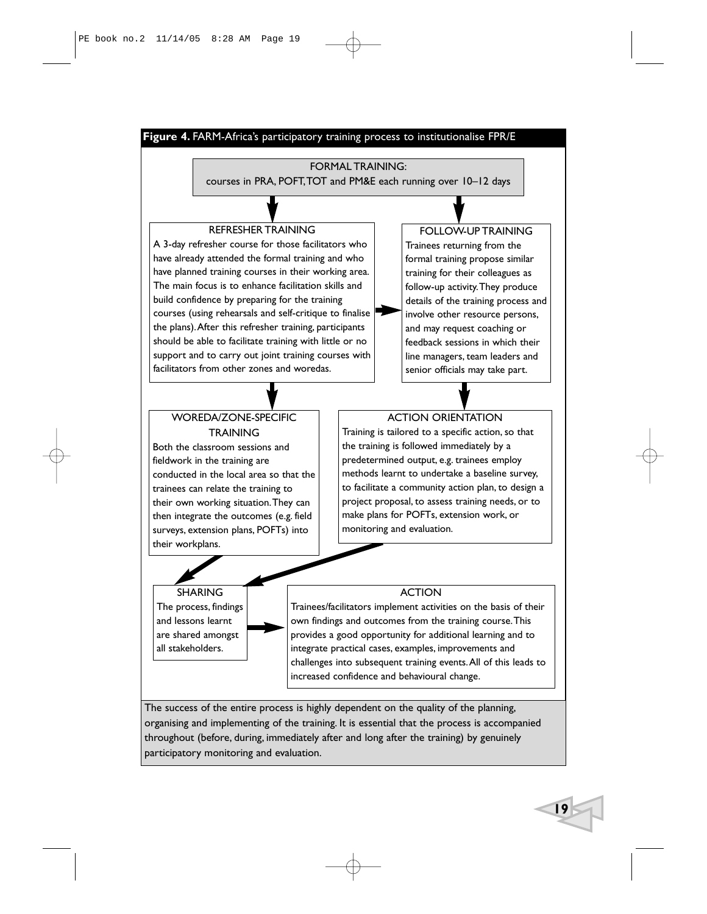**Figure 4.** FARM-Africa's participatory training process to institutionalise FPR/E

**FORMAL TRAINING:**
courses in PRA, POFT, TOT and PM&E each running over 10–12 days

**REFRESHER TRAINING**
A 3-day refresher course for those facilitators who have already attended the formal training and who have planned training courses in their working area. The main focus is to enhance facilitation skills and build confidence by preparing for the training courses (using rehearsals and self-critique to finalise the plans). After this refresher training, participants should be able to facilitate training with little or no support and to carry out joint training courses with facilitators from other zones and woredas.

**FOLLOW-UP TRAINING**
Trainees returning from the formal training propose similar training for their colleagues as follow-up activity. They produce details of the training process and involve other resource persons, and may request coaching or feedback sessions in which their line managers, team leaders and senior officials may take part.

**WOREDA/ZONE-SPECIFIC TRAINING**
Both the classroom sessions and fieldwork in the training are conducted in the local area so that the trainees can relate the training to their own working situation. They can then integrate the outcomes (e.g. field surveys, extension plans, POFTs) into their workplans.

**ACTION ORIENTATION**
Training is tailored to a specific action, so that the training is followed immediately by a predetermined output, e.g. trainees employ methods learnt to undertake a baseline survey, to facilitate a community action plan, to design a project proposal, to assess training needs, or to make plans for POFTs, extension work, or monitoring and evaluation.

**SHARING**
The process, findings and lessons learnt are shared amongst all stakeholders.

**ACTION**
Trainees/facilitators implement activities on the basis of their own findings and outcomes from the training course. This provides a good opportunity for additional learning and to integrate practical cases, examples, improvements and challenges into subsequent training events. All of this leads to increased confidence and behavioural change.

The success of the entire process is highly dependent on the quality of the planning, organising and implementing of the training. It is essential that the process is accompanied throughout (before, during, immediately after and long after the training) by genuinely participatory monitoring and evaluation.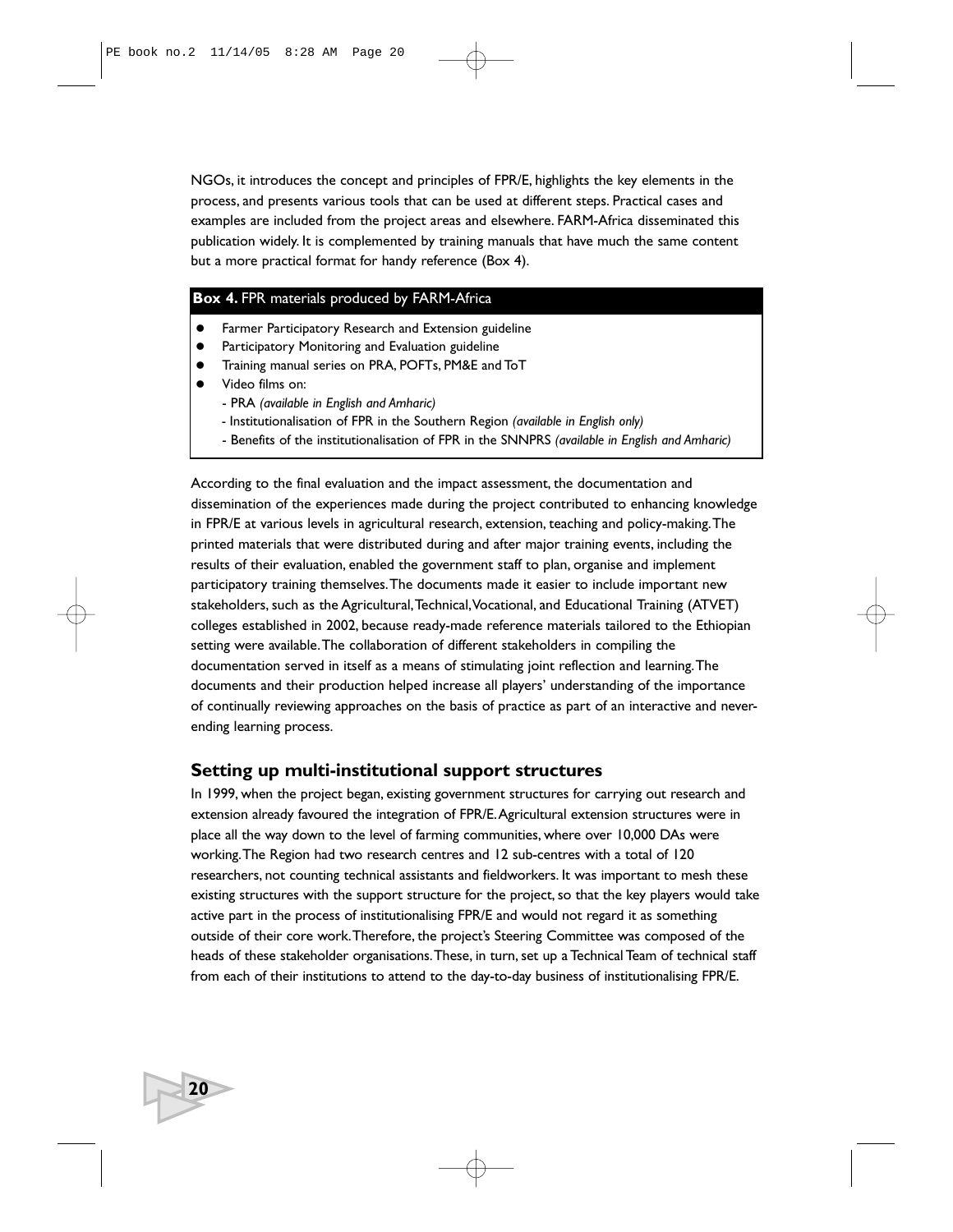NGOs, it introduces the concept and principles of FPR/E, highlights the key elements in the process, and presents various tools that can be used at different steps. Practical cases and examples are included from the project areas and elsewhere. FARM-Africa disseminated this publication widely. It is complemented by training manuals that have much the same content but a more practical format for handy reference (Box 4).

**Box 4.** FPR materials produced by FARM-Africa

- Farmer Participatory Research and Extension guideline
- Participatory Monitoring and Evaluation guideline
- Training manual series on PRA, POFTs, PM&E and ToT
- Video films on:
  - PRA *(available in English and Amharic)*
  - Institutionalisation of FPR in the Southern Region *(available in English only)*
  - Benefits of the institutionalisation of FPR in the SNNPRS *(available in English and Amharic)*

According to the final evaluation and the impact assessment, the documentation and dissemination of the experiences made during the project contributed to enhancing knowledge in FPR/E at various levels in agricultural research, extension, teaching and policy-making. The printed materials that were distributed during and after major training events, including the results of their evaluation, enabled the government staff to plan, organise and implement participatory training themselves. The documents made it easier to include important new stakeholders, such as the Agricultural, Technical, Vocational, and Educational Training (ATVET) colleges established in 2002, because ready-made reference materials tailored to the Ethiopian setting were available. The collaboration of different stakeholders in compiling the documentation served in itself as a means of stimulating joint reflection and learning. The documents and their production helped increase all players' understanding of the importance of continually reviewing approaches on the basis of practice as part of an interactive and never-ending learning process.

## Setting up multi-institutional support structures

In 1999, when the project began, existing government structures for carrying out research and extension already favoured the integration of FPR/E. Agricultural extension structures were in place all the way down to the level of farming communities, where over 10,000 DAs were working. The Region had two research centres and 12 sub-centres with a total of 120 researchers, not counting technical assistants and fieldworkers. It was important to mesh these existing structures with the support structure for the project, so that the key players would take active part in the process of institutionalising FPR/E and would not regard it as something outside of their core work. Therefore, the project's Steering Committee was composed of the heads of these stakeholder organisations. These, in turn, set up a Technical Team of technical staff from each of their institutions to attend to the day-to-day business of institutionalising FPR/E.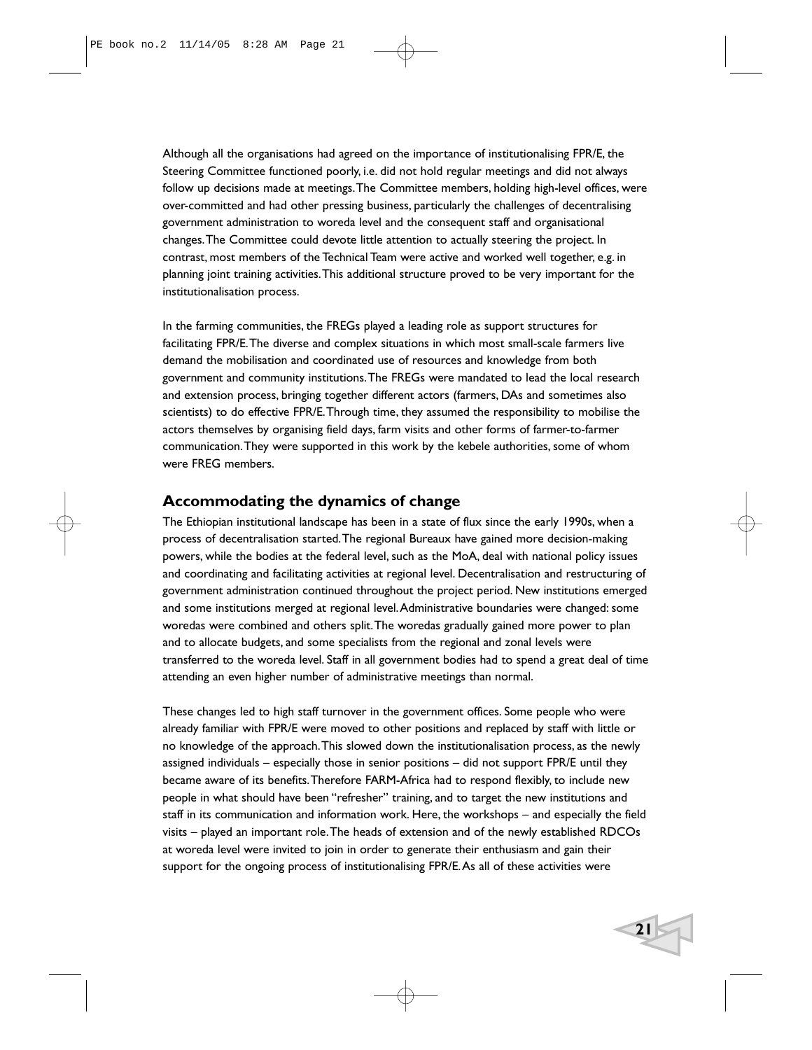Although all the organisations had agreed on the importance of institutionalising FPR/E, the Steering Committee functioned poorly, i.e. did not hold regular meetings and did not always follow up decisions made at meetings. The Committee members, holding high-level offices, were over-committed and had other pressing business, particularly the challenges of decentralising government administration to woreda level and the consequent staff and organisational changes. The Committee could devote little attention to actually steering the project. In contrast, most members of the Technical Team were active and worked well together, e.g. in planning joint training activities. This additional structure proved to be very important for the institutionalisation process.

In the farming communities, the FREGs played a leading role as support structures for facilitating FPR/E. The diverse and complex situations in which most small-scale farmers live demand the mobilisation and coordinated use of resources and knowledge from both government and community institutions. The FREGs were mandated to lead the local research and extension process, bringing together different actors (farmers, DAs and sometimes also scientists) to do effective FPR/E. Through time, they assumed the responsibility to mobilise the actors themselves by organising field days, farm visits and other forms of farmer-to-farmer communication. They were supported in this work by the kebele authorities, some of whom were FREG members.

## Accommodating the dynamics of change

The Ethiopian institutional landscape has been in a state of flux since the early 1990s, when a process of decentralisation started. The regional Bureaux have gained more decision-making powers, while the bodies at the federal level, such as the MoA, deal with national policy issues and coordinating and facilitating activities at regional level. Decentralisation and restructuring of government administration continued throughout the project period. New institutions emerged and some institutions merged at regional level. Administrative boundaries were changed: some woredas were combined and others split. The woredas gradually gained more power to plan and to allocate budgets, and some specialists from the regional and zonal levels were transferred to the woreda level. Staff in all government bodies had to spend a great deal of time attending an even higher number of administrative meetings than normal.

These changes led to high staff turnover in the government offices. Some people who were already familiar with FPR/E were moved to other positions and replaced by staff with little or no knowledge of the approach. This slowed down the institutionalisation process, as the newly assigned individuals – especially those in senior positions – did not support FPR/E until they became aware of its benefits. Therefore FARM-Africa had to respond flexibly, to include new people in what should have been "refresher" training, and to target the new institutions and staff in its communication and information work. Here, the workshops – and especially the field visits – played an important role. The heads of extension and of the newly established RDCOs at woreda level were invited to join in order to generate their enthusiasm and gain their support for the ongoing process of institutionalising FPR/E. As all of these activities were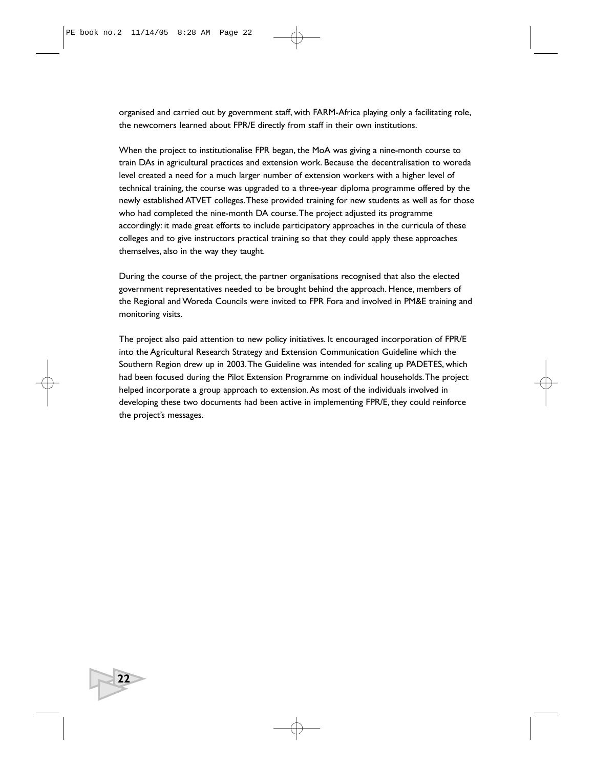organised and carried out by government staff, with FARM-Africa playing only a facilitating role, the newcomers learned about FPR/E directly from staff in their own institutions.

When the project to institutionalise FPR began, the MoA was giving a nine-month course to train DAs in agricultural practices and extension work. Because the decentralisation to woreda level created a need for a much larger number of extension workers with a higher level of technical training, the course was upgraded to a three-year diploma programme offered by the newly established ATVET colleges. These provided training for new students as well as for those who had completed the nine-month DA course. The project adjusted its programme accordingly: it made great efforts to include participatory approaches in the curricula of these colleges and to give instructors practical training so that they could apply these approaches themselves, also in the way they taught.

During the course of the project, the partner organisations recognised that also the elected government representatives needed to be brought behind the approach. Hence, members of the Regional and Woreda Councils were invited to FPR Fora and involved in PM&E training and monitoring visits.

The project also paid attention to new policy initiatives. It encouraged incorporation of FPR/E into the Agricultural Research Strategy and Extension Communication Guideline which the Southern Region drew up in 2003. The Guideline was intended for scaling up PADETES, which had been focused during the Pilot Extension Programme on individual households. The project helped incorporate a group approach to extension. As most of the individuals involved in developing these two documents had been active in implementing FPR/E, they could reinforce the project's messages.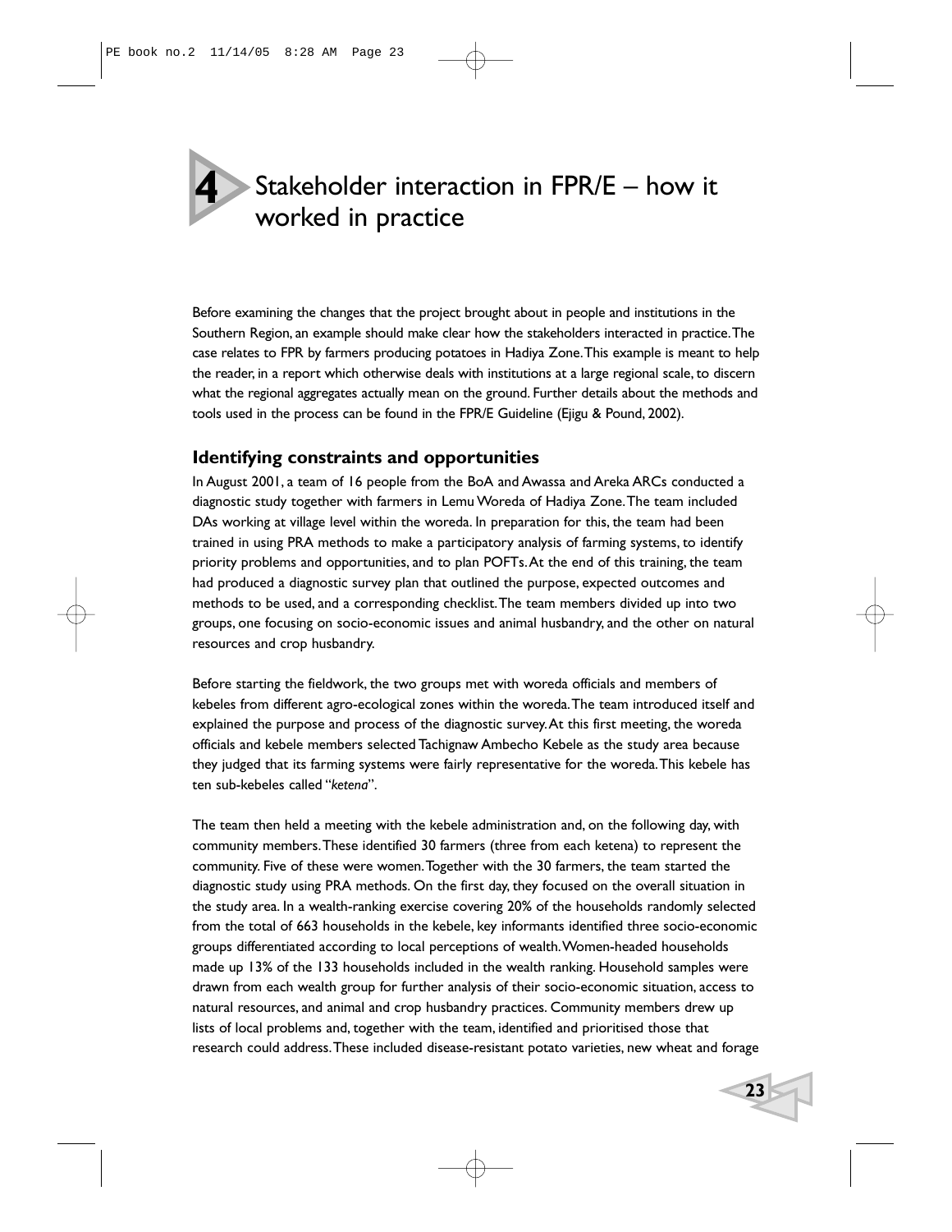# 4 Stakeholder interaction in FPR/E – how it worked in practice

Before examining the changes that the project brought about in people and institutions in the Southern Region, an example should make clear how the stakeholders interacted in practice. The case relates to FPR by farmers producing potatoes in Hadiya Zone. This example is meant to help the reader, in a report which otherwise deals with institutions at a large regional scale, to discern what the regional aggregates actually mean on the ground. Further details about the methods and tools used in the process can be found in the FPR/E Guideline (Ejigu & Pound, 2002).

## Identifying constraints and opportunities

In August 2001, a team of 16 people from the BoA and Awassa and Areka ARCs conducted a diagnostic study together with farmers in Lemu Woreda of Hadiya Zone. The team included DAs working at village level within the woreda. In preparation for this, the team had been trained in using PRA methods to make a participatory analysis of farming systems, to identify priority problems and opportunities, and to plan POFTs. At the end of this training, the team had produced a diagnostic survey plan that outlined the purpose, expected outcomes and methods to be used, and a corresponding checklist. The team members divided up into two groups, one focusing on socio-economic issues and animal husbandry, and the other on natural resources and crop husbandry.

Before starting the fieldwork, the two groups met with woreda officials and members of kebeles from different agro-ecological zones within the woreda. The team introduced itself and explained the purpose and process of the diagnostic survey. At this first meeting, the woreda officials and kebele members selected Tachignaw Ambecho Kebele as the study area because they judged that its farming systems were fairly representative for the woreda. This kebele has ten sub-kebeles called "*ketena*".

The team then held a meeting with the kebele administration and, on the following day, with community members. These identified 30 farmers (three from each ketena) to represent the community. Five of these were women. Together with the 30 farmers, the team started the diagnostic study using PRA methods. On the first day, they focused on the overall situation in the study area. In a wealth-ranking exercise covering 20% of the households randomly selected from the total of 663 households in the kebele, key informants identified three socio-economic groups differentiated according to local perceptions of wealth. Women-headed households made up 13% of the 133 households included in the wealth ranking. Household samples were drawn from each wealth group for further analysis of their socio-economic situation, access to natural resources, and animal and crop husbandry practices. Community members drew up lists of local problems and, together with the team, identified and prioritised those that research could address. These included disease-resistant potato varieties, new wheat and forage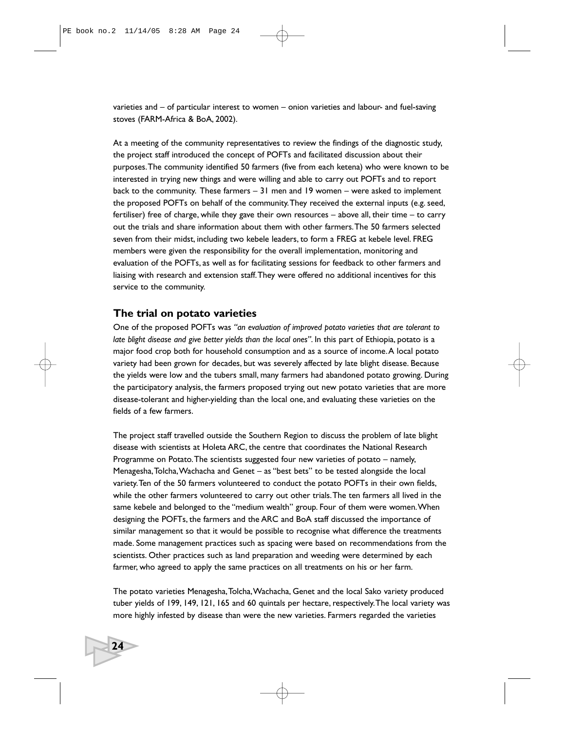varieties and – of particular interest to women – onion varieties and labour- and fuel-saving stoves (FARM-Africa & BoA, 2002).

At a meeting of the community representatives to review the findings of the diagnostic study, the project staff introduced the concept of POFTs and facilitated discussion about their purposes. The community identified 50 farmers (five from each ketena) who were known to be interested in trying new things and were willing and able to carry out POFTs and to report back to the community. These farmers – 31 men and 19 women – were asked to implement the proposed POFTs on behalf of the community. They received the external inputs (e.g. seed, fertiliser) free of charge, while they gave their own resources – above all, their time – to carry out the trials and share information about them with other farmers. The 50 farmers selected seven from their midst, including two kebele leaders, to form a FREG at kebele level. FREG members were given the responsibility for the overall implementation, monitoring and evaluation of the POFTs, as well as for facilitating sessions for feedback to other farmers and liaising with research and extension staff. They were offered no additional incentives for this service to the community.

## The trial on potato varieties

One of the proposed POFTs was *"an evaluation of improved potato varieties that are tolerant to late blight disease and give better yields than the local ones"*. In this part of Ethiopia, potato is a major food crop both for household consumption and as a source of income. A local potato variety had been grown for decades, but was severely affected by late blight disease. Because the yields were low and the tubers small, many farmers had abandoned potato growing. During the participatory analysis, the farmers proposed trying out new potato varieties that are more disease-tolerant and higher-yielding than the local one, and evaluating these varieties on the fields of a few farmers.

The project staff travelled outside the Southern Region to discuss the problem of late blight disease with scientists at Holeta ARC, the centre that coordinates the National Research Programme on Potato. The scientists suggested four new varieties of potato – namely, Menagesha, Tolcha, Wachacha and Genet – as "best bets" to be tested alongside the local variety. Ten of the 50 farmers volunteered to conduct the potato POFTs in their own fields, while the other farmers volunteered to carry out other trials. The ten farmers all lived in the same kebele and belonged to the "medium wealth" group. Four of them were women. When designing the POFTs, the farmers and the ARC and BoA staff discussed the importance of similar management so that it would be possible to recognise what difference the treatments made. Some management practices such as spacing were based on recommendations from the scientists. Other practices such as land preparation and weeding were determined by each farmer, who agreed to apply the same practices on all treatments on his or her farm.

The potato varieties Menagesha, Tolcha, Wachacha, Genet and the local Sako variety produced tuber yields of 199, 149, 121, 165 and 60 quintals per hectare, respectively. The local variety was more highly infested by disease than were the new varieties. Farmers regarded the varieties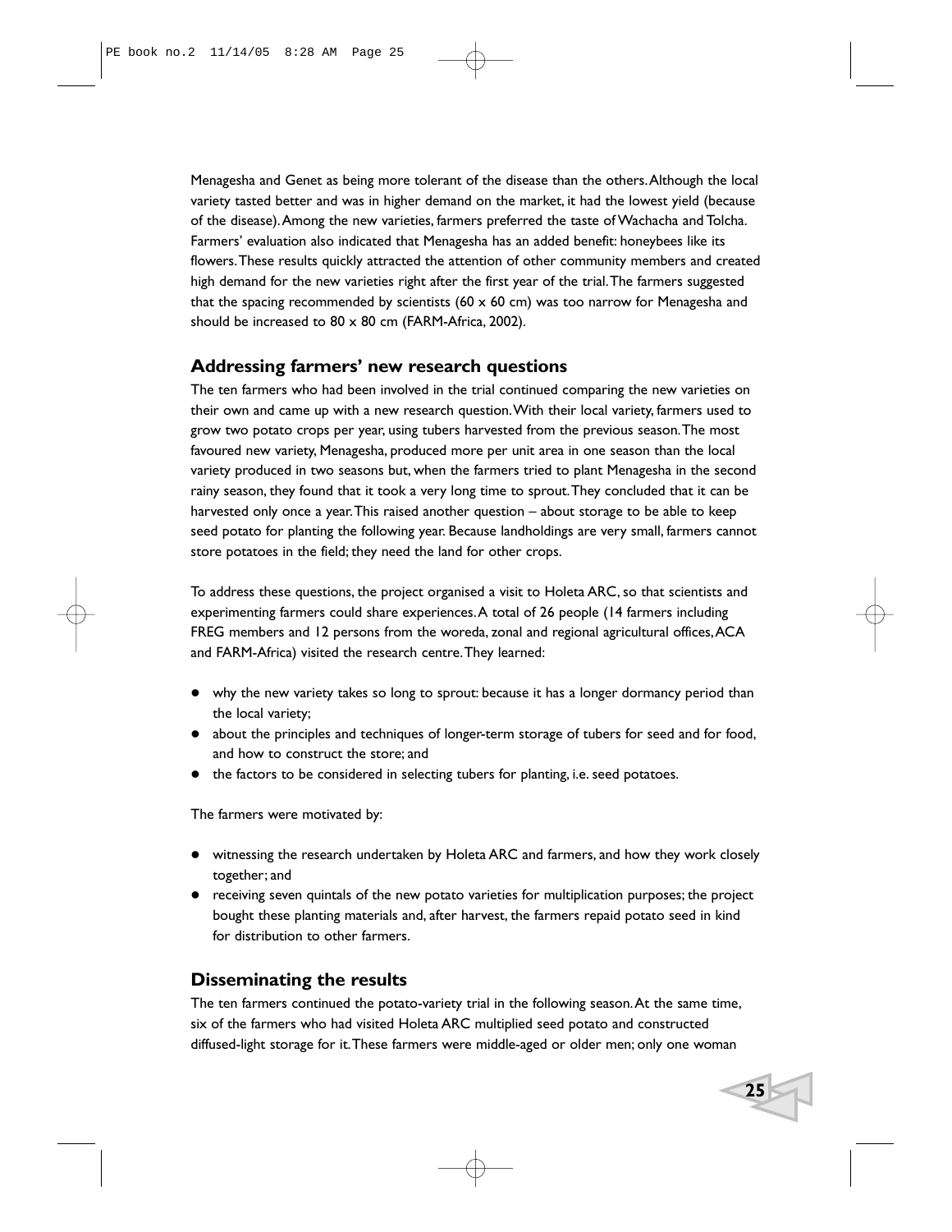Menagesha and Genet as being more tolerant of the disease than the others. Although the local variety tasted better and was in higher demand on the market, it had the lowest yield (because of the disease). Among the new varieties, farmers preferred the taste of Wachacha and Tolcha. Farmers' evaluation also indicated that Menagesha has an added benefit: honeybees like its flowers. These results quickly attracted the attention of other community members and created high demand for the new varieties right after the first year of the trial. The farmers suggested that the spacing recommended by scientists (60 x 60 cm) was too narrow for Menagesha and should be increased to 80 x 80 cm (FARM-Africa, 2002).

## Addressing farmers' new research questions

The ten farmers who had been involved in the trial continued comparing the new varieties on their own and came up with a new research question. With their local variety, farmers used to grow two potato crops per year, using tubers harvested from the previous season. The most favoured new variety, Menagesha, produced more per unit area in one season than the local variety produced in two seasons but, when the farmers tried to plant Menagesha in the second rainy season, they found that it took a very long time to sprout. They concluded that it can be harvested only once a year. This raised another question – about storage to be able to keep seed potato for planting the following year. Because landholdings are very small, farmers cannot store potatoes in the field; they need the land for other crops.

To address these questions, the project organised a visit to Holeta ARC, so that scientists and experimenting farmers could share experiences. A total of 26 people (14 farmers including FREG members and 12 persons from the woreda, zonal and regional agricultural offices, ACA and FARM-Africa) visited the research centre. They learned:

- why the new variety takes so long to sprout: because it has a longer dormancy period than the local variety;
- about the principles and techniques of longer-term storage of tubers for seed and for food, and how to construct the store; and
- the factors to be considered in selecting tubers for planting, i.e. seed potatoes.

The farmers were motivated by:

- witnessing the research undertaken by Holeta ARC and farmers, and how they work closely together; and
- receiving seven quintals of the new potato varieties for multiplication purposes; the project bought these planting materials and, after harvest, the farmers repaid potato seed in kind for distribution to other farmers.

## Disseminating the results

The ten farmers continued the potato-variety trial in the following season. At the same time, six of the farmers who had visited Holeta ARC multiplied seed potato and constructed diffused-light storage for it. These farmers were middle-aged or older men; only one woman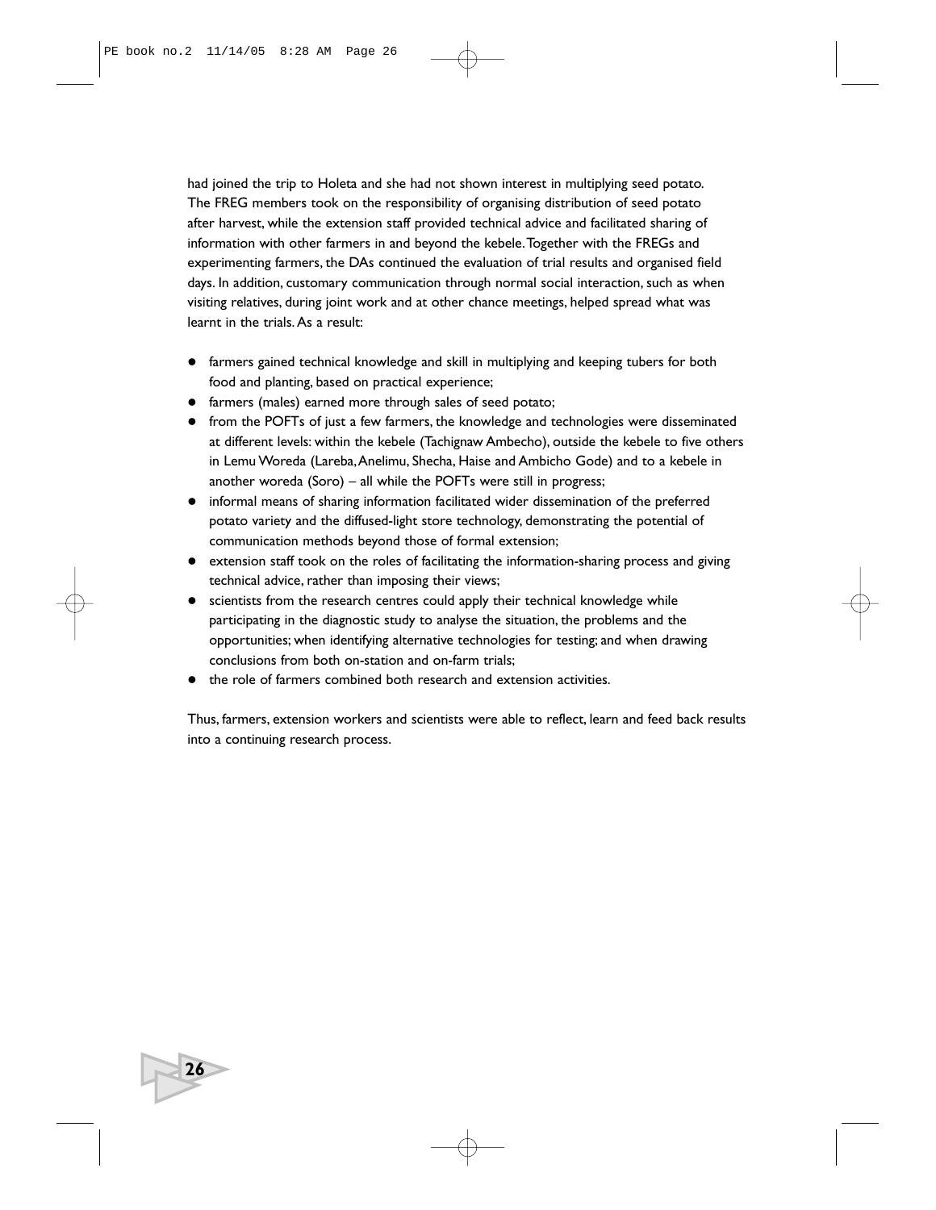had joined the trip to Holeta and she had not shown interest in multiplying seed potato. The FREG members took on the responsibility of organising distribution of seed potato after harvest, while the extension staff provided technical advice and facilitated sharing of information with other farmers in and beyond the kebele. Together with the FREGs and experimenting farmers, the DAs continued the evaluation of trial results and organised field days. In addition, customary communication through normal social interaction, such as when visiting relatives, during joint work and at other chance meetings, helped spread what was learnt in the trials. As a result:

- farmers gained technical knowledge and skill in multiplying and keeping tubers for both food and planting, based on practical experience;
- farmers (males) earned more through sales of seed potato;
- from the POFTs of just a few farmers, the knowledge and technologies were disseminated at different levels: within the kebele (Tachignaw Ambecho), outside the kebele to five others in Lemu Woreda (Lareba, Anelimu, Shecha, Haise and Ambicho Gode) and to a kebele in another woreda (Soro) – all while the POFTs were still in progress;
- informal means of sharing information facilitated wider dissemination of the preferred potato variety and the diffused-light store technology, demonstrating the potential of communication methods beyond those of formal extension;
- extension staff took on the roles of facilitating the information-sharing process and giving technical advice, rather than imposing their views;
- scientists from the research centres could apply their technical knowledge while participating in the diagnostic study to analyse the situation, the problems and the opportunities; when identifying alternative technologies for testing; and when drawing conclusions from both on-station and on-farm trials;
- the role of farmers combined both research and extension activities.

Thus, farmers, extension workers and scientists were able to reflect, learn and feed back results into a continuing research process.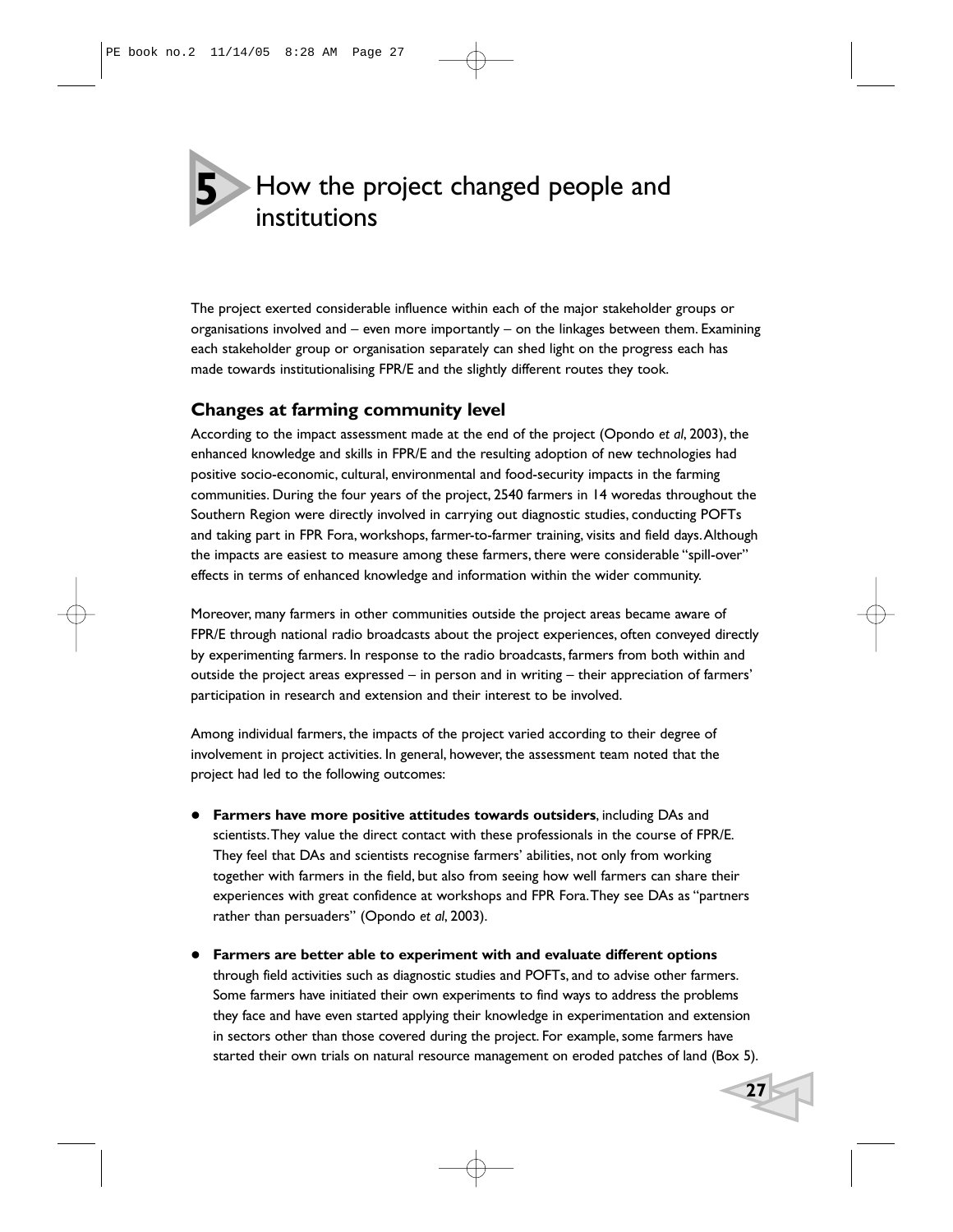# 5 How the project changed people and institutions

The project exerted considerable influence within each of the major stakeholder groups or organisations involved and – even more importantly – on the linkages between them. Examining each stakeholder group or organisation separately can shed light on the progress each has made towards institutionalising FPR/E and the slightly different routes they took.

## Changes at farming community level

According to the impact assessment made at the end of the project (Opondo *et al*, 2003), the enhanced knowledge and skills in FPR/E and the resulting adoption of new technologies had positive socio-economic, cultural, environmental and food-security impacts in the farming communities. During the four years of the project, 2540 farmers in 14 woredas throughout the Southern Region were directly involved in carrying out diagnostic studies, conducting POFTs and taking part in FPR Fora, workshops, farmer-to-farmer training, visits and field days. Although the impacts are easiest to measure among these farmers, there were considerable "spill-over" effects in terms of enhanced knowledge and information within the wider community.

Moreover, many farmers in other communities outside the project areas became aware of FPR/E through national radio broadcasts about the project experiences, often conveyed directly by experimenting farmers. In response to the radio broadcasts, farmers from both within and outside the project areas expressed – in person and in writing – their appreciation of farmers' participation in research and extension and their interest to be involved.

Among individual farmers, the impacts of the project varied according to their degree of involvement in project activities. In general, however, the assessment team noted that the project had led to the following outcomes:

- **Farmers have more positive attitudes towards outsiders**, including DAs and scientists. They value the direct contact with these professionals in the course of FPR/E. They feel that DAs and scientists recognise farmers' abilities, not only from working together with farmers in the field, but also from seeing how well farmers can share their experiences with great confidence at workshops and FPR Fora. They see DAs as "partners rather than persuaders" (Opondo *et al*, 2003).

- **Farmers are better able to experiment with and evaluate different options** through field activities such as diagnostic studies and POFTs, and to advise other farmers. Some farmers have initiated their own experiments to find ways to address the problems they face and have even started applying their knowledge in experimentation and extension in sectors other than those covered during the project. For example, some farmers have started their own trials on natural resource management on eroded patches of land (Box 5).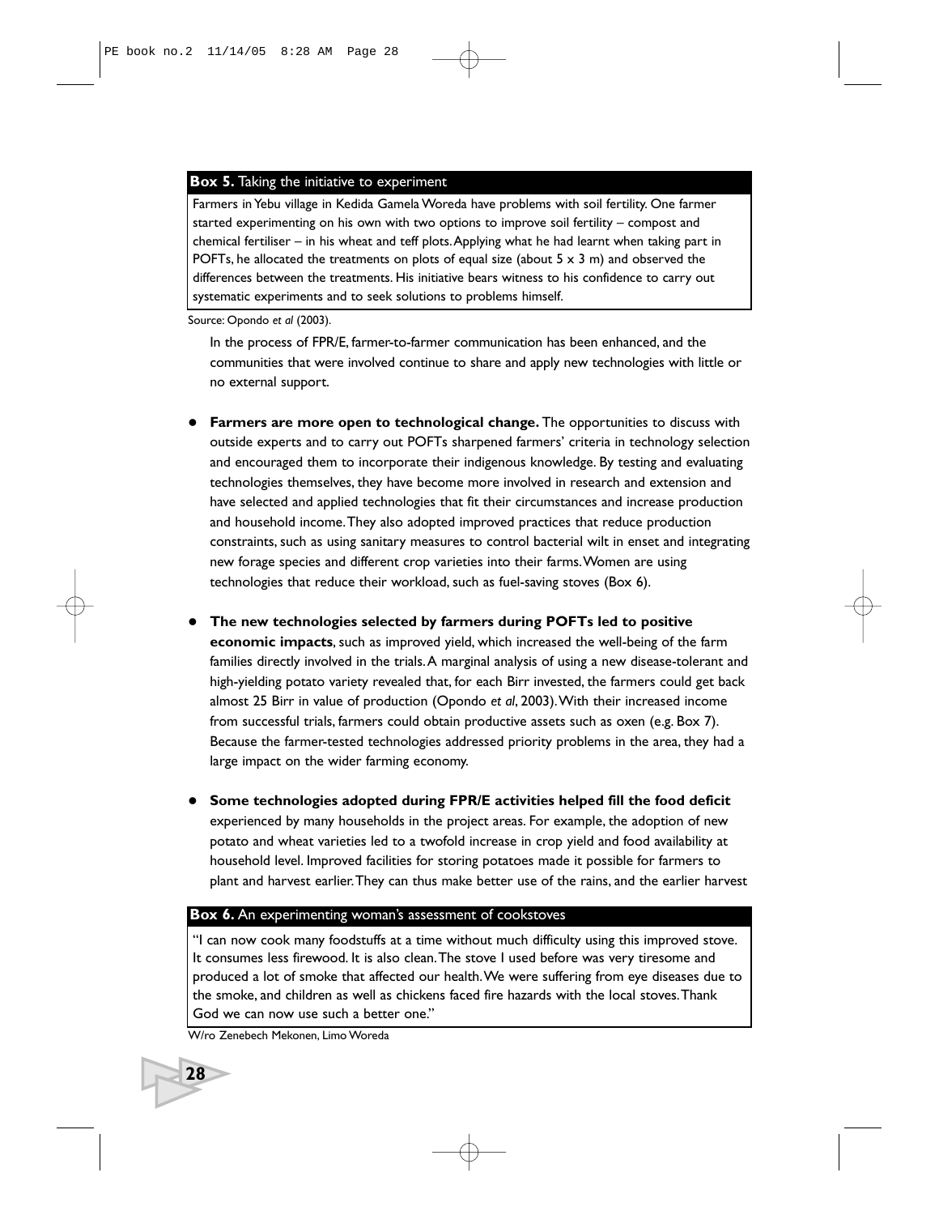**Box 5.** Taking the initiative to experiment

Farmers in Yebu village in Kedida Gamela Woreda have problems with soil fertility. One farmer started experimenting on his own with two options to improve soil fertility – compost and chemical fertiliser – in his wheat and teff plots. Applying what he had learnt when taking part in POFTs, he allocated the treatments on plots of equal size (about 5 x 3 m) and observed the differences between the treatments. His initiative bears witness to his confidence to carry out systematic experiments and to seek solutions to problems himself.

Source: Opondo *et al* (2003).

In the process of FPR/E, farmer-to-farmer communication has been enhanced, and the communities that were involved continue to share and apply new technologies with little or no external support.

- **Farmers are more open to technological change.** The opportunities to discuss with outside experts and to carry out POFTs sharpened farmers' criteria in technology selection and encouraged them to incorporate their indigenous knowledge. By testing and evaluating technologies themselves, they have become more involved in research and extension and have selected and applied technologies that fit their circumstances and increase production and household income. They also adopted improved practices that reduce production constraints, such as using sanitary measures to control bacterial wilt in enset and integrating new forage species and different crop varieties into their farms. Women are using technologies that reduce their workload, such as fuel-saving stoves (Box 6).

- **The new technologies selected by farmers during POFTs led to positive economic impacts**, such as improved yield, which increased the well-being of the farm families directly involved in the trials. A marginal analysis of using a new disease-tolerant and high-yielding potato variety revealed that, for each Birr invested, the farmers could get back almost 25 Birr in value of production (Opondo *et al*, 2003). With their increased income from successful trials, farmers could obtain productive assets such as oxen (e.g. Box 7). Because the farmer-tested technologies addressed priority problems in the area, they had a large impact on the wider farming economy.

- **Some technologies adopted during FPR/E activities helped fill the food deficit** experienced by many households in the project areas. For example, the adoption of new potato and wheat varieties led to a twofold increase in crop yield and food availability at household level. Improved facilities for storing potatoes made it possible for farmers to plant and harvest earlier. They can thus make better use of the rains, and the earlier harvest

**Box 6.** An experimenting woman's assessment of cookstoves

"I can now cook many foodstuffs at a time without much difficulty using this improved stove. It consumes less firewood. It is also clean. The stove I used before was very tiresome and produced a lot of smoke that affected our health. We were suffering from eye diseases due to the smoke, and children as well as chickens faced fire hazards with the local stoves. Thank God we can now use such a better one."

W/ro Zenebech Mekonen, Limo Woreda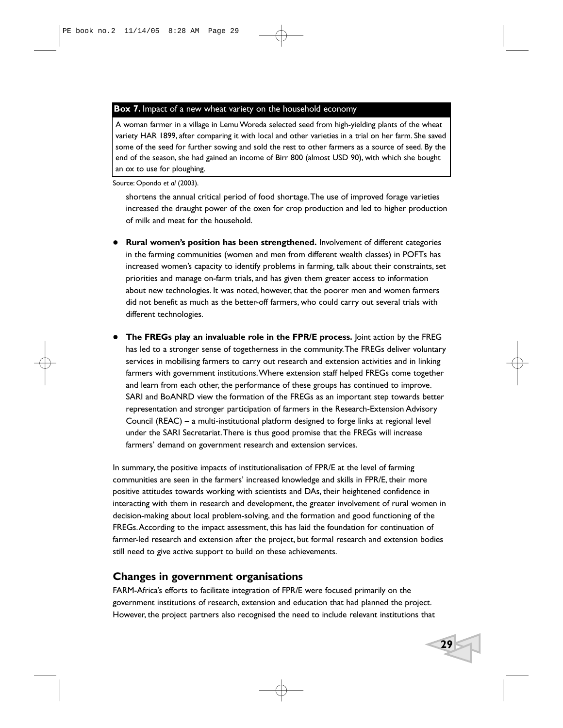**Box 7.** Impact of a new wheat variety on the household economy

A woman farmer in a village in Lemu Woreda selected seed from high-yielding plants of the wheat variety HAR 1899, after comparing it with local and other varieties in a trial on her farm. She saved some of the seed for further sowing and sold the rest to other farmers as a source of seed. By the end of the season, she had gained an income of Birr 800 (almost USD 90), with which she bought an ox to use for ploughing.

Source: Opondo *et al* (2003).

shortens the annual critical period of food shortage. The use of improved forage varieties increased the draught power of the oxen for crop production and led to higher production of milk and meat for the household.

- **Rural women's position has been strengthened.** Involvement of different categories in the farming communities (women and men from different wealth classes) in POFTs has increased women's capacity to identify problems in farming, talk about their constraints, set priorities and manage on-farm trials, and has given them greater access to information about new technologies. It was noted, however, that the poorer men and women farmers did not benefit as much as the better-off farmers, who could carry out several trials with different technologies.

- **The FREGs play an invaluable role in the FPR/E process.** Joint action by the FREG has led to a stronger sense of togetherness in the community. The FREGs deliver voluntary services in mobilising farmers to carry out research and extension activities and in linking farmers with government institutions. Where extension staff helped FREGs come together and learn from each other, the performance of these groups has continued to improve. SARI and BoANRD view the formation of the FREGs as an important step towards better representation and stronger participation of farmers in the Research-Extension Advisory Council (REAC) – a multi-institutional platform designed to forge links at regional level under the SARI Secretariat. There is thus good promise that the FREGs will increase farmers' demand on government research and extension services.

In summary, the positive impacts of institutionalisation of FPR/E at the level of farming communities are seen in the farmers' increased knowledge and skills in FPR/E, their more positive attitudes towards working with scientists and DAs, their heightened confidence in interacting with them in research and development, the greater involvement of rural women in decision-making about local problem-solving, and the formation and good functioning of the FREGs. According to the impact assessment, this has laid the foundation for continuation of farmer-led research and extension after the project, but formal research and extension bodies still need to give active support to build on these achievements.

## Changes in government organisations

FARM-Africa's efforts to facilitate integration of FPR/E were focused primarily on the government institutions of research, extension and education that had planned the project. However, the project partners also recognised the need to include relevant institutions that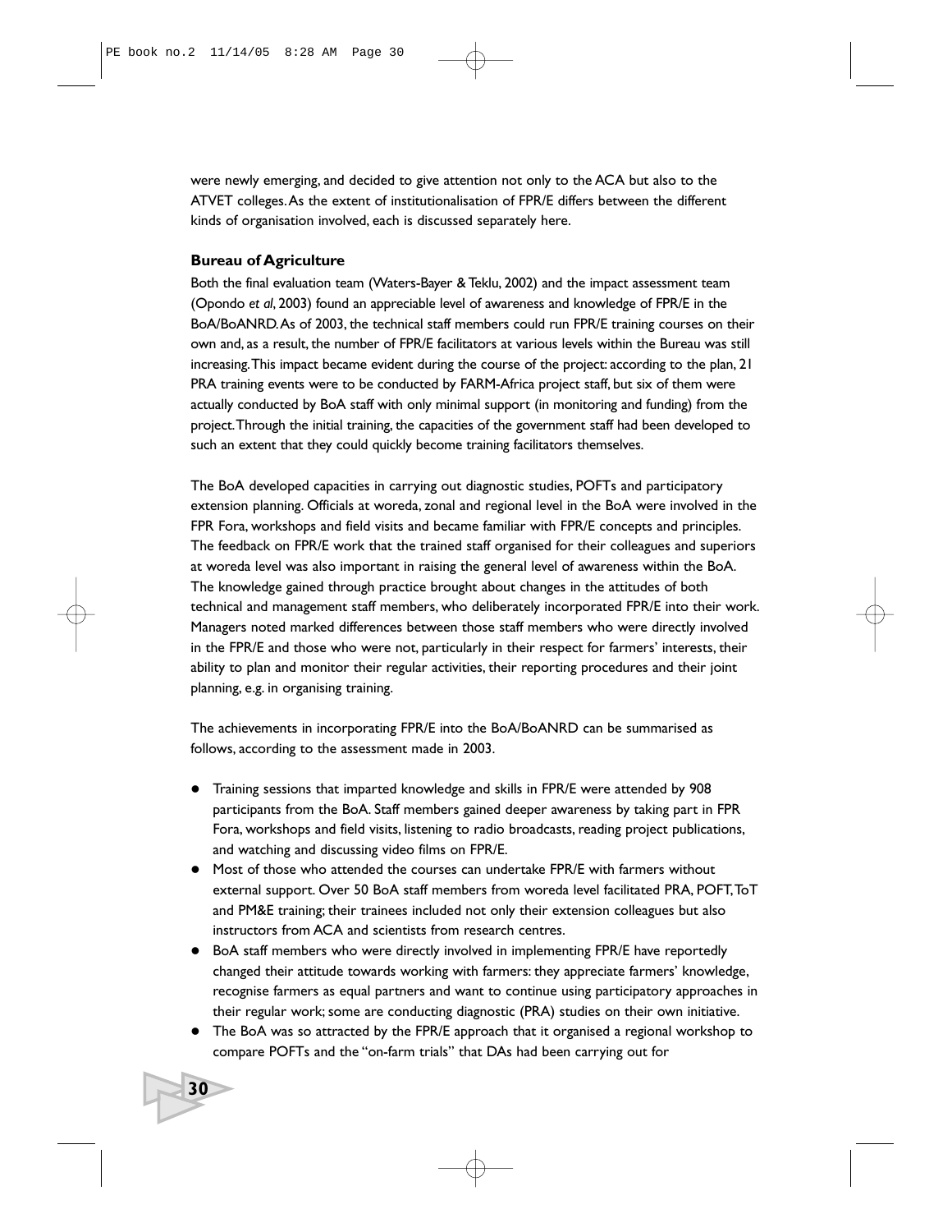were newly emerging, and decided to give attention not only to the ACA but also to the ATVET colleges. As the extent of institutionalisation of FPR/E differs between the different kinds of organisation involved, each is discussed separately here.

### Bureau of Agriculture

Both the final evaluation team (Waters-Bayer & Teklu, 2002) and the impact assessment team (Opondo *et al*, 2003) found an appreciable level of awareness and knowledge of FPR/E in the BoA/BoANRD. As of 2003, the technical staff members could run FPR/E training courses on their own and, as a result, the number of FPR/E facilitators at various levels within the Bureau was still increasing. This impact became evident during the course of the project: according to the plan, 21 PRA training events were to be conducted by FARM-Africa project staff, but six of them were actually conducted by BoA staff with only minimal support (in monitoring and funding) from the project. Through the initial training, the capacities of the government staff had been developed to such an extent that they could quickly become training facilitators themselves.

The BoA developed capacities in carrying out diagnostic studies, POFTs and participatory extension planning. Officials at woreda, zonal and regional level in the BoA were involved in the FPR Fora, workshops and field visits and became familiar with FPR/E concepts and principles. The feedback on FPR/E work that the trained staff organised for their colleagues and superiors at woreda level was also important in raising the general level of awareness within the BoA. The knowledge gained through practice brought about changes in the attitudes of both technical and management staff members, who deliberately incorporated FPR/E into their work. Managers noted marked differences between those staff members who were directly involved in the FPR/E and those who were not, particularly in their respect for farmers' interests, their ability to plan and monitor their regular activities, their reporting procedures and their joint planning, e.g. in organising training.

The achievements in incorporating FPR/E into the BoA/BoANRD can be summarised as follows, according to the assessment made in 2003.

- Training sessions that imparted knowledge and skills in FPR/E were attended by 908 participants from the BoA. Staff members gained deeper awareness by taking part in FPR Fora, workshops and field visits, listening to radio broadcasts, reading project publications, and watching and discussing video films on FPR/E.
- Most of those who attended the courses can undertake FPR/E with farmers without external support. Over 50 BoA staff members from woreda level facilitated PRA, POFT, ToT and PM&E training; their trainees included not only their extension colleagues but also instructors from ACA and scientists from research centres.
- BoA staff members who were directly involved in implementing FPR/E have reportedly changed their attitude towards working with farmers: they appreciate farmers' knowledge, recognise farmers as equal partners and want to continue using participatory approaches in their regular work; some are conducting diagnostic (PRA) studies on their own initiative.
- The BoA was so attracted by the FPR/E approach that it organised a regional workshop to compare POFTs and the "on-farm trials" that DAs had been carrying out for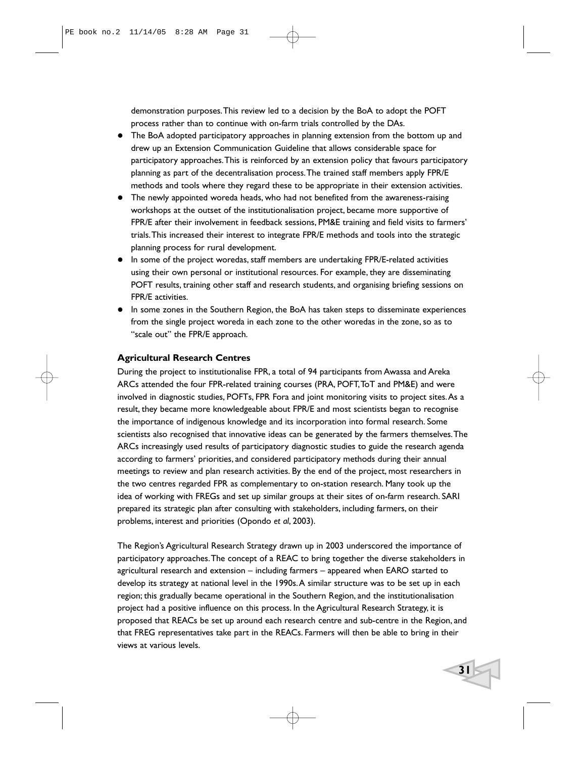demonstration purposes. This review led to a decision by the BoA to adopt the POFT process rather than to continue with on-farm trials controlled by the DAs.

- The BoA adopted participatory approaches in planning extension from the bottom up and drew up an Extension Communication Guideline that allows considerable space for participatory approaches. This is reinforced by an extension policy that favours participatory planning as part of the decentralisation process. The trained staff members apply FPR/E methods and tools where they regard these to be appropriate in their extension activities.
- The newly appointed woreda heads, who had not benefited from the awareness-raising workshops at the outset of the institutionalisation project, became more supportive of FPR/E after their involvement in feedback sessions, PM&E training and field visits to farmers' trials. This increased their interest to integrate FPR/E methods and tools into the strategic planning process for rural development.
- In some of the project woredas, staff members are undertaking FPR/E-related activities using their own personal or institutional resources. For example, they are disseminating POFT results, training other staff and research students, and organising briefing sessions on FPR/E activities.
- In some zones in the Southern Region, the BoA has taken steps to disseminate experiences from the single project woreda in each zone to the other woredas in the zone, so as to "scale out" the FPR/E approach.

**Agricultural Research Centres**

During the project to institutionalise FPR, a total of 94 participants from Awassa and Areka ARCs attended the four FPR-related training courses (PRA, POFT, ToT and PM&E) and were involved in diagnostic studies, POFTs, FPR Fora and joint monitoring visits to project sites. As a result, they became more knowledgeable about FPR/E and most scientists began to recognise the importance of indigenous knowledge and its incorporation into formal research. Some scientists also recognised that innovative ideas can be generated by the farmers themselves. The ARCs increasingly used results of participatory diagnostic studies to guide the research agenda according to farmers' priorities, and considered participatory methods during their annual meetings to review and plan research activities. By the end of the project, most researchers in the two centres regarded FPR as complementary to on-station research. Many took up the idea of working with FREGs and set up similar groups at their sites of on-farm research. SARI prepared its strategic plan after consulting with stakeholders, including farmers, on their problems, interest and priorities (Opondo *et al*, 2003).

The Region's Agricultural Research Strategy drawn up in 2003 underscored the importance of participatory approaches. The concept of a REAC to bring together the diverse stakeholders in agricultural research and extension – including farmers – appeared when EARO started to develop its strategy at national level in the 1990s. A similar structure was to be set up in each region; this gradually became operational in the Southern Region, and the institutionalisation project had a positive influence on this process. In the Agricultural Research Strategy, it is proposed that REACs be set up around each research centre and sub-centre in the Region, and that FREG representatives take part in the REACs. Farmers will then be able to bring in their views at various levels.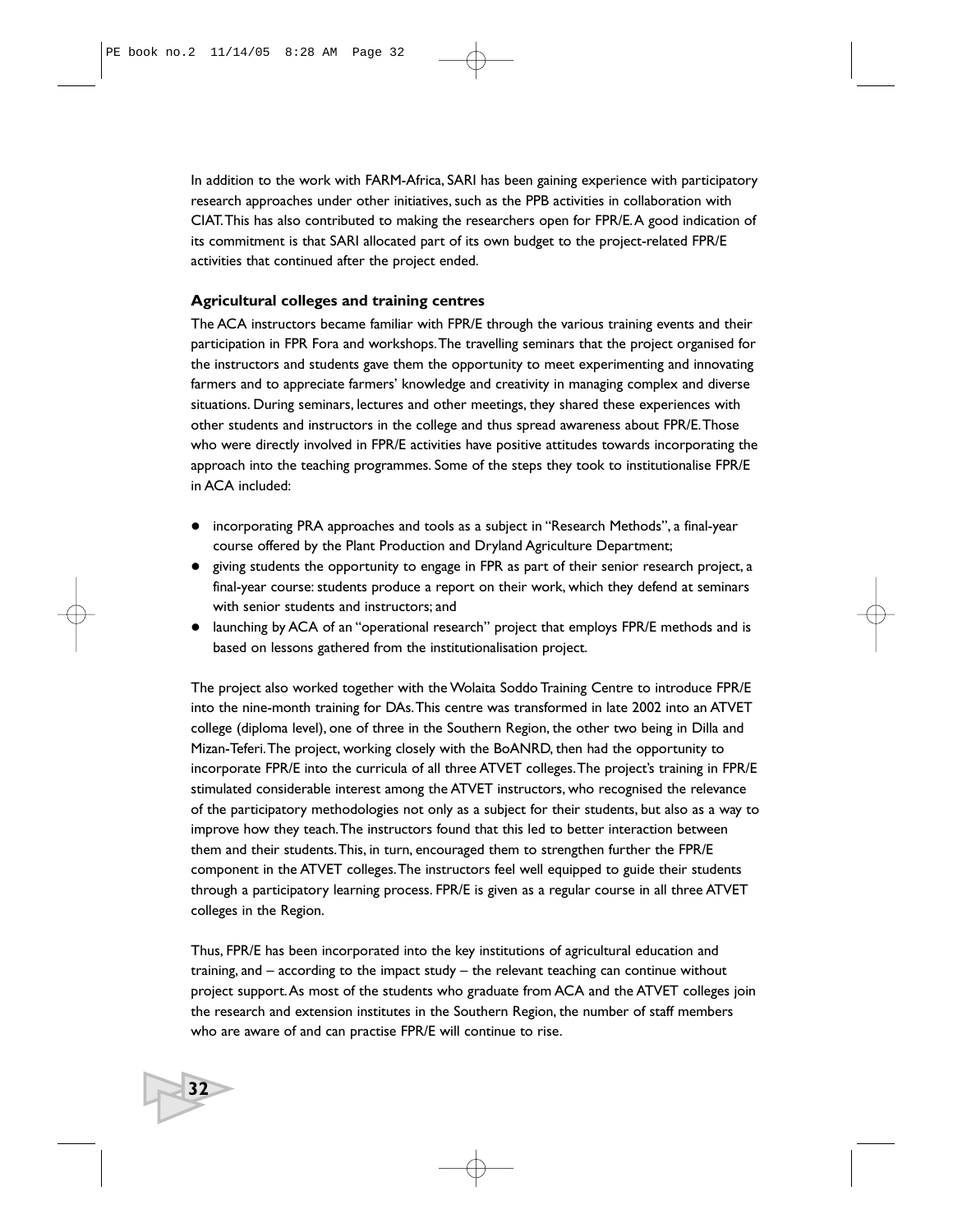In addition to the work with FARM-Africa, SARI has been gaining experience with participatory research approaches under other initiatives, such as the PPB activities in collaboration with CIAT. This has also contributed to making the researchers open for FPR/E. A good indication of its commitment is that SARI allocated part of its own budget to the project-related FPR/E activities that continued after the project ended.

**Agricultural colleges and training centres**

The ACA instructors became familiar with FPR/E through the various training events and their participation in FPR Fora and workshops. The travelling seminars that the project organised for the instructors and students gave them the opportunity to meet experimenting and innovating farmers and to appreciate farmers' knowledge and creativity in managing complex and diverse situations. During seminars, lectures and other meetings, they shared these experiences with other students and instructors in the college and thus spread awareness about FPR/E. Those who were directly involved in FPR/E activities have positive attitudes towards incorporating the approach into the teaching programmes. Some of the steps they took to institutionalise FPR/E in ACA included:

- incorporating PRA approaches and tools as a subject in "Research Methods", a final-year course offered by the Plant Production and Dryland Agriculture Department;
- giving students the opportunity to engage in FPR as part of their senior research project, a final-year course: students produce a report on their work, which they defend at seminars with senior students and instructors; and
- launching by ACA of an "operational research" project that employs FPR/E methods and is based on lessons gathered from the institutionalisation project.

The project also worked together with the Wolaita Soddo Training Centre to introduce FPR/E into the nine-month training for DAs. This centre was transformed in late 2002 into an ATVET college (diploma level), one of three in the Southern Region, the other two being in Dilla and Mizan-Teferi. The project, working closely with the BoANRD, then had the opportunity to incorporate FPR/E into the curricula of all three ATVET colleges. The project's training in FPR/E stimulated considerable interest among the ATVET instructors, who recognised the relevance of the participatory methodologies not only as a subject for their students, but also as a way to improve how they teach. The instructors found that this led to better interaction between them and their students. This, in turn, encouraged them to strengthen further the FPR/E component in the ATVET colleges. The instructors feel well equipped to guide their students through a participatory learning process. FPR/E is given as a regular course in all three ATVET colleges in the Region.

Thus, FPR/E has been incorporated into the key institutions of agricultural education and training, and – according to the impact study – the relevant teaching can continue without project support. As most of the students who graduate from ACA and the ATVET colleges join the research and extension institutes in the Southern Region, the number of staff members who are aware of and can practise FPR/E will continue to rise.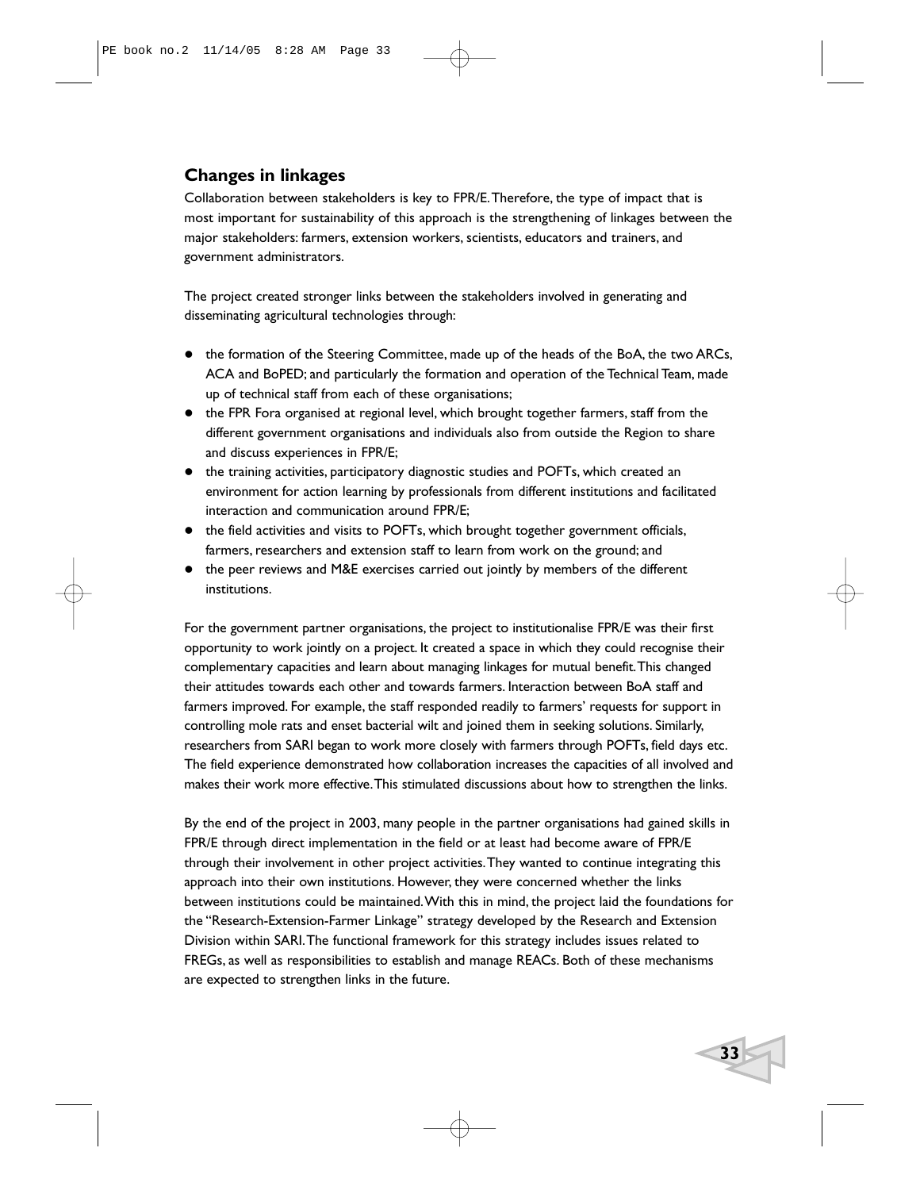## Changes in linkages

Collaboration between stakeholders is key to FPR/E. Therefore, the type of impact that is most important for sustainability of this approach is the strengthening of linkages between the major stakeholders: farmers, extension workers, scientists, educators and trainers, and government administrators.

The project created stronger links between the stakeholders involved in generating and disseminating agricultural technologies through:

- the formation of the Steering Committee, made up of the heads of the BoA, the two ARCs, ACA and BoPED; and particularly the formation and operation of the Technical Team, made up of technical staff from each of these organisations;
- the FPR Fora organised at regional level, which brought together farmers, staff from the different government organisations and individuals also from outside the Region to share and discuss experiences in FPR/E;
- the training activities, participatory diagnostic studies and POFTs, which created an environment for action learning by professionals from different institutions and facilitated interaction and communication around FPR/E;
- the field activities and visits to POFTs, which brought together government officials, farmers, researchers and extension staff to learn from work on the ground; and
- the peer reviews and M&E exercises carried out jointly by members of the different institutions.

For the government partner organisations, the project to institutionalise FPR/E was their first opportunity to work jointly on a project. It created a space in which they could recognise their complementary capacities and learn about managing linkages for mutual benefit. This changed their attitudes towards each other and towards farmers. Interaction between BoA staff and farmers improved. For example, the staff responded readily to farmers' requests for support in controlling mole rats and enset bacterial wilt and joined them in seeking solutions. Similarly, researchers from SARI began to work more closely with farmers through POFTs, field days etc. The field experience demonstrated how collaboration increases the capacities of all involved and makes their work more effective. This stimulated discussions about how to strengthen the links.

By the end of the project in 2003, many people in the partner organisations had gained skills in FPR/E through direct implementation in the field or at least had become aware of FPR/E through their involvement in other project activities. They wanted to continue integrating this approach into their own institutions. However, they were concerned whether the links between institutions could be maintained. With this in mind, the project laid the foundations for the "Research-Extension-Farmer Linkage" strategy developed by the Research and Extension Division within SARI. The functional framework for this strategy includes issues related to FREGs, as well as responsibilities to establish and manage REACs. Both of these mechanisms are expected to strengthen links in the future.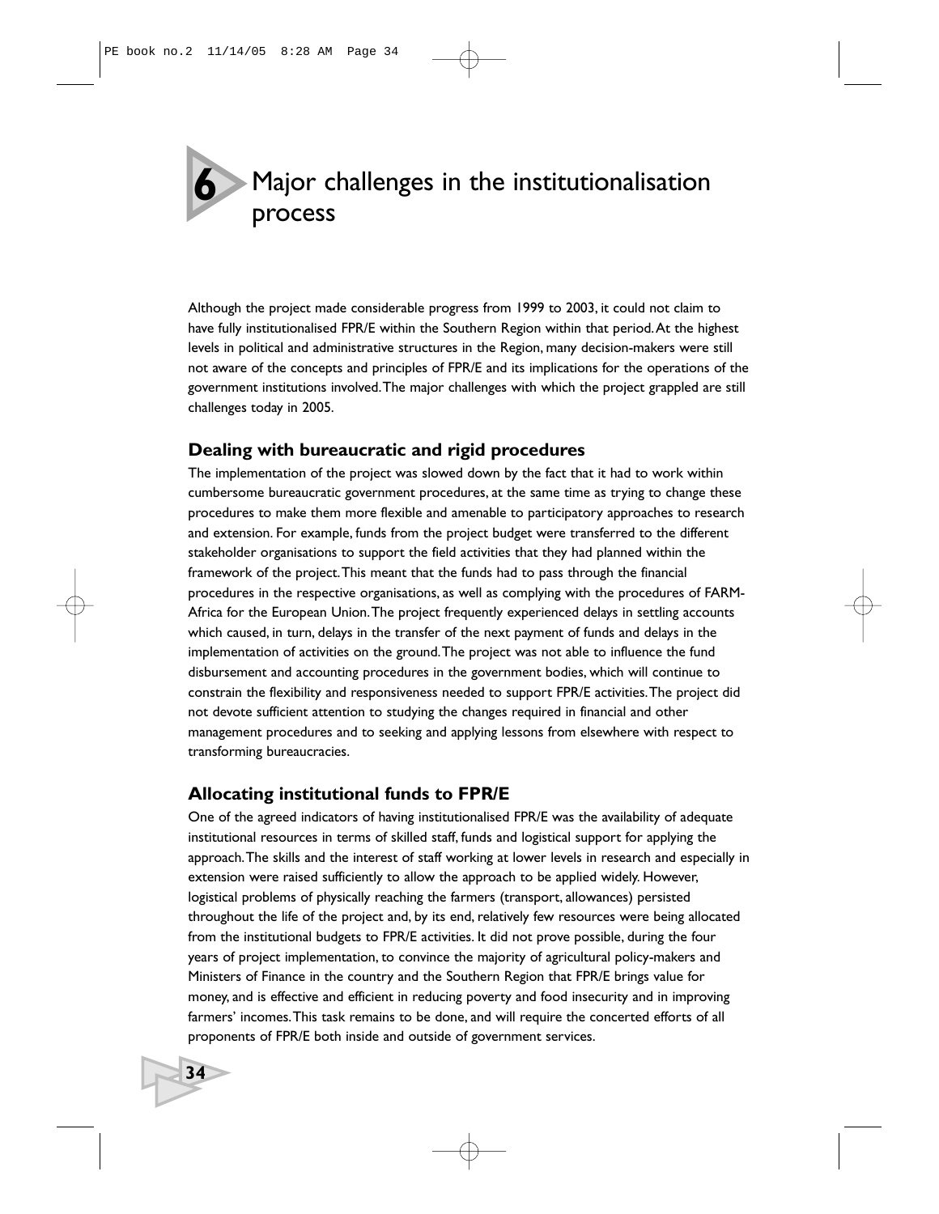# 6 Major challenges in the institutionalisation process

Although the project made considerable progress from 1999 to 2003, it could not claim to have fully institutionalised FPR/E within the Southern Region within that period. At the highest levels in political and administrative structures in the Region, many decision-makers were still not aware of the concepts and principles of FPR/E and its implications for the operations of the government institutions involved. The major challenges with which the project grappled are still challenges today in 2005.

## Dealing with bureaucratic and rigid procedures

The implementation of the project was slowed down by the fact that it had to work within cumbersome bureaucratic government procedures, at the same time as trying to change these procedures to make them more flexible and amenable to participatory approaches to research and extension. For example, funds from the project budget were transferred to the different stakeholder organisations to support the field activities that they had planned within the framework of the project. This meant that the funds had to pass through the financial procedures in the respective organisations, as well as complying with the procedures of FARM-Africa for the European Union. The project frequently experienced delays in settling accounts which caused, in turn, delays in the transfer of the next payment of funds and delays in the implementation of activities on the ground. The project was not able to influence the fund disbursement and accounting procedures in the government bodies, which will continue to constrain the flexibility and responsiveness needed to support FPR/E activities. The project did not devote sufficient attention to studying the changes required in financial and other management procedures and to seeking and applying lessons from elsewhere with respect to transforming bureaucracies.

## Allocating institutional funds to FPR/E

One of the agreed indicators of having institutionalised FPR/E was the availability of adequate institutional resources in terms of skilled staff, funds and logistical support for applying the approach. The skills and the interest of staff working at lower levels in research and especially in extension were raised sufficiently to allow the approach to be applied widely. However, logistical problems of physically reaching the farmers (transport, allowances) persisted throughout the life of the project and, by its end, relatively few resources were being allocated from the institutional budgets to FPR/E activities. It did not prove possible, during the four years of project implementation, to convince the majority of agricultural policy-makers and Ministers of Finance in the country and the Southern Region that FPR/E brings value for money, and is effective and efficient in reducing poverty and food insecurity and in improving farmers' incomes. This task remains to be done, and will require the concerted efforts of all proponents of FPR/E both inside and outside of government services.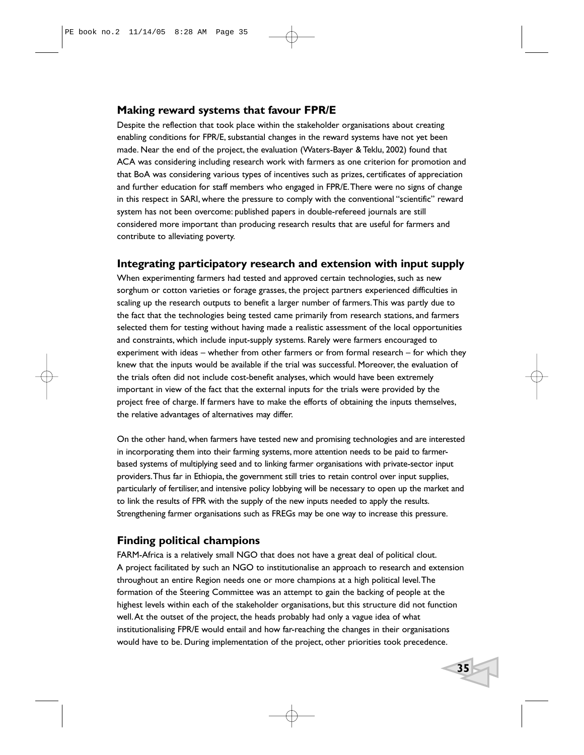## Making reward systems that favour FPR/E

Despite the reflection that took place within the stakeholder organisations about creating enabling conditions for FPR/E, substantial changes in the reward systems have not yet been made. Near the end of the project, the evaluation (Waters-Bayer & Teklu, 2002) found that ACA was considering including research work with farmers as one criterion for promotion and that BoA was considering various types of incentives such as prizes, certificates of appreciation and further education for staff members who engaged in FPR/E. There were no signs of change in this respect in SARI, where the pressure to comply with the conventional "scientific" reward system has not been overcome: published papers in double-refereed journals are still considered more important than producing research results that are useful for farmers and contribute to alleviating poverty.

## Integrating participatory research and extension with input supply

When experimenting farmers had tested and approved certain technologies, such as new sorghum or cotton varieties or forage grasses, the project partners experienced difficulties in scaling up the research outputs to benefit a larger number of farmers. This was partly due to the fact that the technologies being tested came primarily from research stations, and farmers selected them for testing without having made a realistic assessment of the local opportunities and constraints, which include input-supply systems. Rarely were farmers encouraged to experiment with ideas – whether from other farmers or from formal research – for which they knew that the inputs would be available if the trial was successful. Moreover, the evaluation of the trials often did not include cost-benefit analyses, which would have been extremely important in view of the fact that the external inputs for the trials were provided by the project free of charge. If farmers have to make the efforts of obtaining the inputs themselves, the relative advantages of alternatives may differ.

On the other hand, when farmers have tested new and promising technologies and are interested in incorporating them into their farming systems, more attention needs to be paid to farmer-based systems of multiplying seed and to linking farmer organisations with private-sector input providers. Thus far in Ethiopia, the government still tries to retain control over input supplies, particularly of fertiliser, and intensive policy lobbying will be necessary to open up the market and to link the results of FPR with the supply of the new inputs needed to apply the results. Strengthening farmer organisations such as FREGs may be one way to increase this pressure.

## Finding political champions

FARM-Africa is a relatively small NGO that does not have a great deal of political clout. A project facilitated by such an NGO to institutionalise an approach to research and extension throughout an entire Region needs one or more champions at a high political level. The formation of the Steering Committee was an attempt to gain the backing of people at the highest levels within each of the stakeholder organisations, but this structure did not function well. At the outset of the project, the heads probably had only a vague idea of what institutionalising FPR/E would entail and how far-reaching the changes in their organisations would have to be. During implementation of the project, other priorities took precedence.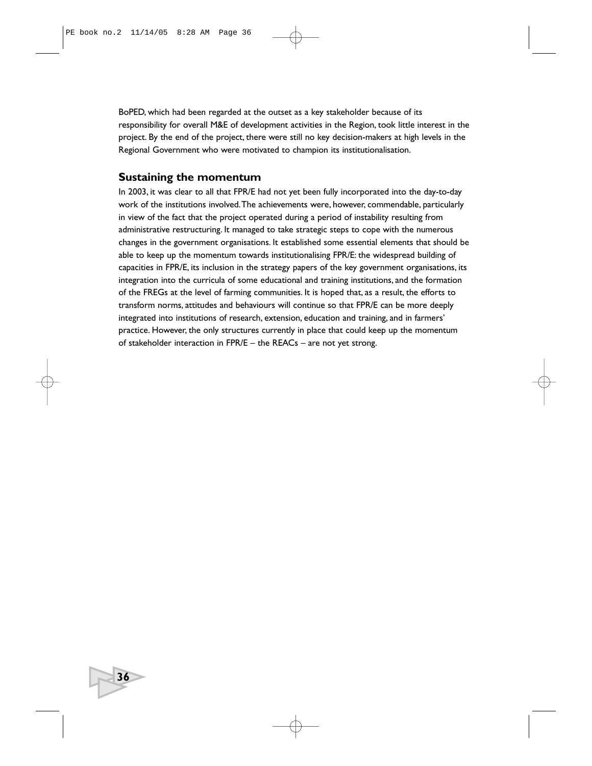BoPED, which had been regarded at the outset as a key stakeholder because of its responsibility for overall M&E of development activities in the Region, took little interest in the project. By the end of the project, there were still no key decision-makers at high levels in the Regional Government who were motivated to champion its institutionalisation.

## Sustaining the momentum

In 2003, it was clear to all that FPR/E had not yet been fully incorporated into the day-to-day work of the institutions involved. The achievements were, however, commendable, particularly in view of the fact that the project operated during a period of instability resulting from administrative restructuring. It managed to take strategic steps to cope with the numerous changes in the government organisations. It established some essential elements that should be able to keep up the momentum towards institutionalising FPR/E: the widespread building of capacities in FPR/E, its inclusion in the strategy papers of the key government organisations, its integration into the curricula of some educational and training institutions, and the formation of the FREGs at the level of farming communities. It is hoped that, as a result, the efforts to transform norms, attitudes and behaviours will continue so that FPR/E can be more deeply integrated into institutions of research, extension, education and training, and in farmers' practice. However, the only structures currently in place that could keep up the momentum of stakeholder interaction in FPR/E – the REACs – are not yet strong.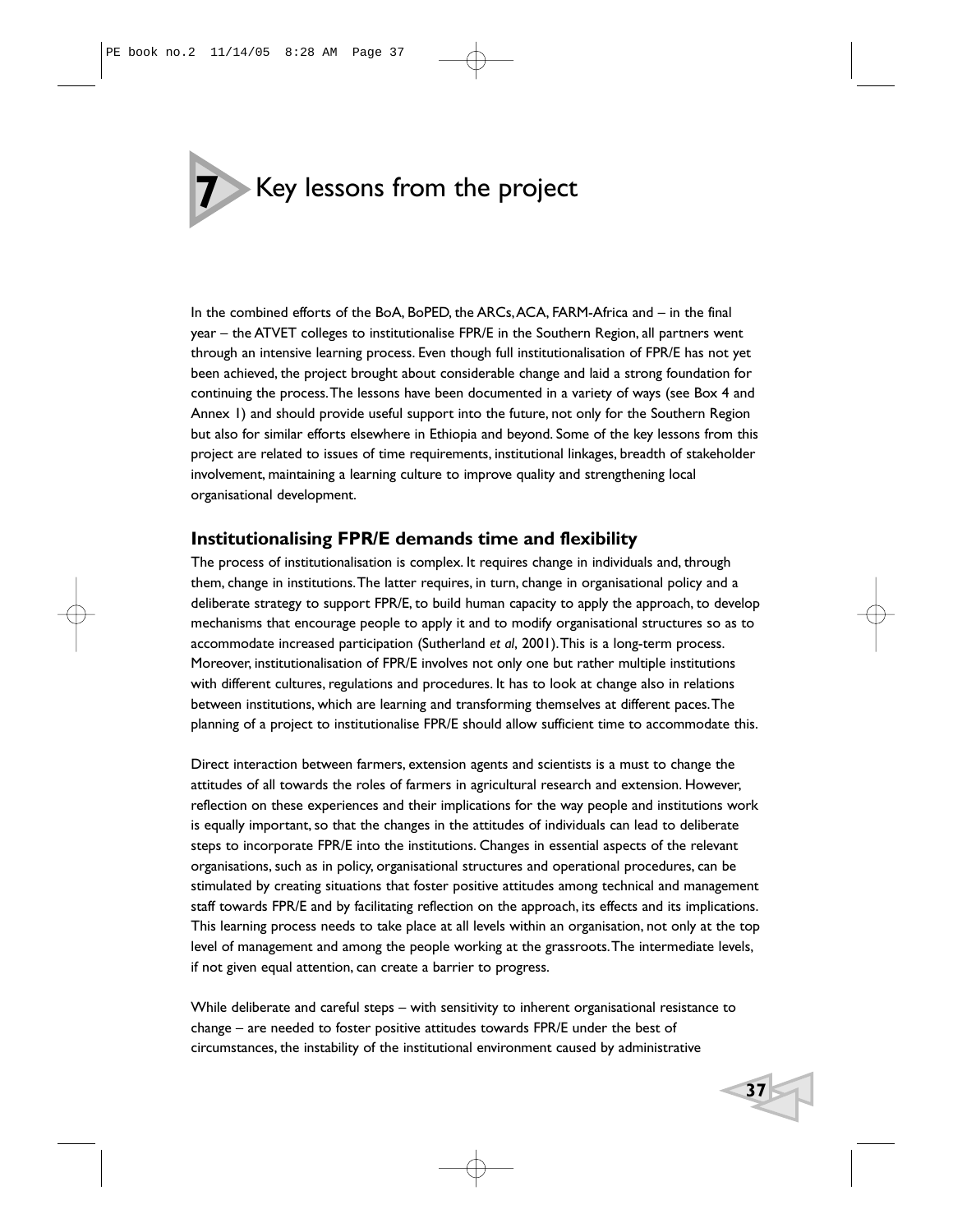# 7 Key lessons from the project

In the combined efforts of the BoA, BoPED, the ARCs, ACA, FARM-Africa and – in the final year – the ATVET colleges to institutionalise FPR/E in the Southern Region, all partners went through an intensive learning process. Even though full institutionalisation of FPR/E has not yet been achieved, the project brought about considerable change and laid a strong foundation for continuing the process. The lessons have been documented in a variety of ways (see Box 4 and Annex 1) and should provide useful support into the future, not only for the Southern Region but also for similar efforts elsewhere in Ethiopia and beyond. Some of the key lessons from this project are related to issues of time requirements, institutional linkages, breadth of stakeholder involvement, maintaining a learning culture to improve quality and strengthening local organisational development.

## Institutionalising FPR/E demands time and flexibility

The process of institutionalisation is complex. It requires change in individuals and, through them, change in institutions. The latter requires, in turn, change in organisational policy and a deliberate strategy to support FPR/E, to build human capacity to apply the approach, to develop mechanisms that encourage people to apply it and to modify organisational structures so as to accommodate increased participation (Sutherland *et al*, 2001). This is a long-term process. Moreover, institutionalisation of FPR/E involves not only one but rather multiple institutions with different cultures, regulations and procedures. It has to look at change also in relations between institutions, which are learning and transforming themselves at different paces. The planning of a project to institutionalise FPR/E should allow sufficient time to accommodate this.

Direct interaction between farmers, extension agents and scientists is a must to change the attitudes of all towards the roles of farmers in agricultural research and extension. However, reflection on these experiences and their implications for the way people and institutions work is equally important, so that the changes in the attitudes of individuals can lead to deliberate steps to incorporate FPR/E into the institutions. Changes in essential aspects of the relevant organisations, such as in policy, organisational structures and operational procedures, can be stimulated by creating situations that foster positive attitudes among technical and management staff towards FPR/E and by facilitating reflection on the approach, its effects and its implications. This learning process needs to take place at all levels within an organisation, not only at the top level of management and among the people working at the grassroots. The intermediate levels, if not given equal attention, can create a barrier to progress.

While deliberate and careful steps – with sensitivity to inherent organisational resistance to change – are needed to foster positive attitudes towards FPR/E under the best of circumstances, the instability of the institutional environment caused by administrative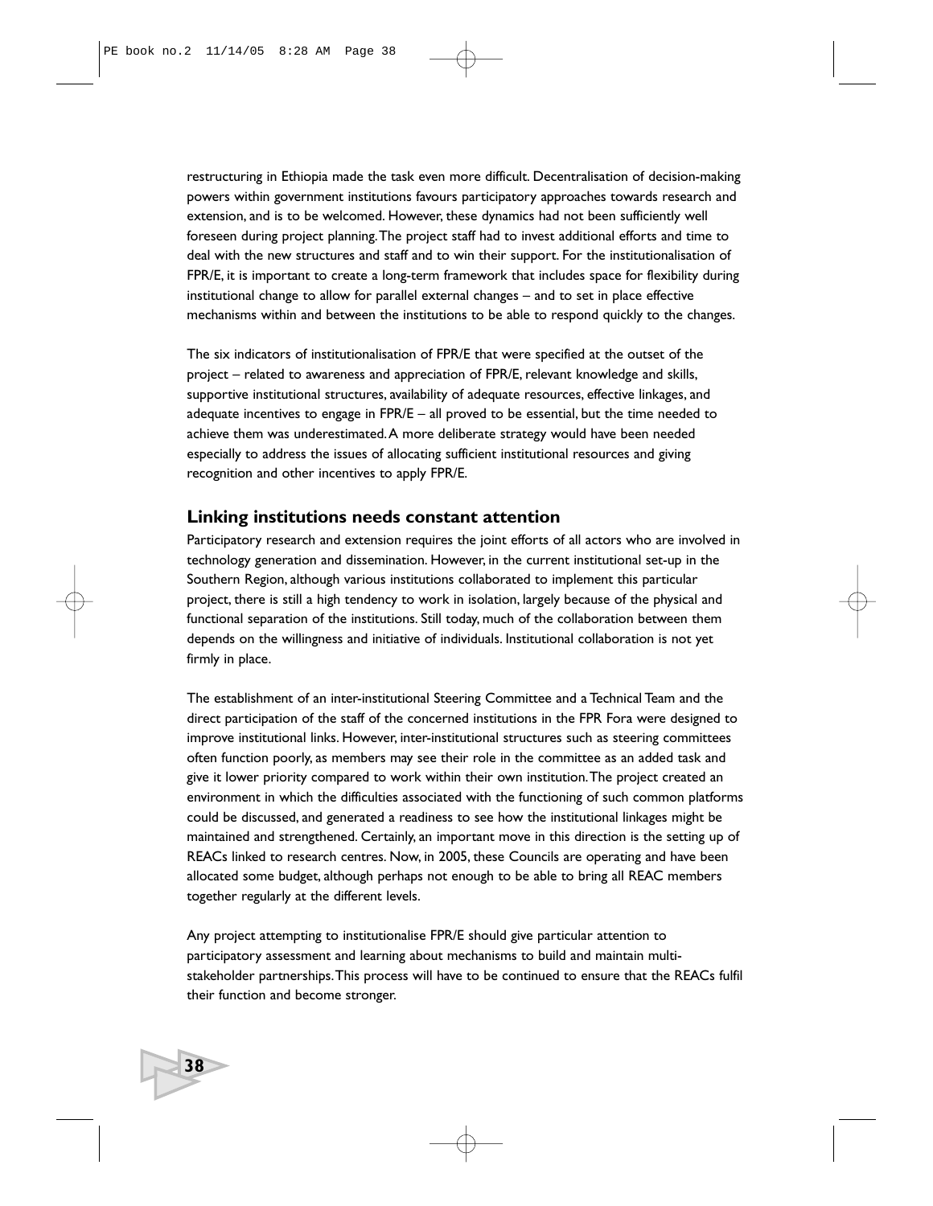restructuring in Ethiopia made the task even more difficult. Decentralisation of decision-making powers within government institutions favours participatory approaches towards research and extension, and is to be welcomed. However, these dynamics had not been sufficiently well foreseen during project planning. The project staff had to invest additional efforts and time to deal with the new structures and staff and to win their support. For the institutionalisation of FPR/E, it is important to create a long-term framework that includes space for flexibility during institutional change to allow for parallel external changes – and to set in place effective mechanisms within and between the institutions to be able to respond quickly to the changes.

The six indicators of institutionalisation of FPR/E that were specified at the outset of the project – related to awareness and appreciation of FPR/E, relevant knowledge and skills, supportive institutional structures, availability of adequate resources, effective linkages, and adequate incentives to engage in FPR/E – all proved to be essential, but the time needed to achieve them was underestimated. A more deliberate strategy would have been needed especially to address the issues of allocating sufficient institutional resources and giving recognition and other incentives to apply FPR/E.

## Linking institutions needs constant attention

Participatory research and extension requires the joint efforts of all actors who are involved in technology generation and dissemination. However, in the current institutional set-up in the Southern Region, although various institutions collaborated to implement this particular project, there is still a high tendency to work in isolation, largely because of the physical and functional separation of the institutions. Still today, much of the collaboration between them depends on the willingness and initiative of individuals. Institutional collaboration is not yet firmly in place.

The establishment of an inter-institutional Steering Committee and a Technical Team and the direct participation of the staff of the concerned institutions in the FPR Fora were designed to improve institutional links. However, inter-institutional structures such as steering committees often function poorly, as members may see their role in the committee as an added task and give it lower priority compared to work within their own institution. The project created an environment in which the difficulties associated with the functioning of such common platforms could be discussed, and generated a readiness to see how the institutional linkages might be maintained and strengthened. Certainly, an important move in this direction is the setting up of REACs linked to research centres. Now, in 2005, these Councils are operating and have been allocated some budget, although perhaps not enough to be able to bring all REAC members together regularly at the different levels.

Any project attempting to institutionalise FPR/E should give particular attention to participatory assessment and learning about mechanisms to build and maintain multi-stakeholder partnerships. This process will have to be continued to ensure that the REACs fulfil their function and become stronger.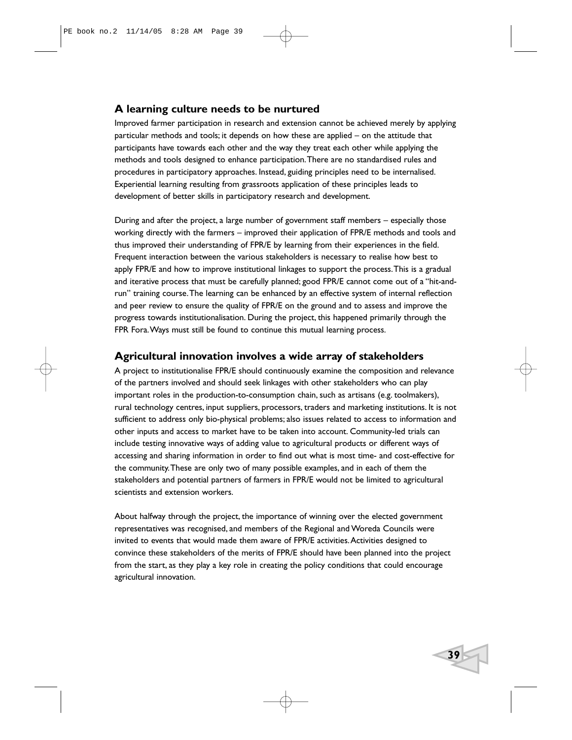## A learning culture needs to be nurtured

Improved farmer participation in research and extension cannot be achieved merely by applying particular methods and tools; it depends on how these are applied – on the attitude that participants have towards each other and the way they treat each other while applying the methods and tools designed to enhance participation. There are no standardised rules and procedures in participatory approaches. Instead, guiding principles need to be internalised. Experiential learning resulting from grassroots application of these principles leads to development of better skills in participatory research and development.

During and after the project, a large number of government staff members – especially those working directly with the farmers – improved their application of FPR/E methods and tools and thus improved their understanding of FPR/E by learning from their experiences in the field. Frequent interaction between the various stakeholders is necessary to realise how best to apply FPR/E and how to improve institutional linkages to support the process. This is a gradual and iterative process that must be carefully planned; good FPR/E cannot come out of a "hit-and-run" training course. The learning can be enhanced by an effective system of internal reflection and peer review to ensure the quality of FPR/E on the ground and to assess and improve the progress towards institutionalisation. During the project, this happened primarily through the FPR Fora. Ways must still be found to continue this mutual learning process.

## Agricultural innovation involves a wide array of stakeholders

A project to institutionalise FPR/E should continuously examine the composition and relevance of the partners involved and should seek linkages with other stakeholders who can play important roles in the production-to-consumption chain, such as artisans (e.g. toolmakers), rural technology centres, input suppliers, processors, traders and marketing institutions. It is not sufficient to address only bio-physical problems; also issues related to access to information and other inputs and access to market have to be taken into account. Community-led trials can include testing innovative ways of adding value to agricultural products or different ways of accessing and sharing information in order to find out what is most time- and cost-effective for the community. These are only two of many possible examples, and in each of them the stakeholders and potential partners of farmers in FPR/E would not be limited to agricultural scientists and extension workers.

About halfway through the project, the importance of winning over the elected government representatives was recognised, and members of the Regional and Woreda Councils were invited to events that would made them aware of FPR/E activities. Activities designed to convince these stakeholders of the merits of FPR/E should have been planned into the project from the start, as they play a key role in creating the policy conditions that could encourage agricultural innovation.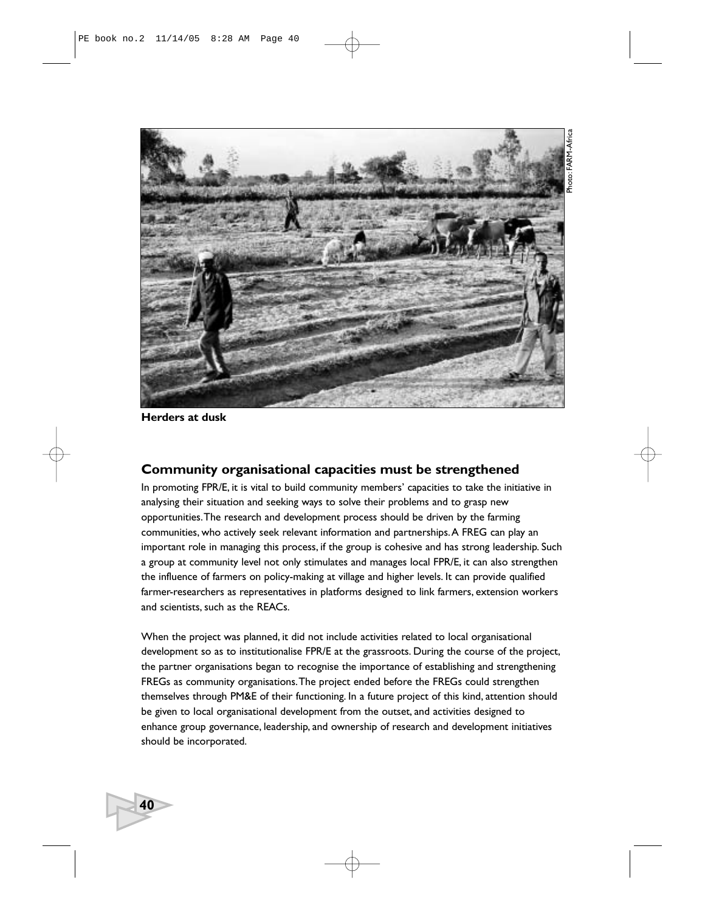Herders at dusk

Photo: FARM-Africa

## Community organisational capacities must be strengthened

In promoting FPR/E, it is vital to build community members' capacities to take the initiative in analysing their situation and seeking ways to solve their problems and to grasp new opportunities. The research and development process should be driven by the farming communities, who actively seek relevant information and partnerships. A FREG can play an important role in managing this process, if the group is cohesive and has strong leadership. Such a group at community level not only stimulates and manages local FPR/E, it can also strengthen the influence of farmers on policy-making at village and higher levels. It can provide qualified farmer-researchers as representatives in platforms designed to link farmers, extension workers and scientists, such as the REACs.

When the project was planned, it did not include activities related to local organisational development so as to institutionalise FPR/E at the grassroots. During the course of the project, the partner organisations began to recognise the importance of establishing and strengthening FREGs as community organisations. The project ended before the FREGs could strengthen themselves through PM&E of their functioning. In a future project of this kind, attention should be given to local organisational development from the outset, and activities designed to enhance group governance, leadership, and ownership of research and development initiatives should be incorporated.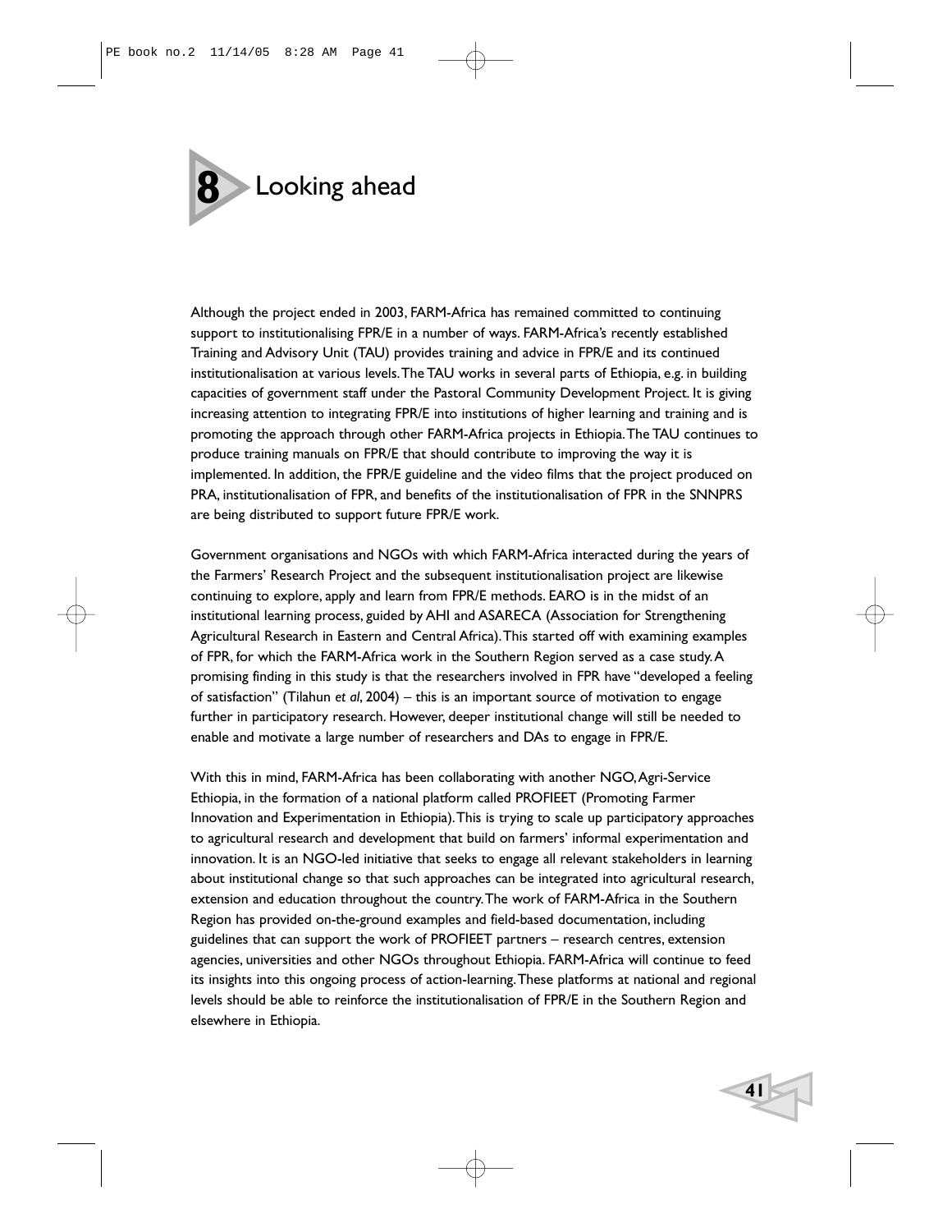# 8 Looking ahead

Although the project ended in 2003, FARM-Africa has remained committed to continuing support to institutionalising FPR/E in a number of ways. FARM-Africa's recently established Training and Advisory Unit (TAU) provides training and advice in FPR/E and its continued institutionalisation at various levels. The TAU works in several parts of Ethiopia, e.g. in building capacities of government staff under the Pastoral Community Development Project. It is giving increasing attention to integrating FPR/E into institutions of higher learning and training and is promoting the approach through other FARM-Africa projects in Ethiopia. The TAU continues to produce training manuals on FPR/E that should contribute to improving the way it is implemented. In addition, the FPR/E guideline and the video films that the project produced on PRA, institutionalisation of FPR, and benefits of the institutionalisation of FPR in the SNNPRS are being distributed to support future FPR/E work.

Government organisations and NGOs with which FARM-Africa interacted during the years of the Farmers' Research Project and the subsequent institutionalisation project are likewise continuing to explore, apply and learn from FPR/E methods. EARO is in the midst of an institutional learning process, guided by AHI and ASARECA (Association for Strengthening Agricultural Research in Eastern and Central Africa). This started off with examining examples of FPR, for which the FARM-Africa work in the Southern Region served as a case study. A promising finding in this study is that the researchers involved in FPR have "developed a feeling of satisfaction" (Tilahun *et al*, 2004) – this is an important source of motivation to engage further in participatory research. However, deeper institutional change will still be needed to enable and motivate a large number of researchers and DAs to engage in FPR/E.

With this in mind, FARM-Africa has been collaborating with another NGO, Agri-Service Ethiopia, in the formation of a national platform called PROFIEET (Promoting Farmer Innovation and Experimentation in Ethiopia). This is trying to scale up participatory approaches to agricultural research and development that build on farmers' informal experimentation and innovation. It is an NGO-led initiative that seeks to engage all relevant stakeholders in learning about institutional change so that such approaches can be integrated into agricultural research, extension and education throughout the country. The work of FARM-Africa in the Southern Region has provided on-the-ground examples and field-based documentation, including guidelines that can support the work of PROFIEET partners – research centres, extension agencies, universities and other NGOs throughout Ethiopia. FARM-Africa will continue to feed its insights into this ongoing process of action-learning. These platforms at national and regional levels should be able to reinforce the institutionalisation of FPR/E in the Southern Region and elsewhere in Ethiopia.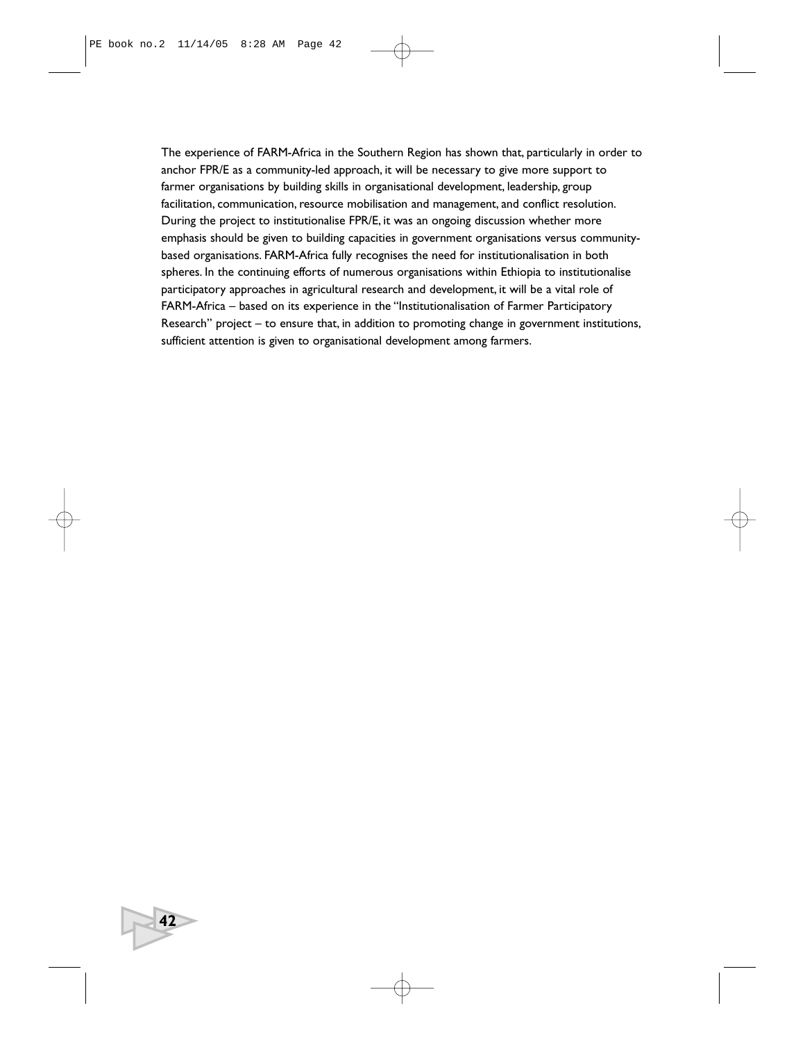The experience of FARM-Africa in the Southern Region has shown that, particularly in order to anchor FPR/E as a community-led approach, it will be necessary to give more support to farmer organisations by building skills in organisational development, leadership, group facilitation, communication, resource mobilisation and management, and conflict resolution. During the project to institutionalise FPR/E, it was an ongoing discussion whether more emphasis should be given to building capacities in government organisations versus community-based organisations. FARM-Africa fully recognises the need for institutionalisation in both spheres. In the continuing efforts of numerous organisations within Ethiopia to institutionalise participatory approaches in agricultural research and development, it will be a vital role of FARM-Africa – based on its experience in the "Institutionalisation of Farmer Participatory Research" project – to ensure that, in addition to promoting change in government institutions, sufficient attention is given to organisational development among farmers.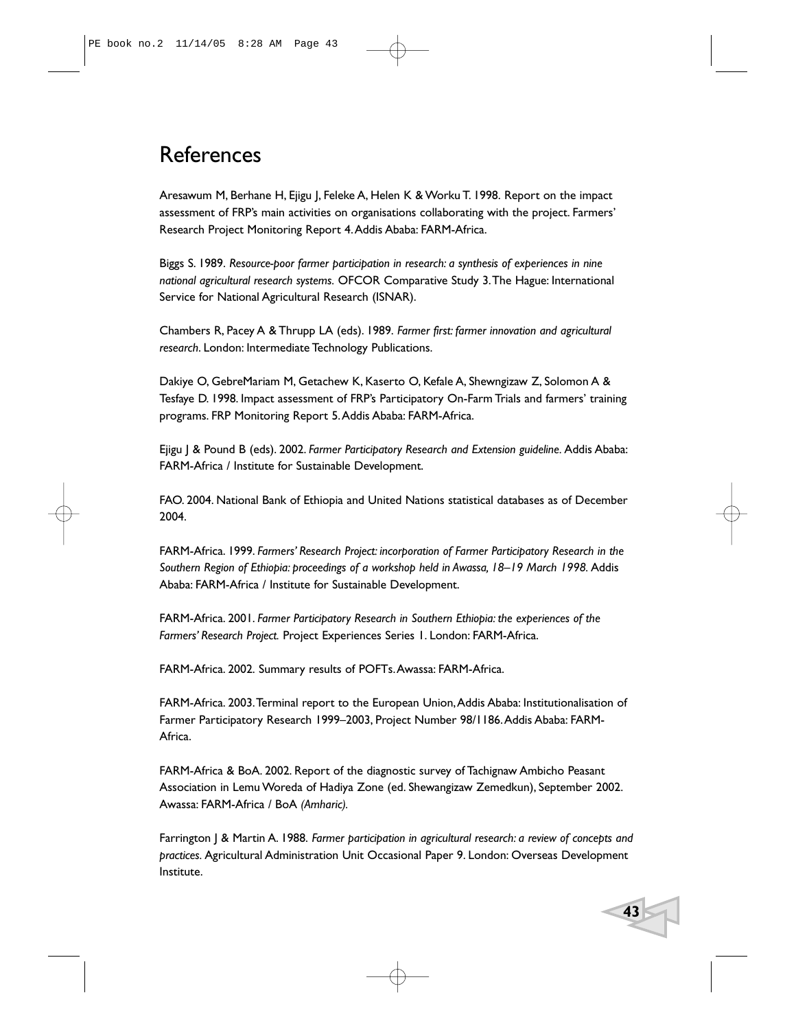# References

Aresawum M, Berhane H, Ejigu J, Feleke A, Helen K & Worku T. 1998. Report on the impact assessment of FRP's main activities on organisations collaborating with the project. Farmers' Research Project Monitoring Report 4. Addis Ababa: FARM-Africa.

Biggs S. 1989. *Resource-poor farmer participation in research: a synthesis of experiences in nine national agricultural research systems.* OFCOR Comparative Study 3. The Hague: International Service for National Agricultural Research (ISNAR).

Chambers R, Pacey A & Thrupp LA (eds). 1989. *Farmer first: farmer innovation and agricultural research*. London: Intermediate Technology Publications.

Dakiye O, GebreMariam M, Getachew K, Kaserto O, Kefale A, Shewngizaw Z, Solomon A & Tesfaye D. 1998. Impact assessment of FRP's Participatory On-Farm Trials and farmers' training programs. FRP Monitoring Report 5. Addis Ababa: FARM-Africa.

Ejigu J & Pound B (eds). 2002. *Farmer Participatory Research and Extension guideline*. Addis Ababa: FARM-Africa / Institute for Sustainable Development.

FAO. 2004. National Bank of Ethiopia and United Nations statistical databases as of December 2004.

FARM-Africa. 1999. *Farmers' Research Project: incorporation of Farmer Participatory Research in the Southern Region of Ethiopia: proceedings of a workshop held in Awassa, 18–19 March 1998*. Addis Ababa: FARM-Africa / Institute for Sustainable Development.

FARM-Africa. 2001. *Farmer Participatory Research in Southern Ethiopia: the experiences of the Farmers' Research Project.* Project Experiences Series 1. London: FARM-Africa.

FARM-Africa. 2002. Summary results of POFTs. Awassa: FARM-Africa.

FARM-Africa. 2003. Terminal report to the European Union, Addis Ababa: Institutionalisation of Farmer Participatory Research 1999–2003, Project Number 98/1186. Addis Ababa: FARM-Africa.

FARM-Africa & BoA. 2002. Report of the diagnostic survey of Tachignaw Ambicho Peasant Association in Lemu Woreda of Hadiya Zone (ed. Shewangizaw Zemedkun), September 2002. Awassa: FARM-Africa / BoA *(Amharic).*

Farrington J & Martin A. 1988. *Farmer participation in agricultural research: a review of concepts and practices.* Agricultural Administration Unit Occasional Paper 9. London: Overseas Development Institute.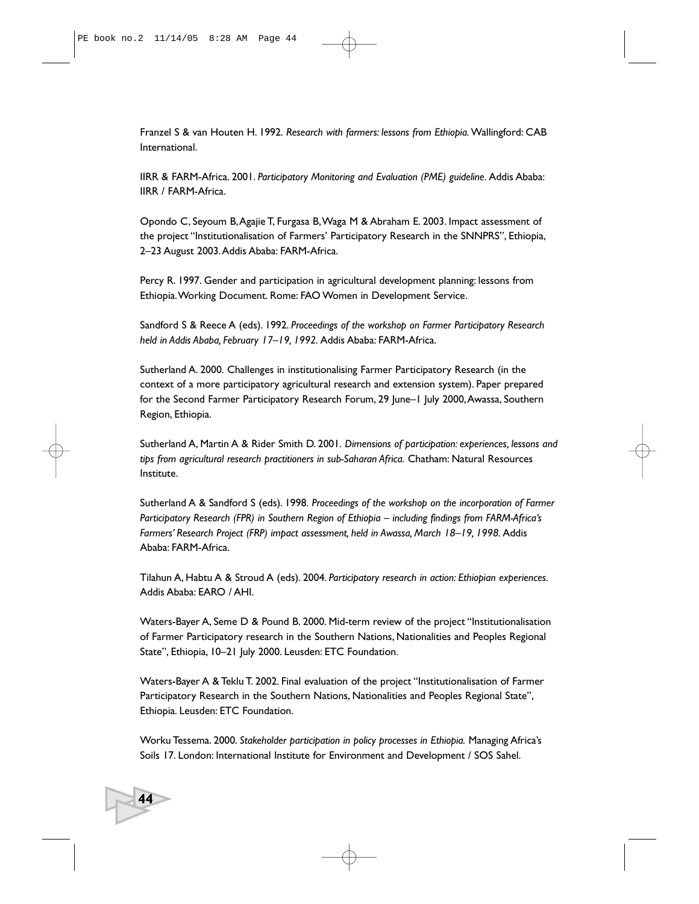Franzel S & van Houten H. 1992. *Research with farmers: lessons from Ethiopia.* Wallingford: CAB International.

IIRR & FARM-Africa. 2001. *Participatory Monitoring and Evaluation (PME) guideline*. Addis Ababa: IIRR / FARM-Africa.

Opondo C, Seyoum B, Agajie T, Furgasa B, Waga M & Abraham E. 2003. Impact assessment of the project "Institutionalisation of Farmers' Participatory Research in the SNNPRS", Ethiopia, 2–23 August 2003. Addis Ababa: FARM-Africa.

Percy R. 1997. Gender and participation in agricultural development planning: lessons from Ethiopia. Working Document. Rome: FAO Women in Development Service.

Sandford S & Reece A (eds). 1992. *Proceedings of the workshop on Farmer Participatory Research held in Addis Ababa, February 17–19, 1992.* Addis Ababa: FARM-Africa.

Sutherland A. 2000. Challenges in institutionalising Farmer Participatory Research (in the context of a more participatory agricultural research and extension system). Paper prepared for the Second Farmer Participatory Research Forum, 29 June–1 July 2000, Awassa, Southern Region, Ethiopia.

Sutherland A, Martin A & Rider Smith D. 2001. *Dimensions of participation: experiences, lessons and tips from agricultural research practitioners in sub-Saharan Africa.* Chatham: Natural Resources Institute.

Sutherland A & Sandford S (eds). 1998. *Proceedings of the workshop on the incorporation of Farmer Participatory Research (FPR) in Southern Region of Ethiopia – including findings from FARM-Africa's Farmers' Research Project (FRP) impact assessment, held in Awassa, March 18–19, 1998.* Addis Ababa: FARM-Africa.

Tilahun A, Habtu A & Stroud A (eds). 2004. *Participatory research in action: Ethiopian experiences.* Addis Ababa: EARO / AHI.

Waters-Bayer A, Seme D & Pound B. 2000. Mid-term review of the project "Institutionalisation of Farmer Participatory research in the Southern Nations, Nationalities and Peoples Regional State", Ethiopia, 10–21 July 2000. Leusden: ETC Foundation.

Waters-Bayer A & Teklu T. 2002. Final evaluation of the project "Institutionalisation of Farmer Participatory Research in the Southern Nations, Nationalities and Peoples Regional State", Ethiopia. Leusden: ETC Foundation.

Worku Tessema. 2000. *Stakeholder participation in policy processes in Ethiopia.* Managing Africa's Soils 17. London: International Institute for Environment and Development / SOS Sahel.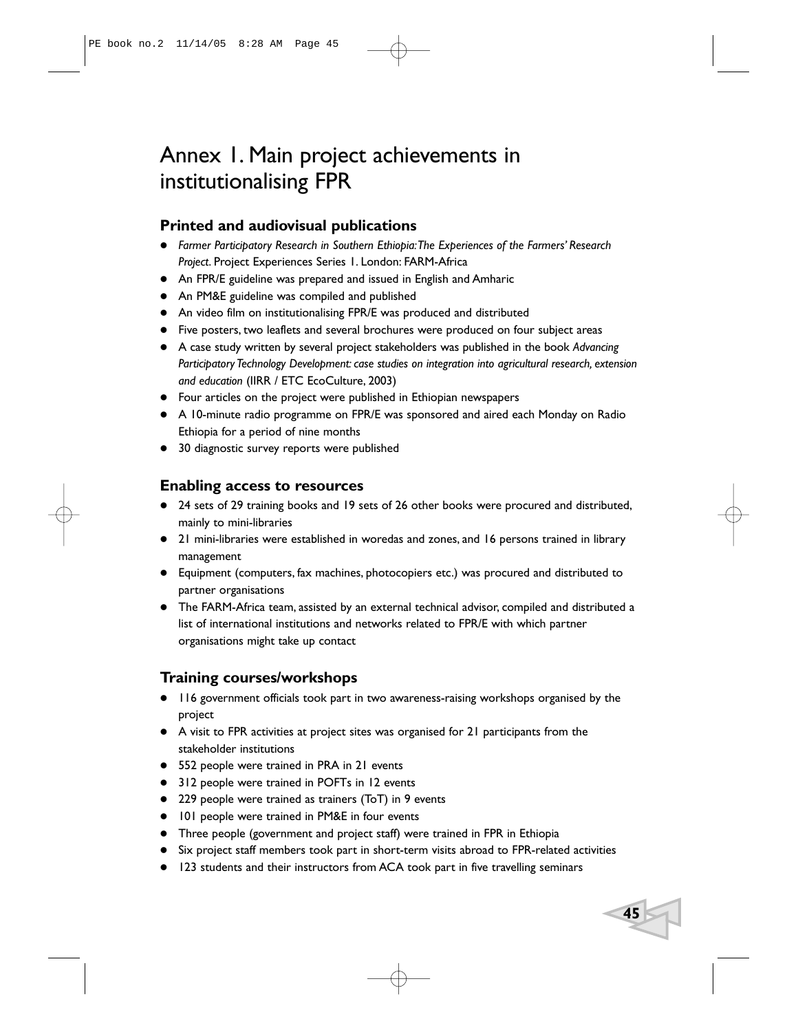# Annex 1. Main project achievements in institutionalising FPR

## Printed and audiovisual publications

- *Farmer Participatory Research in Southern Ethiopia: The Experiences of the Farmers' Research Project*. Project Experiences Series 1. London: FARM-Africa
- An FPR/E guideline was prepared and issued in English and Amharic
- An PM&E guideline was compiled and published
- An video film on institutionalising FPR/E was produced and distributed
- Five posters, two leaflets and several brochures were produced on four subject areas
- A case study written by several project stakeholders was published in the book *Advancing Participatory Technology Development: case studies on integration into agricultural research, extension and education* (IIRR / ETC EcoCulture, 2003)
- Four articles on the project were published in Ethiopian newspapers
- A 10-minute radio programme on FPR/E was sponsored and aired each Monday on Radio Ethiopia for a period of nine months
- 30 diagnostic survey reports were published

## Enabling access to resources

- 24 sets of 29 training books and 19 sets of 26 other books were procured and distributed, mainly to mini-libraries
- 21 mini-libraries were established in woredas and zones, and 16 persons trained in library management
- Equipment (computers, fax machines, photocopiers etc.) was procured and distributed to partner organisations
- The FARM-Africa team, assisted by an external technical advisor, compiled and distributed a list of international institutions and networks related to FPR/E with which partner organisations might take up contact

## Training courses/workshops

- 116 government officials took part in two awareness-raising workshops organised by the project
- A visit to FPR activities at project sites was organised for 21 participants from the stakeholder institutions
- 552 people were trained in PRA in 21 events
- 312 people were trained in POFTs in 12 events
- 229 people were trained as trainers (ToT) in 9 events
- 101 people were trained in PM&E in four events
- Three people (government and project staff) were trained in FPR in Ethiopia
- Six project staff members took part in short-term visits abroad to FPR-related activities
- 123 students and their instructors from ACA took part in five travelling seminars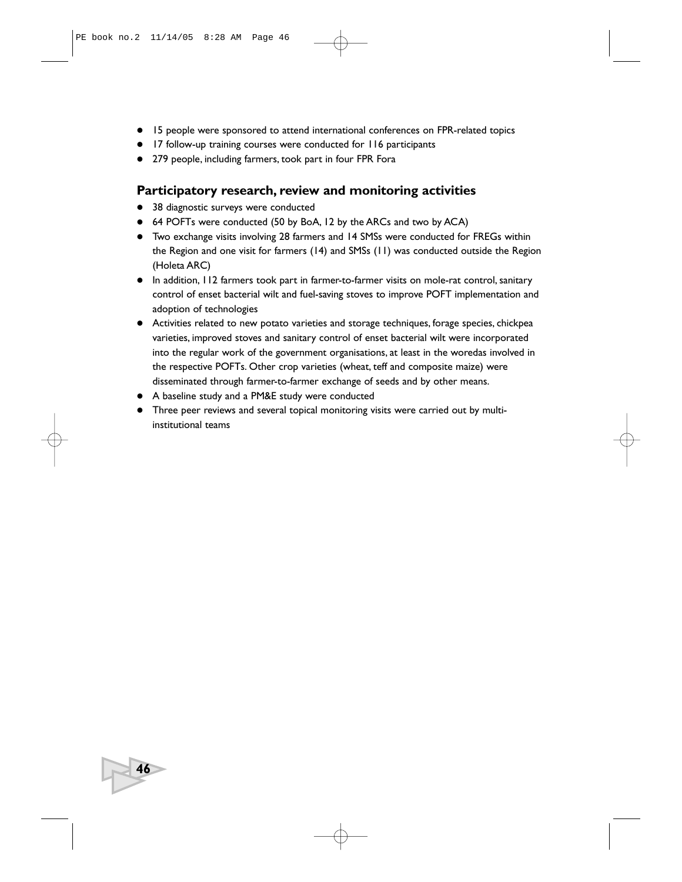- 15 people were sponsored to attend international conferences on FPR-related topics
- 17 follow-up training courses were conducted for 116 participants
- 279 people, including farmers, took part in four FPR Fora

## Participatory research, review and monitoring activities

- 38 diagnostic surveys were conducted
- 64 POFTs were conducted (50 by BoA, 12 by the ARCs and two by ACA)
- Two exchange visits involving 28 farmers and 14 SMSs were conducted for FREGs within the Region and one visit for farmers (14) and SMSs (11) was conducted outside the Region (Holeta ARC)
- In addition, 112 farmers took part in farmer-to-farmer visits on mole-rat control, sanitary control of enset bacterial wilt and fuel-saving stoves to improve POFT implementation and adoption of technologies
- Activities related to new potato varieties and storage techniques, forage species, chickpea varieties, improved stoves and sanitary control of enset bacterial wilt were incorporated into the regular work of the government organisations, at least in the woredas involved in the respective POFTs. Other crop varieties (wheat, teff and composite maize) were disseminated through farmer-to-farmer exchange of seeds and by other means.
- A baseline study and a PM&E study were conducted
- Three peer reviews and several topical monitoring visits were carried out by multi-institutional teams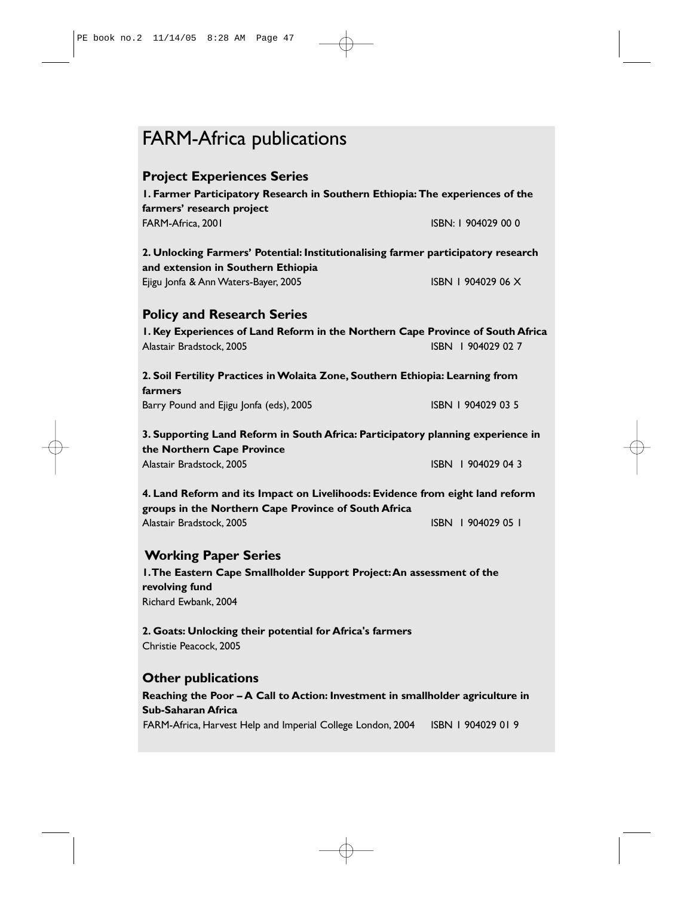# FARM-Africa publications

## Project Experiences Series

**1. Farmer Participatory Research in Southern Ethiopia: The experiences of the farmers' research project**
FARM-Africa, 2001 ISBN: 1 904029 00 0

**2. Unlocking Farmers' Potential: Institutionalising farmer participatory research and extension in Southern Ethiopia**
Ejigu Jonfa & Ann Waters-Bayer, 2005 ISBN 1 904029 06 X

## Policy and Research Series

**1. Key Experiences of Land Reform in the Northern Cape Province of South Africa**
Alastair Bradstock, 2005 ISBN 1 904029 02 7

**2. Soil Fertility Practices in Wolaita Zone, Southern Ethiopia: Learning from farmers**
Barry Pound and Ejigu Jonfa (eds), 2005 ISBN 1 904029 03 5

**3. Supporting Land Reform in South Africa: Participatory planning experience in the Northern Cape Province**
Alastair Bradstock, 2005 ISBN 1 904029 04 3

**4. Land Reform and its Impact on Livelihoods: Evidence from eight land reform groups in the Northern Cape Province of South Africa**
Alastair Bradstock, 2005 ISBN 1 904029 05 1

## Working Paper Series

**1. The Eastern Cape Smallholder Support Project: An assessment of the revolving fund**
Richard Ewbank, 2004

**2. Goats: Unlocking their potential for Africa's farmers**
Christie Peacock, 2005

## Other publications

**Reaching the Poor – A Call to Action: Investment in smallholder agriculture in Sub-Saharan Africa**
FARM-Africa, Harvest Help and Imperial College London, 2004 ISBN 1 904029 01 9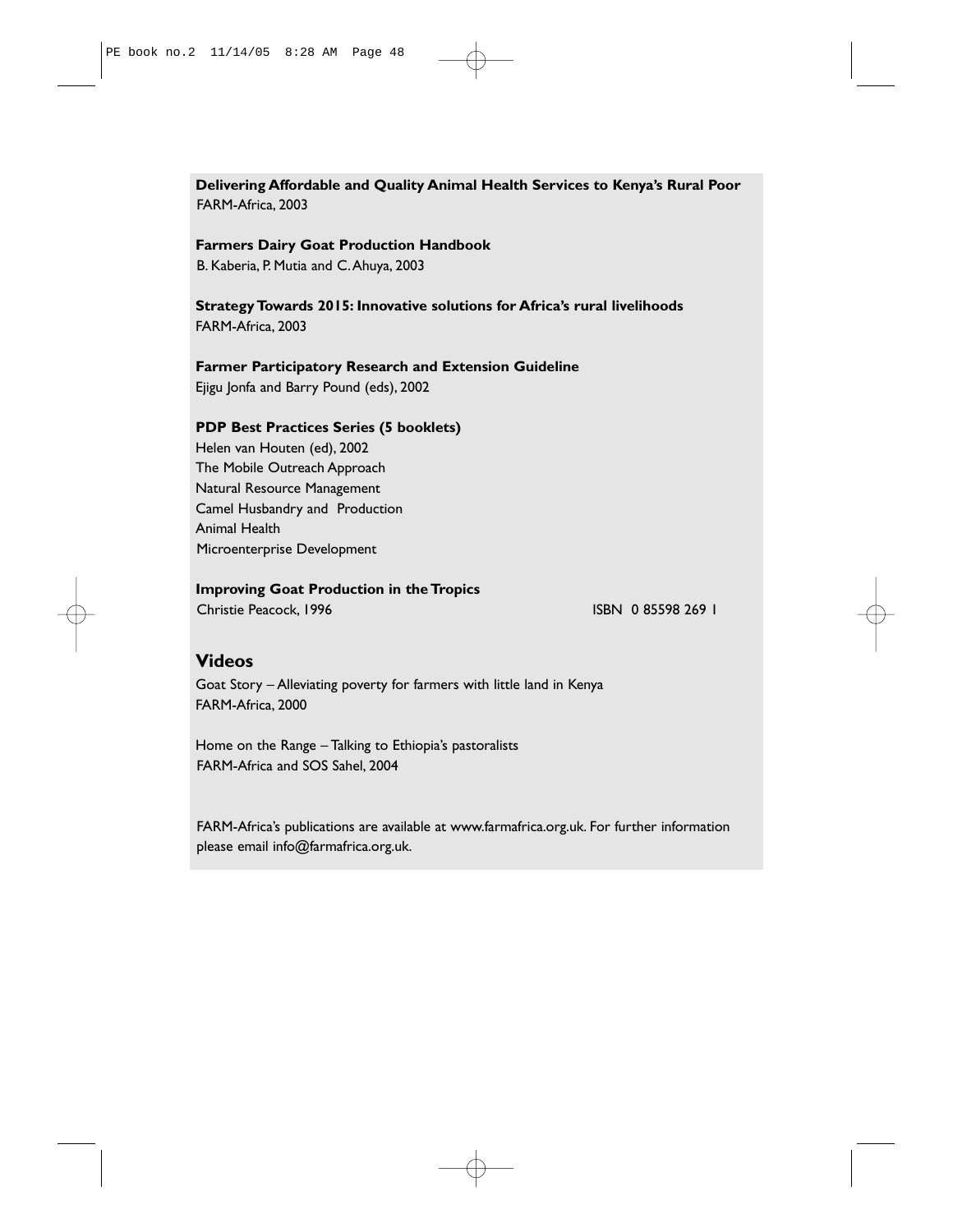**Delivering Affordable and Quality Animal Health Services to Kenya's Rural Poor**
FARM-Africa, 2003

**Farmers Dairy Goat Production Handbook**
B. Kaberia, P. Mutia and C. Ahuya, 2003

**Strategy Towards 2015: Innovative solutions for Africa's rural livelihoods**
FARM-Africa, 2003

**Farmer Participatory Research and Extension Guideline**
Ejigu Jonfa and Barry Pound (eds), 2002

**PDP Best Practices Series (5 booklets)**
Helen van Houten (ed), 2002
The Mobile Outreach Approach
Natural Resource Management
Camel Husbandry and Production
Animal Health
Microenterprise Development

**Improving Goat Production in the Tropics**
Christie Peacock, 1996 ISBN 0 85598 269 1

## Videos

Goat Story – Alleviating poverty for farmers with little land in Kenya
FARM-Africa, 2000

Home on the Range – Talking to Ethiopia's pastoralists
FARM-Africa and SOS Sahel, 2004

FARM-Africa's publications are available at www.farmafrica.org.uk. For further information please email info@farmafrica.org.uk.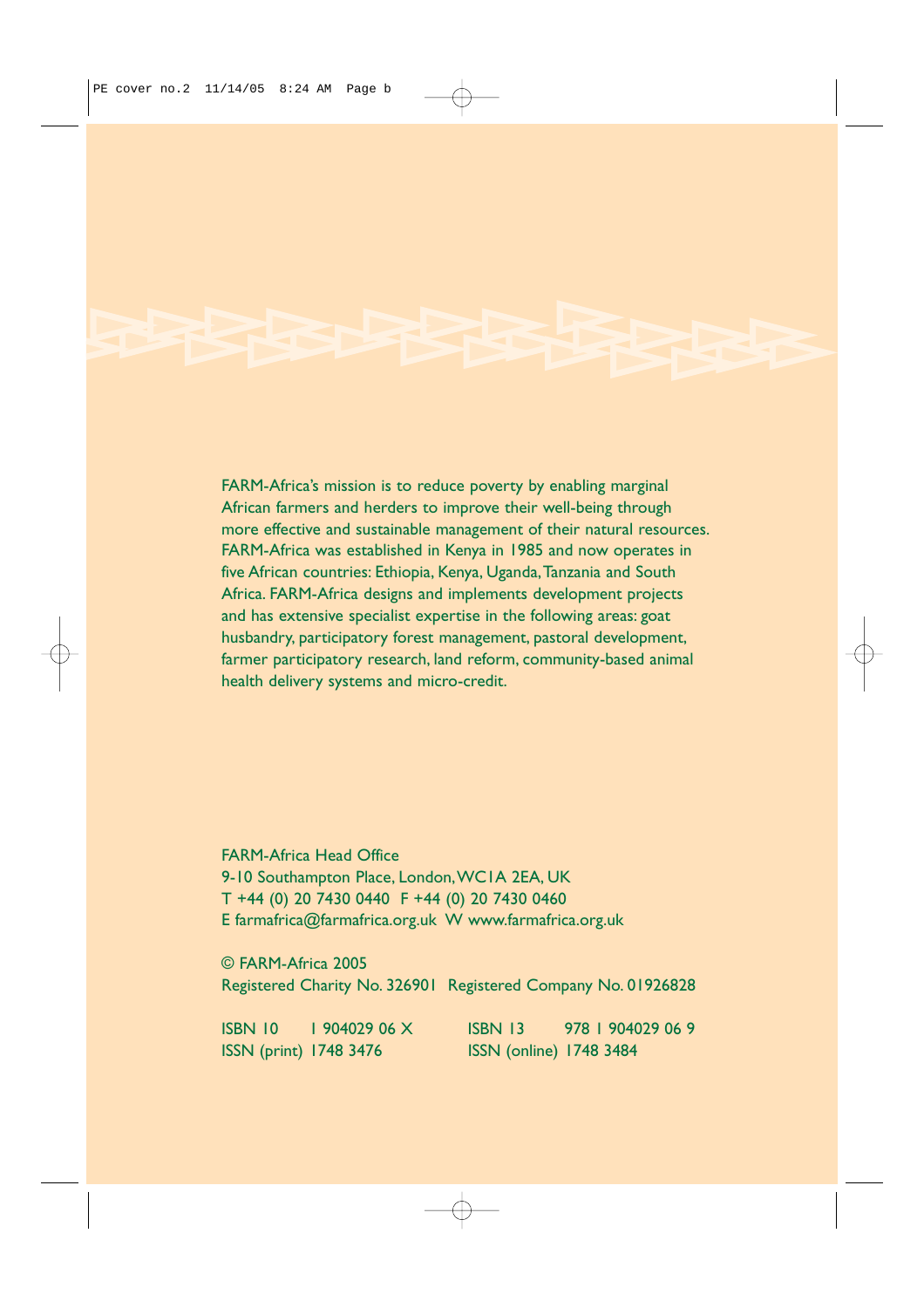FARM-Africa's mission is to reduce poverty by enabling marginal African farmers and herders to improve their well-being through more effective and sustainable management of their natural resources. FARM-Africa was established in Kenya in 1985 and now operates in five African countries: Ethiopia, Kenya, Uganda, Tanzania and South Africa. FARM-Africa designs and implements development projects and has extensive specialist expertise in the following areas: goat husbandry, participatory forest management, pastoral development, farmer participatory research, land reform, community-based animal health delivery systems and micro-credit.

FARM-Africa Head Office
9-10 Southampton Place, London, WC1A 2EA, UK
T +44 (0) 20 7430 0440 F +44 (0) 20 7430 0460
E farmafrica@farmafrica.org.uk W www.farmafrica.org.uk

© FARM-Africa 2005
Registered Charity No. 326901 Registered Company No. 01926828

ISBN 10 1 904029 06 X ISBN 13 978 1 904029 06 9
ISSN (print) 1748 3476 ISSN (online) 1748 3484